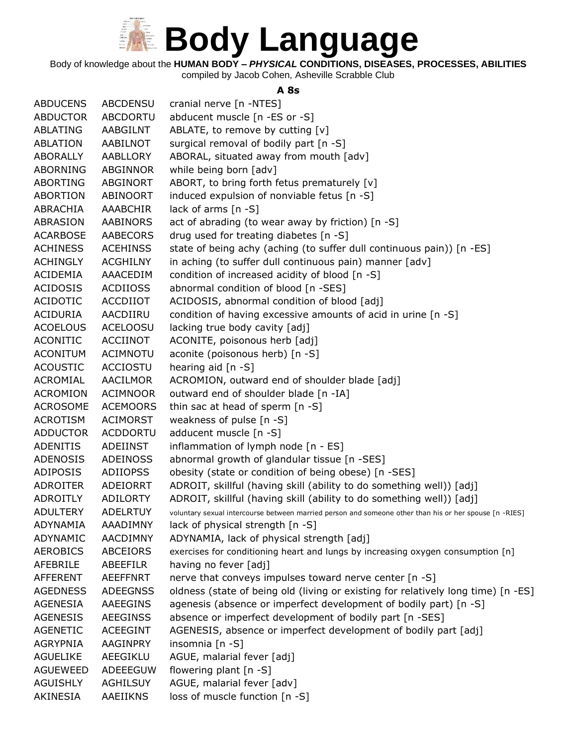# Body Language

Body of knowledge about the **HUMAN BODY –** ***PHYSICAL*** **CONDITIONS, DISEASES, PROCESSES, ABILITIES**

compiled by Jacob Cohen, Asheville Scrabble Club

### A 8s

| | | |
|---|---|---|
| ABDUCENS | ABCDENSU | cranial nerve [n -NTES] |
| ABDUCTOR | ABCDORTU | abducent muscle [n -ES or -S] |
| ABLATING | AABGILNT | ABLATE, to remove by cutting [v] |
| ABLATION | AABILNOT | surgical removal of bodily part [n -S] |
| ABORALLY | AABLLORY | ABORAL, situated away from mouth [adv] |
| ABORNING | ABGINNOR | while being born [adv] |
| ABORTING | ABGINORT | ABORT, to bring forth fetus prematurely [v] |
| ABORTION | ABINOORT | induced expulsion of nonviable fetus [n -S] |
| ABRACHIA | AAABCHIR | lack of arms [n -S] |
| ABRASION | AABINORS | act of abrading (to wear away by friction) [n -S] |
| ACARBOSE | AABECORS | drug used for treating diabetes [n -S] |
| ACHINESS | ACEHINSS | state of being achy (aching (to suffer dull continuous pain)) [n -ES] |
| ACHINGLY | ACGHILNY | in aching (to suffer dull continuous pain) manner [adv] |
| ACIDEMIA | AAACEDIM | condition of increased acidity of blood [n -S] |
| ACIDOSIS | ACDIIOSS | abnormal condition of blood [n -SES] |
| ACIDOTIC | ACCDIIOT | ACIDOSIS, abnormal condition of blood [adj] |
| ACIDURIA | AACDIIRU | condition of having excessive amounts of acid in urine [n -S] |
| ACOELOUS | ACELOOSU | lacking true body cavity [adj] |
| ACONITIC | ACCIINOT | ACONITE, poisonous herb [adj] |
| ACONITUM | ACIMNOTU | aconite (poisonous herb) [n -S] |
| ACOUSTIC | ACCIOSTU | hearing aid [n -S] |
| ACROMIAL | AACILMOR | ACROMION, outward end of shoulder blade [adj] |
| ACROMION | ACIMNOOR | outward end of shoulder blade [n -IA] |
| ACROSOME | ACEMOORS | thin sac at head of sperm [n -S] |
| ACROTISM | ACIMORST | weakness of pulse [n -S] |
| ADDUCTOR | ACDDORTU | adducent muscle [n -S] |
| ADENITIS | ADEIINST | inflammation of lymph node [n - ES] |
| ADENOSIS | ADEINOSS | abnormal growth of glandular tissue [n -SES] |
| ADIPOSIS | ADIIOPSS | obesity (state or condition of being obese) [n -SES] |
| ADROITER | ADEIORRT | ADROIT, skillful (having skill (ability to do something well)) [adj] |
| ADROITLY | ADILORTY | ADROIT, skillful (having skill (ability to do something well)) [adj] |
| ADULTERY | ADELRTUY | voluntary sexual intercourse between married person and someone other than his or her spouse [n -RIES] |
| ADYNAMIA | AAADIMNY | lack of physical strength [n -S] |
| ADYNAMIC | AACDIMNY | ADYNAMIA, lack of physical strength [adj] |
| AEROBICS | ABCEIORS | exercises for conditioning heart and lungs by increasing oxygen consumption [n] |
| AFEBRILE | ABEEFILR | having no fever [adj] |
| AFFERENT | AEEFFNRT | nerve that conveys impulses toward nerve center [n -S] |
| AGEDNESS | ADEEGNSS | oldness (state of being old (living or existing for relatively long time) [n -ES] |
| AGENESIA | AAEEGINS | agenesis (absence or imperfect development of bodily part) [n -S] |
| AGENESIS | AEEGINSS | absence or imperfect development of bodily part [n -SES] |
| AGENETIC | ACEEGINT | AGENESIS, absence or imperfect development of bodily part [adj] |
| AGRYPNIA | AAGINPRY | insomnia [n -S] |
| AGUELIKE | AEEGIKLU | AGUE, malarial fever [adj] |
| AGUEWEED | ADEEEGUW | flowering plant [n -S] |
| AGUISHLY | AGHILSUY | AGUE, malarial fever [adv] |
| AKINESIA | AAEIIKNS | loss of muscle function [n -S] |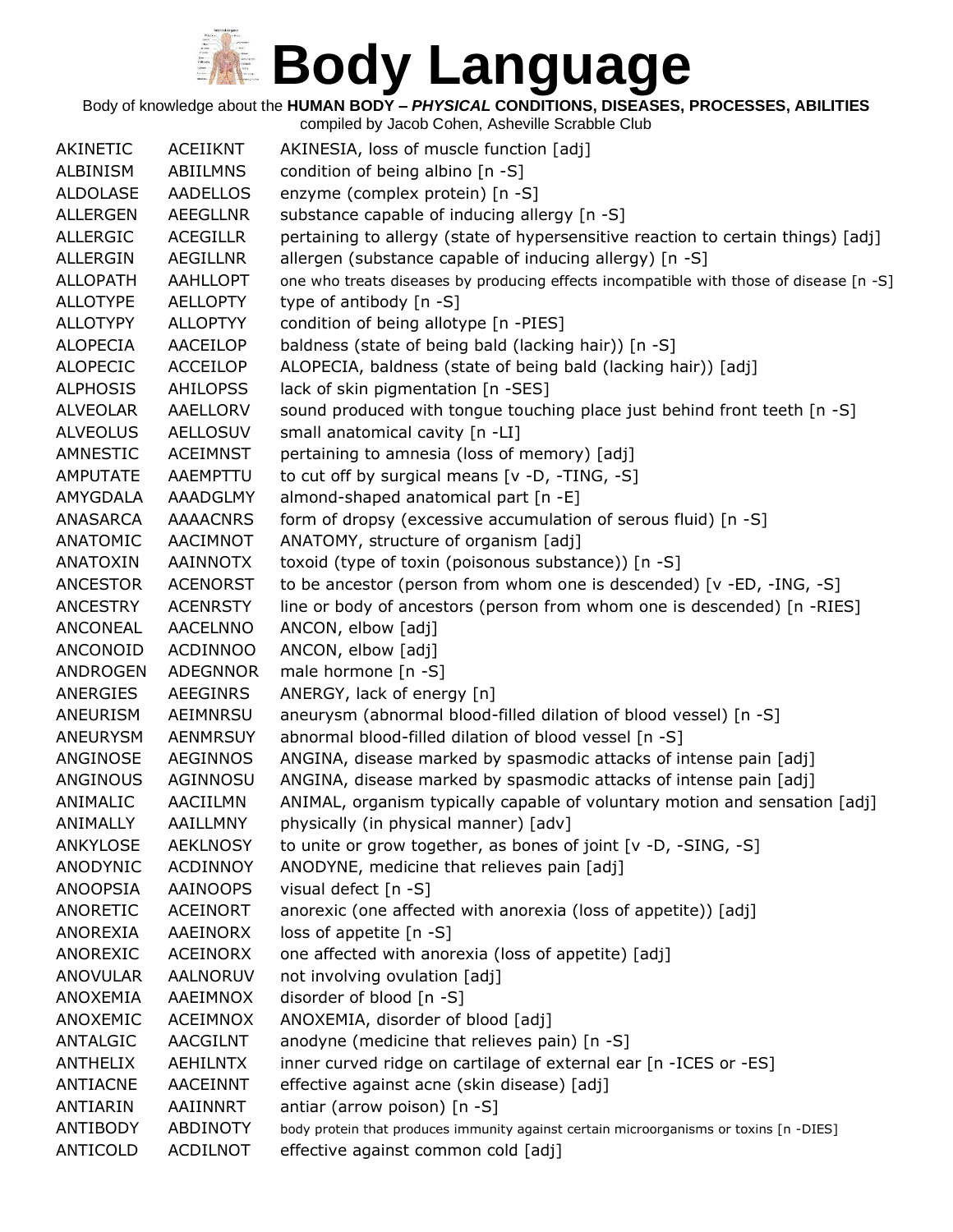# Body Language

Body of knowledge about the **HUMAN BODY – *PHYSICAL* CONDITIONS, DISEASES, PROCESSES, ABILITIES**

compiled by Jacob Cohen, Asheville Scrabble Club

| | | |
|---|---|---|
| AKINETIC | ACEIIKNT | AKINESIA, loss of muscle function [adj] |
| ALBINISM | ABIILMNS | condition of being albino [n -S] |
| ALDOLASE | AADELLOS | enzyme (complex protein) [n -S] |
| ALLERGEN | AEEGLLNR | substance capable of inducing allergy [n -S] |
| ALLERGIC | ACEGILLR | pertaining to allergy (state of hypersensitive reaction to certain things) [adj] |
| ALLERGIN | AEGILLNR | allergen (substance capable of inducing allergy) [n -S] |
| ALLOPATH | AAHLLOPT | one who treats diseases by producing effects incompatible with those of disease [n -S] |
| ALLOTYPE | AELLOPTY | type of antibody [n -S] |
| ALLOTYPY | ALLOPTYY | condition of being allotype [n -PIES] |
| ALOPECIA | AACEILOP | baldness (state of being bald (lacking hair)) [n -S] |
| ALOPECIC | ACCEILOP | ALOPECIA, baldness (state of being bald (lacking hair)) [adj] |
| ALPHOSIS | AHILOPSS | lack of skin pigmentation [n -SES] |
| ALVEOLAR | AAELLORV | sound produced with tongue touching place just behind front teeth [n -S] |
| ALVEOLUS | AELLOSUV | small anatomical cavity [n -LI] |
| AMNESTIC | ACEIMNST | pertaining to amnesia (loss of memory) [adj] |
| AMPUTATE | AAEMPTTU | to cut off by surgical means [v -D, -TING, -S] |
| AMYGDALA | AAADGLMY | almond-shaped anatomical part [n -E] |
| ANASARCA | AAAACNRS | form of dropsy (excessive accumulation of serous fluid) [n -S] |
| ANATOMIC | AACIMNOT | ANATOMY, structure of organism [adj] |
| ANATOXIN | AAINNOTX | toxoid (type of toxin (poisonous substance)) [n -S] |
| ANCESTOR | ACENORST | to be ancestor (person from whom one is descended) [v -ED, -ING, -S] |
| ANCESTRY | ACENRSTY | line or body of ancestors (person from whom one is descended) [n -RIES] |
| ANCONEAL | AACELNNO | ANCON, elbow [adj] |
| ANCONOID | ACDINNOO | ANCON, elbow [adj] |
| ANDROGEN | ADEGNNOR | male hormone [n -S] |
| ANERGIES | AEEGINRS | ANERGY, lack of energy [n] |
| ANEURISM | AEIMNRSU | aneurysm (abnormal blood-filled dilation of blood vessel) [n -S] |
| ANEURYSM | AENMRSUY | abnormal blood-filled dilation of blood vessel [n -S] |
| ANGINOSE | AEGINNOS | ANGINA, disease marked by spasmodic attacks of intense pain [adj] |
| ANGINOUS | AGINNOSU | ANGINA, disease marked by spasmodic attacks of intense pain [adj] |
| ANIMALIC | AACIILMN | ANIMAL, organism typically capable of voluntary motion and sensation [adj] |
| ANIMALLY | AAILLMNY | physically (in physical manner) [adv] |
| ANKYLOSE | AEKLNOSY | to unite or grow together, as bones of joint [v -D, -SING, -S] |
| ANODYNIC | ACDINNOY | ANODYNE, medicine that relieves pain [adj] |
| ANOOPSIA | AAINOOPS | visual defect [n -S] |
| ANORETIC | ACEINORT | anorexic (one affected with anorexia (loss of appetite)) [adj] |
| ANOREXIA | AAEINORX | loss of appetite [n -S] |
| ANOREXIC | ACEINORX | one affected with anorexia (loss of appetite) [adj] |
| ANOVULAR | AALNORUV | not involving ovulation [adj] |
| ANOXEMIA | AAEIMNOX | disorder of blood [n -S] |
| ANOXEMIC | ACEIMNOX | ANOXEMIA, disorder of blood [adj] |
| ANTALGIC | AACGILNT | anodyne (medicine that relieves pain) [n -S] |
| ANTHELIX | AEHILNTX | inner curved ridge on cartilage of external ear [n -ICES or -ES] |
| ANTIACNE | AACEINNT | effective against acne (skin disease) [adj] |
| ANTIARIN | AAIINNRT | antiar (arrow poison) [n -S] |
| ANTIBODY | ABDINOTY | body protein that produces immunity against certain microorganisms or toxins [n -DIES] |
| ANTICOLD | ACDILNOT | effective against common cold [adj] |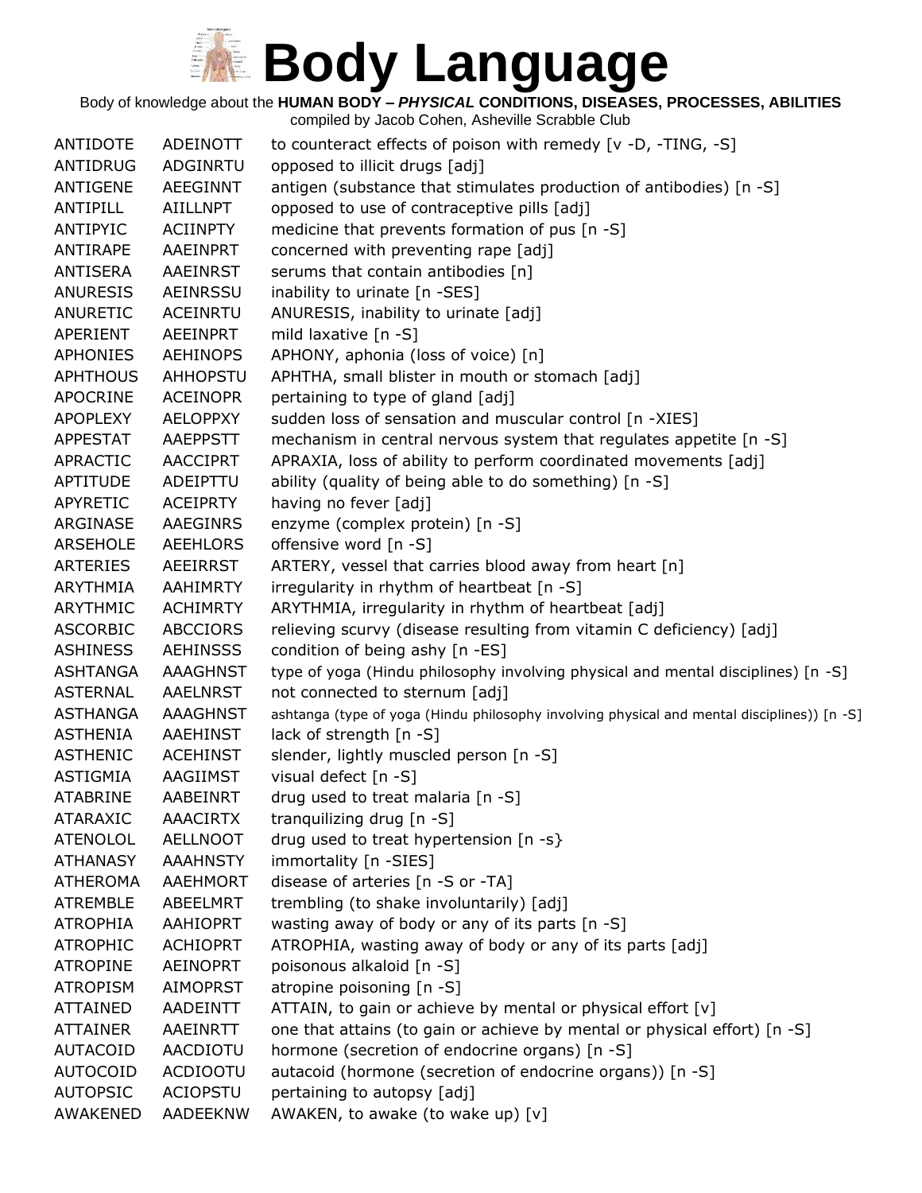# Body Language

Body of knowledge about the **HUMAN BODY – *PHYSICAL* CONDITIONS, DISEASES, PROCESSES, ABILITIES**

compiled by Jacob Cohen, Asheville Scrabble Club

| | | |
|---|---|---|
| ANTIDOTE | ADEINOTT | to counteract effects of poison with remedy [v -D, -TING, -S] |
| ANTIDRUG | ADGINRTU | opposed to illicit drugs [adj] |
| ANTIGENE | AEEGINNT | antigen (substance that stimulates production of antibodies) [n -S] |
| ANTIPILL | AIILLNPT | opposed to use of contraceptive pills [adj] |
| ANTIPYIC | ACIINPTY | medicine that prevents formation of pus [n -S] |
| ANTIRAPE | AAEINPRT | concerned with preventing rape [adj] |
| ANTISERA | AAEINRST | serums that contain antibodies [n] |
| ANURESIS | AEINRSSU | inability to urinate [n -SES] |
| ANURETIC | ACEINRTU | ANURESIS, inability to urinate [adj] |
| APERIENT | AEEINPRT | mild laxative [n -S] |
| APHONIES | AEHINOPS | APHONY, aphonia (loss of voice) [n] |
| APHTHOUS | AHHOPSTU | APHTHA, small blister in mouth or stomach [adj] |
| APOCRINE | ACEINOPR | pertaining to type of gland [adj] |
| APOPLEXY | AELOPPXY | sudden loss of sensation and muscular control [n -XIES] |
| APPESTAT | AAEPPSTT | mechanism in central nervous system that regulates appetite [n -S] |
| APRACTIC | AACCIPRT | APRAXIA, loss of ability to perform coordinated movements [adj] |
| APTITUDE | ADEIPTTU | ability (quality of being able to do something) [n -S] |
| APYRETIC | ACEIPRTY | having no fever [adj] |
| ARGINASE | AAEGINRS | enzyme (complex protein) [n -S] |
| ARSEHOLE | AEEHLORS | offensive word [n -S] |
| ARTERIES | AEEIRRST | ARTERY, vessel that carries blood away from heart [n] |
| ARYTHMIA | AAHIMRTY | irregularity in rhythm of heartbeat [n -S] |
| ARYTHMIC | ACHIMRTY | ARYTHMIA, irregularity in rhythm of heartbeat [adj] |
| ASCORBIC | ABCCIORS | relieving scurvy (disease resulting from vitamin C deficiency) [adj] |
| ASHINESS | AEHINSSS | condition of being ashy [n -ES] |
| ASHTANGA | AAAGHNST | type of yoga (Hindu philosophy involving physical and mental disciplines) [n -S] |
| ASTERNAL | AAELNRST | not connected to sternum [adj] |
| ASTHANGA | AAAGHNST | ashtanga (type of yoga (Hindu philosophy involving physical and mental disciplines)) [n -S] |
| ASTHENIA | AAEHINST | lack of strength [n -S] |
| ASTHENIC | ACEHINST | slender, lightly muscled person [n -S] |
| ASTIGMIA | AAGIIMST | visual defect [n -S] |
| ATABRINE | AABEINRT | drug used to treat malaria [n -S] |
| ATARAXIC | AAACIRTX | tranquilizing drug [n -S] |
| ATENOLOL | AELLNOOT | drug used to treat hypertension [n -s} |
| ATHANASY | AAAHNSTY | immortality [n -SIES] |
| ATHEROMA | AAEHMORT | disease of arteries [n -S or -TA] |
| ATREMBLE | ABEELMRT | trembling (to shake involuntarily) [adj] |
| ATROPHIA | AAHIOPRT | wasting away of body or any of its parts [n -S] |
| ATROPHIC | ACHIOPRT | ATROPHIA, wasting away of body or any of its parts [adj] |
| ATROPINE | AEINOPRT | poisonous alkaloid [n -S] |
| ATROPISM | AIMOPRST | atropine poisoning [n -S] |
| ATTAINED | AADEINTT | ATTAIN, to gain or achieve by mental or physical effort [v] |
| ATTAINER | AAEINRTT | one that attains (to gain or achieve by mental or physical effort) [n -S] |
| AUTACOID | AACDIOTU | hormone (secretion of endocrine organs) [n -S] |
| AUTOCOID | ACDIOOTU | autacoid (hormone (secretion of endocrine organs)) [n -S] |
| AUTOPSIC | ACIOPSTU | pertaining to autopsy [adj] |
| AWAKENED | AADEEKNW | AWAKEN, to awake (to wake up) [v] |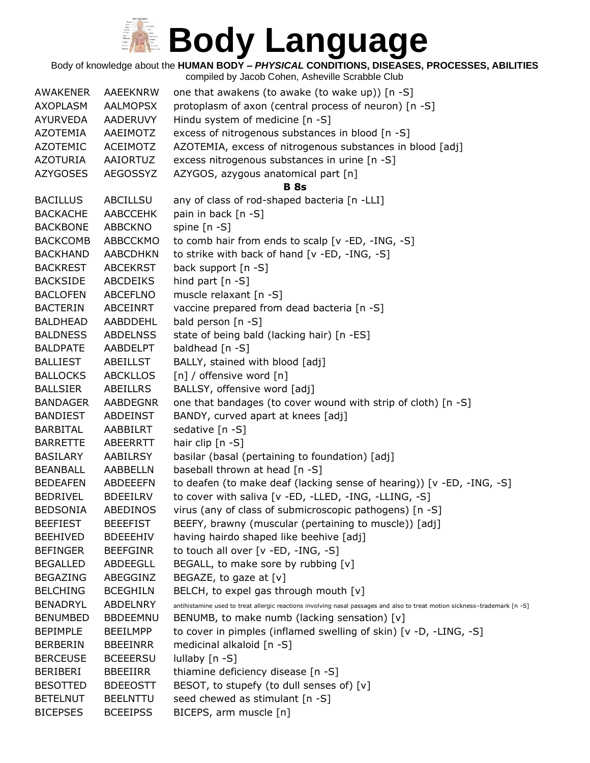# Body Language

Body of knowledge about the **HUMAN BODY – *PHYSICAL* CONDITIONS, DISEASES, PROCESSES, ABILITIES**

compiled by Jacob Cohen, Asheville Scrabble Club

| | | |
|---|---|---|
| AWAKENER | AAEEKNRW | one that awakens (to awake (to wake up)) [n -S] |
| AXOPLASM | AALMOPSX | protoplasm of axon (central process of neuron) [n -S] |
| AYURVEDA | AADERUVY | Hindu system of medicine [n -S] |
| AZOTEMIA | AAEIMOTZ | excess of nitrogenous substances in blood [n -S] |
| AZOTEMIC | ACEIMOTZ | AZOTEMIA, excess of nitrogenous substances in blood [adj] |
| AZOTURIA | AAIORTUZ | excess nitrogenous substances in urine [n -S] |
| AZYGOSES | AEGOSSYZ | AZYGOS, azygous anatomical part [n] |

**B 8s**

| | | |
|---|---|---|
| BACILLUS | ABCILLSU | any of class of rod-shaped bacteria [n -LLI] |
| BACKACHE | AABCCEHK | pain in back [n -S] |
| BACKBONE | ABBCKNO | spine [n -S] |
| BACKCOMB | ABBCCKMO | to comb hair from ends to scalp [v -ED, -ING, -S] |
| BACKHAND | AABCDHKN | to strike with back of hand [v -ED, -ING, -S] |
| BACKREST | ABCEKRST | back support [n -S] |
| BACKSIDE | ABCDEIKS | hind part [n -S] |
| BACLOFEN | ABCEFLNO | muscle relaxant [n -S] |
| BACTERIN | ABCEINRT | vaccine prepared from dead bacteria [n -S] |
| BALDHEAD | AABDDEHL | bald person [n -S] |
| BALDNESS | ABDELNSS | state of being bald (lacking hair) [n -ES] |
| BALDPATE | AABDELPT | baldhead [n -S] |
| BALLIEST | ABEILLST | BALLY, stained with blood [adj] |
| BALLOCKS | ABCKLLOS | [n] / offensive word [n] |
| BALLSIER | ABEILLRS | BALLSY, offensive word [adj] |
| BANDAGER | AABDEGNR | one that bandages (to cover wound with strip of cloth) [n -S] |
| BANDIEST | ABDEINST | BANDY, curved apart at knees [adj] |
| BARBITAL | AABBILRT | sedative [n -S] |
| BARRETTE | ABEERRTT | hair clip [n -S] |
| BASILARY | AABILRSY | basilar (basal (pertaining to foundation) [adj] |
| BEANBALL | AABBELLN | baseball thrown at head [n -S] |
| BEDEAFEN | ABDEEEFN | to deafen (to make deaf (lacking sense of hearing)) [v -ED, -ING, -S] |
| BEDRIVEL | BDEEILRV | to cover with saliva [v -ED, -LLED, -ING, -LLING, -S] |
| BEDSONIA | ABEDINOS | virus (any of class of submicroscopic pathogens) [n -S] |
| BEEFIEST | BEEEFIST | BEEFY, brawny (muscular (pertaining to muscle)) [adj] |
| BEEHIVED | BDEEEHIV | having hairdo shaped like beehive [adj] |
| BEFINGER | BEEFGINR | to touch all over [v -ED, -ING, -S] |
| BEGALLED | ABDEEGLL | BEGALL, to make sore by rubbing [v] |
| BEGAZING | ABEGGINZ | BEGAZE, to gaze at [v] |
| BELCHING | BCEGHILN | BELCH, to expel gas through mouth [v] |
| BENADRYL | ABDELNRY | antihistamine used to treat allergic reactions involving nasal passages and also to treat motion sickness–trademark [n -S] |
| BENUMBED | BBDEEMNU | BENUMB, to make numb (lacking sensation) [v] |
| BEPIMPLE | BEEILMPP | to cover in pimples (inflamed swelling of skin) [v -D, -LING, -S] |
| BERBERIN | BBEEINRR | medicinal alkaloid [n -S] |
| BERCEUSE | BCEEERSU | lullaby [n -S] |
| BERIBERI | BBEEIIRR | thiamine deficiency disease [n -S] |
| BESOTTED | BDEEOSTT | BESOT, to stupefy (to dull senses of) [v] |
| BETELNUT | BEELNTTU | seed chewed as stimulant [n -S] |
| BICEPSES | BCEEIPSS | BICEPS, arm muscle [n] |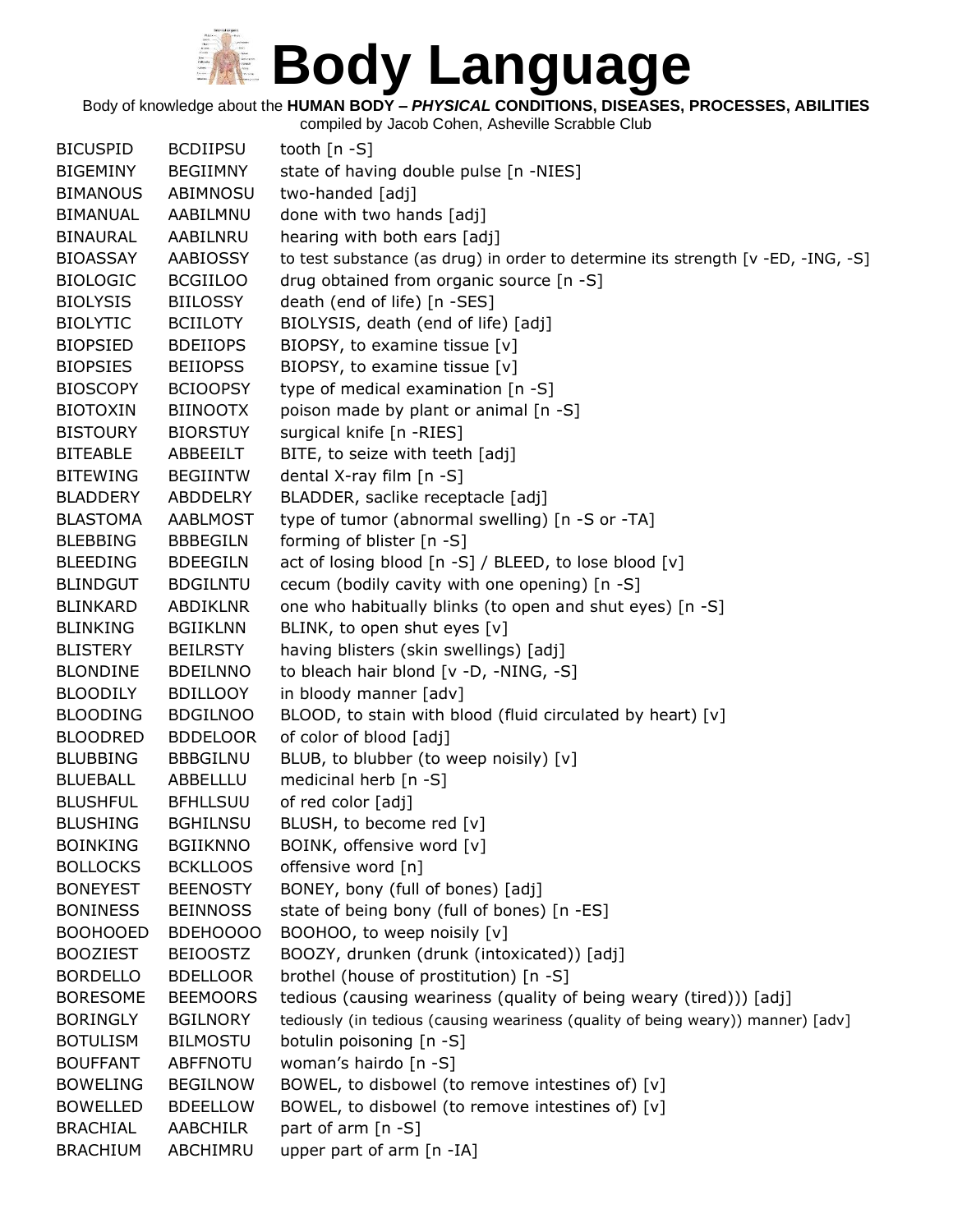# Body Language

Body of knowledge about the **HUMAN BODY – *PHYSICAL* CONDITIONS, DISEASES, PROCESSES, ABILITIES**

compiled by Jacob Cohen, Asheville Scrabble Club

| | | |
|---|---|---|
| BICUSPID | BCDIIPSU | tooth [n -S] |
| BIGEMINY | BEGIIMNY | state of having double pulse [n -NIES] |
| BIMANOUS | ABIMNOSU | two-handed [adj] |
| BIMANUAL | AABILMNU | done with two hands [adj] |
| BINAURAL | AABILNRU | hearing with both ears [adj] |
| BIOASSAY | AABIOSSY | to test substance (as drug) in order to determine its strength [v -ED, -ING, -S] |
| BIOLOGIC | BCGIILOO | drug obtained from organic source [n -S] |
| BIOLYSIS | BIILOSSY | death (end of life) [n -SES] |
| BIOLYTIC | BCIILOTY | BIOLYSIS, death (end of life) [adj] |
| BIOPSIED | BDEIIOPS | BIOPSY, to examine tissue [v] |
| BIOPSIES | BEIIOPSS | BIOPSY, to examine tissue [v] |
| BIOSCOPY | BCIOOPSY | type of medical examination [n -S] |
| BIOTOXIN | BIINOOTX | poison made by plant or animal [n -S] |
| BISTOURY | BIORSTUY | surgical knife [n -RIES] |
| BITEABLE | ABBEEILT | BITE, to seize with teeth [adj] |
| BITEWING | BEGIINTW | dental X-ray film [n -S] |
| BLADDERY | ABDDELRY | BLADDER, saclike receptacle [adj] |
| BLASTOMA | AABLMOST | type of tumor (abnormal swelling) [n -S or -TA] |
| BLEBBING | BBBEGILN | forming of blister [n -S] |
| BLEEDING | BDEEGILN | act of losing blood [n -S] / BLEED, to lose blood [v] |
| BLINDGUT | BDGILNTU | cecum (bodily cavity with one opening) [n -S] |
| BLINKARD | ABDIKLNR | one who habitually blinks (to open and shut eyes) [n -S] |
| BLINKING | BGIIKLNN | BLINK, to open shut eyes [v] |
| BLISTERY | BEILRSTY | having blisters (skin swellings) [adj] |
| BLONDINE | BDEILNNO | to bleach hair blond [v -D, -NING, -S] |
| BLOODILY | BDILLOOY | in bloody manner [adv] |
| BLOODING | BDGILNOO | BLOOD, to stain with blood (fluid circulated by heart) [v] |
| BLOODRED | BDDELOOR | of color of blood [adj] |
| BLUBBING | BBBGILNU | BLUB, to blubber (to weep noisily) [v] |
| BLUEBALL | ABBELLLU | medicinal herb [n -S] |
| BLUSHFUL | BFHLLSUU | of red color [adj] |
| BLUSHING | BGHILNSU | BLUSH, to become red [v] |
| BOINKING | BGIIKNNO | BOINK, offensive word [v] |
| BOLLOCKS | BCKLLOOS | offensive word [n] |
| BONEYEST | BEENOSTY | BONEY, bony (full of bones) [adj] |
| BONINESS | BEINNOSS | state of being bony (full of bones) [n -ES] |
| BOOHOOED | BDEHOOOO | BOOHOO, to weep noisily [v] |
| BOOZIEST | BEIOOSTZ | BOOZY, drunken (drunk (intoxicated)) [adj] |
| BORDELLO | BDELLOOR | brothel (house of prostitution) [n -S] |
| BORESOME | BEEMOORS | tedious (causing weariness (quality of being weary (tired))) [adj] |
| BORINGLY | BGILNORY | tediously (in tedious (causing weariness (quality of being weary)) manner) [adv] |
| BOTULISM | BILMOSTU | botulin poisoning [n -S] |
| BOUFFANT | ABFFNOTU | woman's hairdo [n -S] |
| BOWELING | BEGILNOW | BOWEL, to disbowel (to remove intestines of) [v] |
| BOWELLED | BDEELLOW | BOWEL, to disbowel (to remove intestines of) [v] |
| BRACHIAL | AABCHILR | part of arm [n -S] |
| BRACHIUM | ABCHIMRU | upper part of arm [n -IA] |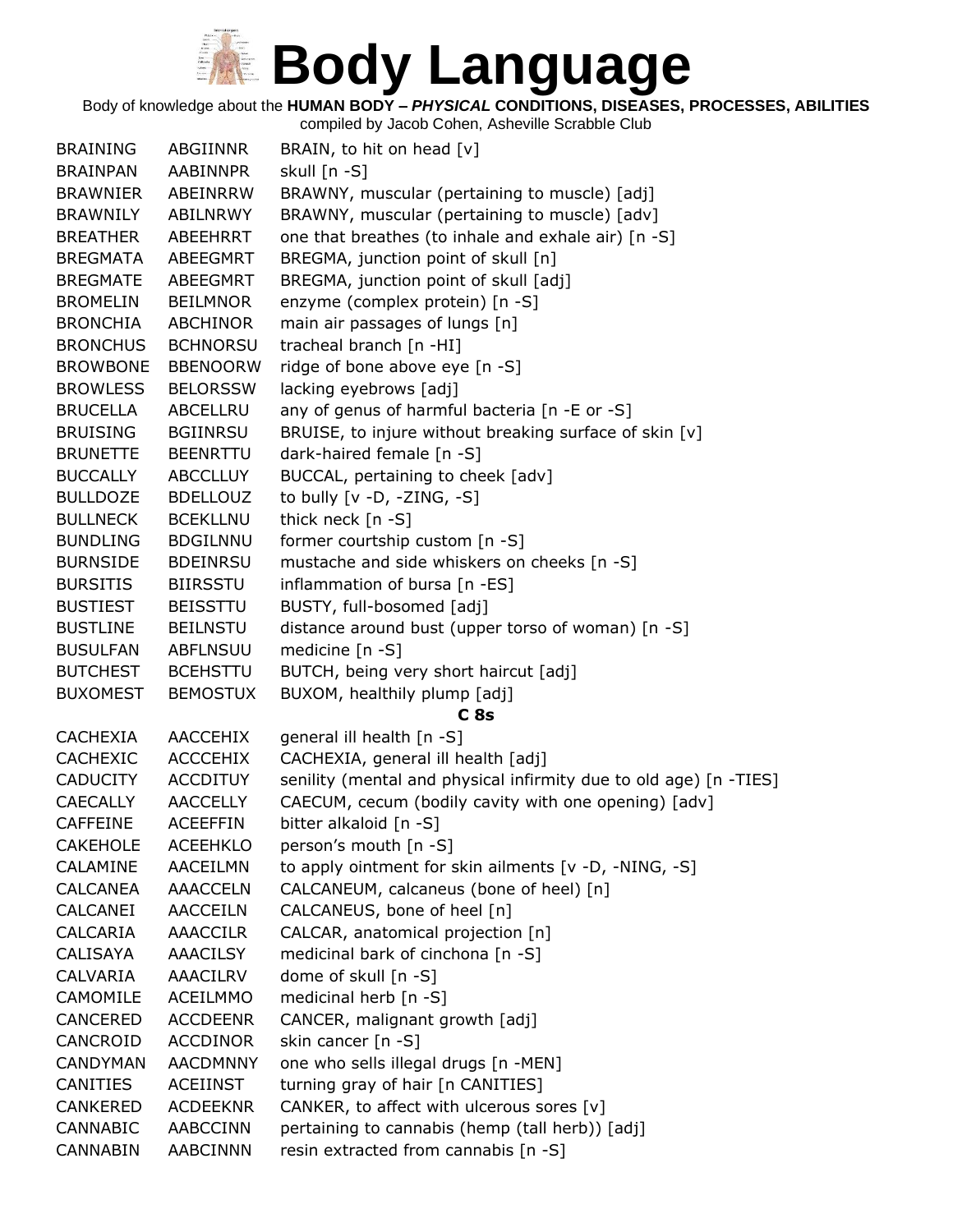# Body Language

Body of knowledge about the **HUMAN BODY – *PHYSICAL* CONDITIONS, DISEASES, PROCESSES, ABILITIES**

compiled by Jacob Cohen, Asheville Scrabble Club

| | | |
|---|---|---|
| BRAINING | ABGIINNR | BRAIN, to hit on head [v] |
| BRAINPAN | AABINNPR | skull [n -S] |
| BRAWNIER | ABEINRRW | BRAWNY, muscular (pertaining to muscle) [adj] |
| BRAWNILY | ABILNRWY | BRAWNY, muscular (pertaining to muscle) [adv] |
| BREATHER | ABEEHRRT | one that breathes (to inhale and exhale air) [n -S] |
| BREGMATA | ABEEGMRT | BREGMA, junction point of skull [n] |
| BREGMATE | ABEEGMRT | BREGMA, junction point of skull [adj] |
| BROMELIN | BEILMNOR | enzyme (complex protein) [n -S] |
| BRONCHIA | ABCHINOR | main air passages of lungs [n] |
| BRONCHUS | BCHNORSU | tracheal branch [n -HI] |
| BROWBONE | BBENOORW | ridge of bone above eye [n -S] |
| BROWLESS | BELORSSW | lacking eyebrows [adj] |
| BRUCELLA | ABCELLRU | any of genus of harmful bacteria [n -E or -S] |
| BRUISING | BGIINRSU | BRUISE, to injure without breaking surface of skin [v] |
| BRUNETTE | BEENRTTU | dark-haired female [n -S] |
| BUCCALLY | ABCCLLUY | BUCCAL, pertaining to cheek [adv] |
| BULLDOZE | BDELLOUZ | to bully [v -D, -ZING, -S] |
| BULLNECK | BCEKLLNU | thick neck [n -S] |
| BUNDLING | BDGILNNU | former courtship custom [n -S] |
| BURNSIDE | BDEINRSU | mustache and side whiskers on cheeks [n -S] |
| BURSITIS | BIIRSSTU | inflammation of bursa [n -ES] |
| BUSTIEST | BEISSTTU | BUSTY, full-bosomed [adj] |
| BUSTLINE | BEILNSTU | distance around bust (upper torso of woman) [n -S] |
| BUSULFAN | ABFLNSUU | medicine [n -S] |
| BUTCHEST | BCEHSTTU | BUTCH, being very short haircut [adj] |
| BUXOMEST | BEMOSTUX | BUXOM, healthily plump [adj] |
| | | **C 8s** |
| CACHEXIA | AACCEHIX | general ill health [n -S] |
| CACHEXIC | ACCCEHIX | CACHEXIA, general ill health [adj] |
| CADUCITY | ACCDITUY | senility (mental and physical infirmity due to old age) [n -TIES] |
| CAECALLY | AACCELLY | CAECUM, cecum (bodily cavity with one opening) [adv] |
| CAFFEINE | ACEEFFIN | bitter alkaloid [n -S] |
| CAKEHOLE | ACEEHKLO | person's mouth [n -S] |
| CALAMINE | AACEILMN | to apply ointment for skin ailments [v -D, -NING, -S] |
| CALCANEA | AAACCELN | CALCANEUM, calcaneus (bone of heel) [n] |
| CALCANEI | AACCEILN | CALCANEUS, bone of heel [n] |
| CALCARIA | AAACCILR | CALCAR, anatomical projection [n] |
| CALISAYA | AAACILSY | medicinal bark of cinchona [n -S] |
| CALVARIA | AAACILRV | dome of skull [n -S] |
| CAMOMILE | ACEILMMO | medicinal herb [n -S] |
| CANCERED | ACCDEENR | CANCER, malignant growth [adj] |
| CANCROID | ACCDINOR | skin cancer [n -S] |
| CANDYMAN | AACDMNNY | one who sells illegal drugs [n -MEN] |
| CANITIES | ACEIINST | turning gray of hair [n CANITIES] |
| CANKERED | ACDEEKNR | CANKER, to affect with ulcerous sores [v] |
| CANNABIC | AABCCINN | pertaining to cannabis (hemp (tall herb)) [adj] |
| CANNABIN | AABCINNN | resin extracted from cannabis [n -S] |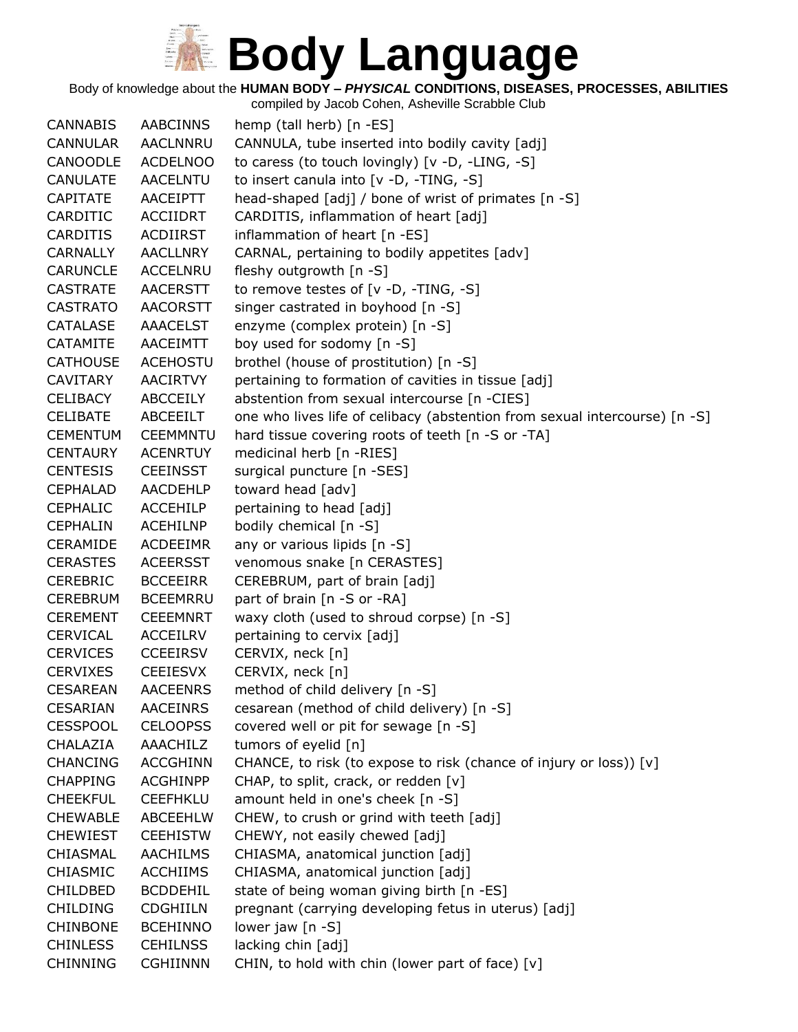# Body Language

Body of knowledge about the **HUMAN BODY – *PHYSICAL* CONDITIONS, DISEASES, PROCESSES, ABILITIES**

compiled by Jacob Cohen, Asheville Scrabble Club

| | | |
|---|---|---|
| CANNABIS | AABCINNS | hemp (tall herb) [n -ES] |
| CANNULAR | AACLNNRU | CANNULA, tube inserted into bodily cavity [adj] |
| CANOODLE | ACDELNOO | to caress (to touch lovingly) [v -D, -LING, -S] |
| CANULATE | AACELNTU | to insert canula into [v -D, -TING, -S] |
| CAPITATE | AACEIPTT | head-shaped [adj] / bone of wrist of primates [n -S] |
| CARDITIC | ACCIIDRT | CARDITIS, inflammation of heart [adj] |
| CARDITIS | ACDIIRST | inflammation of heart [n -ES] |
| CARNALLY | AACLLNRY | CARNAL, pertaining to bodily appetites [adv] |
| CARUNCLE | ACCELNRU | fleshy outgrowth [n -S] |
| CASTRATE | AACERSTT | to remove testes of [v -D, -TING, -S] |
| CASTRATO | AACORSTT | singer castrated in boyhood [n -S] |
| CATALASE | AAACELST | enzyme (complex protein) [n -S] |
| CATAMITE | AACEIMTT | boy used for sodomy [n -S] |
| CATHOUSE | ACEHOSTU | brothel (house of prostitution) [n -S] |
| CAVITARY | AACIRTVY | pertaining to formation of cavities in tissue [adj] |
| CELIBACY | ABCCEILY | abstention from sexual intercourse [n -CIES] |
| CELIBATE | ABCEEILT | one who lives life of celibacy (abstention from sexual intercourse) [n -S] |
| CEMENTUM | CEEMMNTU | hard tissue covering roots of teeth [n -S or -TA] |
| CENTAURY | ACENRTUY | medicinal herb [n -RIES] |
| CENTESIS | CEEINSST | surgical puncture [n -SES] |
| CEPHALAD | AACDEHLP | toward head [adv] |
| CEPHALIC | ACCEHILP | pertaining to head [adj] |
| CEPHALIN | ACEHILNP | bodily chemical [n -S] |
| CERAMIDE | ACDEEIMR | any or various lipids [n -S] |
| CERASTES | ACEERSST | venomous snake [n CERASTES] |
| CEREBRIC | BCCEEIRR | CEREBRUM, part of brain [adj] |
| CEREBRUM | BCEEMRRU | part of brain [n -S or -RA] |
| CEREMENT | CEEEMNRT | waxy cloth (used to shroud corpse) [n -S] |
| CERVICAL | ACCEILRV | pertaining to cervix [adj] |
| CERVICES | CCEEIRSV | CERVIX, neck [n] |
| CERVIXES | CEEIESVX | CERVIX, neck [n] |
| CESAREAN | AACEENRS | method of child delivery [n -S] |
| CESARIAN | AACEINRS | cesarean (method of child delivery) [n -S] |
| CESSPOOL | CELOOPSS | covered well or pit for sewage [n -S] |
| CHALAZIA | AAACHILZ | tumors of eyelid [n] |
| CHANCING | ACCGHINN | CHANCE, to risk (to expose to risk (chance of injury or loss)) [v] |
| CHAPPING | ACGHINPP | CHAP, to split, crack, or redden [v] |
| CHEEKFUL | CEEFHKLU | amount held in one's cheek [n -S] |
| CHEWABLE | ABCEEHLW | CHEW, to crush or grind with teeth [adj] |
| CHEWIEST | CEEHISTW | CHEWY, not easily chewed [adj] |
| CHIASMAL | AACHILMS | CHIASMA, anatomical junction [adj] |
| CHIASMIC | ACCHIIMS | CHIASMA, anatomical junction [adj] |
| CHILDBED | BCDDEHIL | state of being woman giving birth [n -ES] |
| CHILDING | CDGHIILN | pregnant (carrying developing fetus in uterus) [adj] |
| CHINBONE | BCEHINNO | lower jaw [n -S] |
| CHINLESS | CEHILNSS | lacking chin [adj] |
| CHINNING | CGHIINNN | CHIN, to hold with chin (lower part of face) [v] |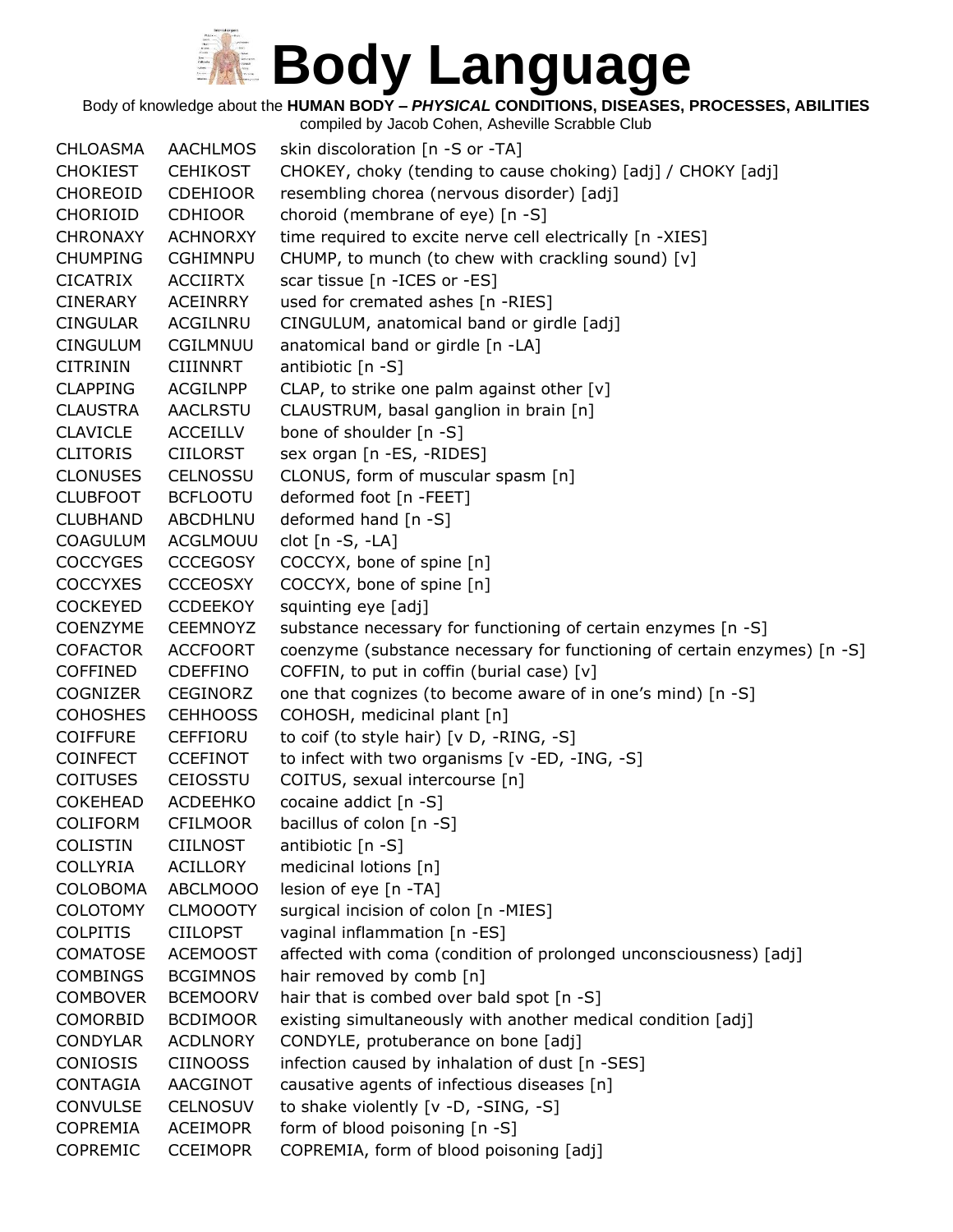# Body Language

Body of knowledge about the **HUMAN BODY –** ***PHYSICAL*** **CONDITIONS, DISEASES, PROCESSES, ABILITIES**

compiled by Jacob Cohen, Asheville Scrabble Club

| | | |
|---|---|---|
| CHLOASMA | AACHLMOS | skin discoloration [n -S or -TA] |
| CHOKIEST | CEHIKOST | CHOKEY, choky (tending to cause choking) [adj] / CHOKY [adj] |
| CHOREOID | CDEHIOOR | resembling chorea (nervous disorder) [adj] |
| CHORIOID | CDHIOOR | choroid (membrane of eye) [n -S] |
| CHRONAXY | ACHNORXY | time required to excite nerve cell electrically [n -XIES] |
| CHUMPING | CGHIMNPU | CHUMP, to munch (to chew with crackling sound) [v] |
| CICATRIX | ACCIIRTX | scar tissue [n -ICES or -ES] |
| CINERARY | ACEINRRY | used for cremated ashes [n -RIES] |
| CINGULAR | ACGILNRU | CINGULUM, anatomical band or girdle [adj] |
| CINGULUM | CGILMNUU | anatomical band or girdle [n -LA] |
| CITRININ | CIIINNRT | antibiotic [n -S] |
| CLAPPING | ACGILNPP | CLAP, to strike one palm against other [v] |
| CLAUSTRA | AACLRSTU | CLAUSTRUM, basal ganglion in brain [n] |
| CLAVICLE | ACCEILLV | bone of shoulder [n -S] |
| CLITORIS | CIILORST | sex organ [n -ES, -RIDES] |
| CLONUSES | CELNOSSU | CLONUS, form of muscular spasm [n] |
| CLUBFOOT | BCFLOOTU | deformed foot [n -FEET] |
| CLUBHAND | ABCDHLNU | deformed hand [n -S] |
| COAGULUM | ACGLMOUU | clot [n -S, -LA] |
| COCCYGES | CCCEGOSY | COCCYX, bone of spine [n] |
| COCCYXES | CCCEOSXY | COCCYX, bone of spine [n] |
| COCKEYED | CCDEEKOY | squinting eye [adj] |
| COENZYME | CEEMNOYZ | substance necessary for functioning of certain enzymes [n -S] |
| COFACTOR | ACCFOORT | coenzyme (substance necessary for functioning of certain enzymes) [n -S] |
| COFFINED | CDEFFINO | COFFIN, to put in coffin (burial case) [v] |
| COGNIZER | CEGINORZ | one that cognizes (to become aware of in one's mind) [n -S] |
| COHOSHES | CEHHOOSS | COHOSH, medicinal plant [n] |
| COIFFURE | CEFFIORU | to coif (to style hair) [v D, -RING, -S] |
| COINFECT | CCEFINOT | to infect with two organisms [v -ED, -ING, -S] |
| COITUSES | CEIOSSTU | COITUS, sexual intercourse [n] |
| COKEHEAD | ACDEEHKO | cocaine addict [n -S] |
| COLIFORM | CFILMOOR | bacillus of colon [n -S] |
| COLISTIN | CIILNOST | antibiotic [n -S] |
| COLLYRIA | ACILLORY | medicinal lotions [n] |
| COLOBOMA | ABCLMOOO | lesion of eye [n -TA] |
| COLOTOMY | CLMOOOTY | surgical incision of colon [n -MIES] |
| COLPITIS | CIILOPST | vaginal inflammation [n -ES] |
| COMATOSE | ACEMOOST | affected with coma (condition of prolonged unconsciousness) [adj] |
| COMBINGS | BCGIMNOS | hair removed by comb [n] |
| COMBOVER | BCEMOORV | hair that is combed over bald spot [n -S] |
| COMORBID | BCDIMOOR | existing simultaneously with another medical condition [adj] |
| CONDYLAR | ACDLNORY | CONDYLE, protuberance on bone [adj] |
| CONIOSIS | CIINOOSS | infection caused by inhalation of dust [n -SES] |
| CONTAGIA | AACGINOT | causative agents of infectious diseases [n] |
| CONVULSE | CELNOSUV | to shake violently [v -D, -SING, -S] |
| COPREMIA | ACEIMOPR | form of blood poisoning [n -S] |
| COPREMIC | CCEIMOPR | COPREMIA, form of blood poisoning [adj] |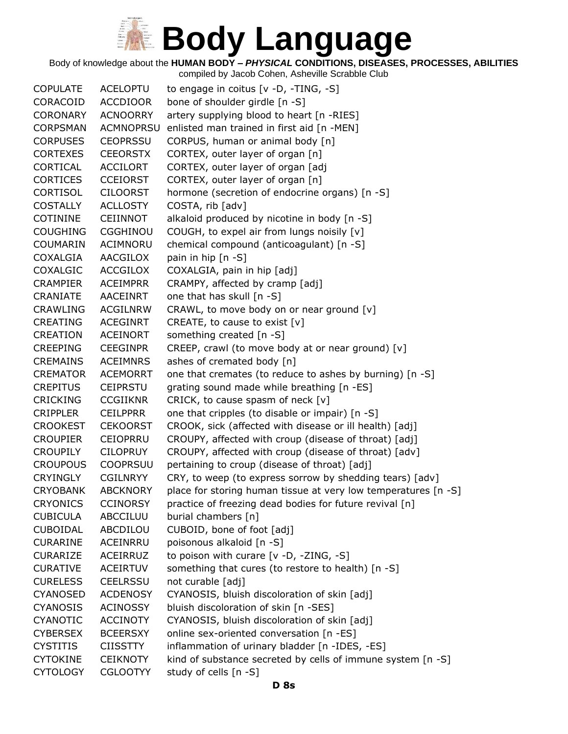# Body Language

Body of knowledge about the **HUMAN BODY – *PHYSICAL* CONDITIONS, DISEASES, PROCESSES, ABILITIES**

compiled by Jacob Cohen, Asheville Scrabble Club

| | | |
|---|---|---|
| COPULATE | ACELOPTU | to engage in coitus [v -D, -TING, -S] |
| CORACOID | ACCDIOOR | bone of shoulder girdle [n -S] |
| CORONARY | ACNOORRY | artery supplying blood to heart [n -RIES] |
| CORPSMAN | ACMNOPRSU | enlisted man trained in first aid [n -MEN] |
| CORPUSES | CEOPRSSU | CORPUS, human or animal body [n] |
| CORTEXES | CEEORSTX | CORTEX, outer layer of organ [n] |
| CORTICAL | ACCILORT | CORTEX, outer layer of organ [adj |
| CORTICES | CCEIORST | CORTEX, outer layer of organ [n] |
| CORTISOL | CILOORST | hormone (secretion of endocrine organs) [n -S] |
| COSTALLY | ACLLOSTY | COSTA, rib [adv] |
| COTININE | CEIINNOT | alkaloid produced by nicotine in body [n -S] |
| COUGHING | CGGHINOU | COUGH, to expel air from lungs noisily [v] |
| COUMARIN | ACIMNORU | chemical compound (anticoagulant) [n -S] |
| COXALGIA | AACGILOX | pain in hip [n -S] |
| COXALGIC | ACCGILOX | COXALGIA, pain in hip [adj] |
| CRAMPIER | ACEIMPRR | CRAMPY, affected by cramp [adj] |
| CRANIATE | AACEINRT | one that has skull [n -S] |
| CRAWLING | ACGILNRW | CRAWL, to move body on or near ground [v] |
| CREATING | ACEGINRT | CREATE, to cause to exist [v] |
| CREATION | ACEINORT | something created [n -S] |
| CREEPING | CEEGINPR | CREEP, crawl (to move body at or near ground) [v] |
| CREMAINS | ACEIMNRS | ashes of cremated body [n] |
| CREMATOR | ACEMORRT | one that cremates (to reduce to ashes by burning) [n -S] |
| CREPITUS | CEIPRSTU | grating sound made while breathing [n -ES] |
| CRICKING | CCGIIKNR | CRICK, to cause spasm of neck [v] |
| CRIPPLER | CEILPPRR | one that cripples (to disable or impair) [n -S] |
| CROOKEST | CEKOORST | CROOK, sick (affected with disease or ill health) [adj] |
| CROUPIER | CEIOPRRU | CROUPY, affected with croup (disease of throat) [adj] |
| CROUPILY | CILOPRUY | CROUPY, affected with croup (disease of throat) [adv] |
| CROUPOUS | COOPRSUU | pertaining to croup (disease of throat) [adj] |
| CRYINGLY | CGILNRYY | CRY, to weep (to express sorrow by shedding tears) [adv] |
| CRYOBANK | ABCKNORY | place for storing human tissue at very low temperatures [n -S] |
| CRYONICS | CCINORSY | practice of freezing dead bodies for future revival [n] |
| CUBICULA | ABCCILUU | burial chambers [n] |
| CUBOIDAL | ABCDILOU | CUBOID, bone of foot [adj] |
| CURARINE | ACEINRRU | poisonous alkaloid [n -S] |
| CURARIZE | ACEIRRUZ | to poison with curare [v -D, -ZING, -S] |
| CURATIVE | ACEIRTUV | something that cures (to restore to health) [n -S] |
| CURELESS | CEELRSSU | not curable [adj] |
| CYANOSED | ACDENOSY | CYANOSIS, bluish discoloration of skin [adj] |
| CYANOSIS | ACINOSSY | bluish discoloration of skin [n -SES] |
| CYANOTIC | ACCINOTY | CYANOSIS, bluish discoloration of skin [adj] |
| CYBERSEX | BCEERSXY | online sex-oriented conversation [n -ES] |
| CYSTITIS | CIISSTTY | inflammation of urinary bladder [n -IDES, -ES] |
| CYTOKINE | CEIKNOTY | kind of substance secreted by cells of immune system [n -S] |
| CYTOLOGY | CGLOOTYY | study of cells [n -S] |

**D 8s**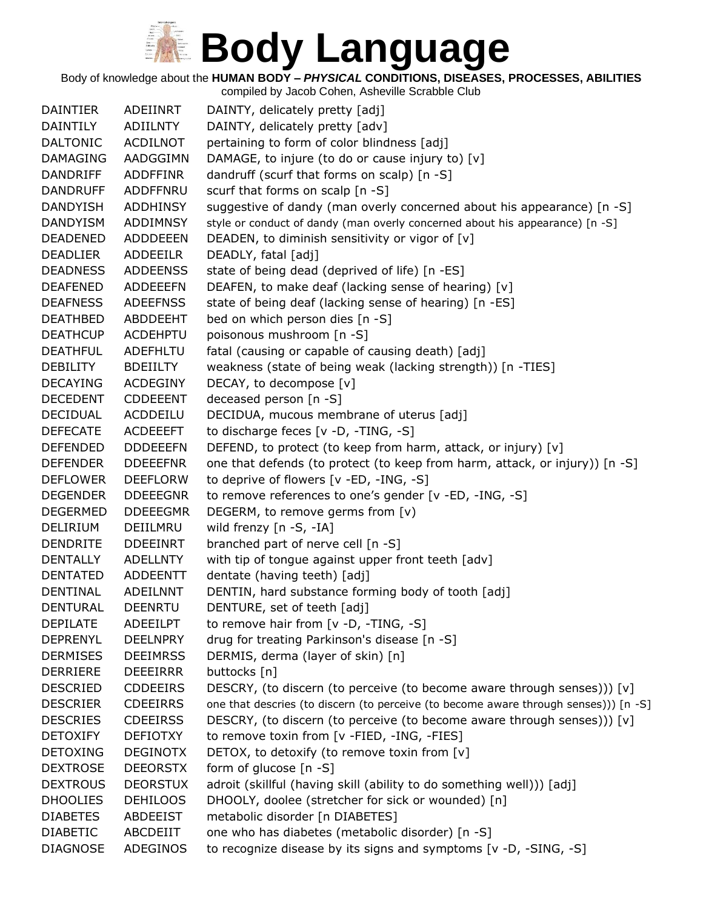# Body Language

Body of knowledge about the **HUMAN BODY –** ***PHYSICAL*** **CONDITIONS, DISEASES, PROCESSES, ABILITIES**

compiled by Jacob Cohen, Asheville Scrabble Club

| | | |
|---|---|---|
| DAINTIER | ADEIINRT | DAINTY, delicately pretty [adj] |
| DAINTILY | ADIILNTY | DAINTY, delicately pretty [adv] |
| DALTONIC | ACDILNOT | pertaining to form of color blindness [adj] |
| DAMAGING | AADGGIMN | DAMAGE, to injure (to do or cause injury to) [v] |
| DANDRIFF | ADDFFINR | dandruff (scurf that forms on scalp) [n -S] |
| DANDRUFF | ADDFFNRU | scurf that forms on scalp [n -S] |
| DANDYISH | ADDHINSY | suggestive of dandy (man overly concerned about his appearance) [n -S] |
| DANDYISM | ADDIMNSY | style or conduct of dandy (man overly concerned about his appearance) [n -S] |
| DEADENED | ADDDEEEN | DEADEN, to diminish sensitivity or vigor of [v] |
| DEADLIER | ADDEEILR | DEADLY, fatal [adj] |
| DEADNESS | ADDEENSS | state of being dead (deprived of life) [n -ES] |
| DEAFENED | ADDEEEFN | DEAFEN, to make deaf (lacking sense of hearing) [v] |
| DEAFNESS | ADEEFNSS | state of being deaf (lacking sense of hearing) [n -ES] |
| DEATHBED | ABDDEEHT | bed on which person dies [n -S] |
| DEATHCUP | ACDEHPTU | poisonous mushroom [n -S] |
| DEATHFUL | ADEFHLTU | fatal (causing or capable of causing death) [adj] |
| DEBILITY | BDEIILTY | weakness (state of being weak (lacking strength)) [n -TIES] |
| DECAYING | ACDEGINY | DECAY, to decompose [v] |
| DECEDENT | CDDEEENT | deceased person [n -S] |
| DECIDUAL | ACDDEILU | DECIDUA, mucous membrane of uterus [adj] |
| DEFECATE | ACDEEEFT | to discharge feces [v -D, -TING, -S] |
| DEFENDED | DDDEEEFN | DEFEND, to protect (to keep from harm, attack, or injury) [v] |
| DEFENDER | DDEEEFNR | one that defends (to protect (to keep from harm, attack, or injury)) [n -S] |
| DEFLOWER | DEEFLORW | to deprive of flowers [v -ED, -ING, -S] |
| DEGENDER | DDEEEGNR | to remove references to one's gender [v -ED, -ING, -S] |
| DEGERMED | DDEEEGMR | DEGERM, to remove germs from [v) |
| DELIRIUM | DEIILMRU | wild frenzy [n -S, -IA] |
| DENDRITE | DDEEINRT | branched part of nerve cell [n -S] |
| DENTALLY | ADELLNTY | with tip of tongue against upper front teeth [adv] |
| DENTATED | ADDEENTT | dentate (having teeth) [adj] |
| DENTINAL | ADEILNNT | DENTIN, hard substance forming body of tooth [adj] |
| DENTURAL | DEENRTU | DENTURE, set of teeth [adj] |
| DEPILATE | ADEEILPT | to remove hair from [v -D, -TING, -S] |
| DEPRENYL | DEELNPRY | drug for treating Parkinson's disease [n -S] |
| DERMISES | DEEIMRSS | DERMIS, derma (layer of skin) [n] |
| DERRIERE | DEEEIRRR | buttocks [n] |
| DESCRIED | CDDEEIRS | DESCRY, (to discern (to perceive (to become aware through senses))) [v] |
| DESCRIER | CDEEIRRS | one that descries (to discern (to perceive (to become aware through senses))) [n -S] |
| DESCRIES | CDEEIRSS | DESCRY, (to discern (to perceive (to become aware through senses))) [v] |
| DETOXIFY | DEFIOTXY | to remove toxin from [v -FIED, -ING, -FIES] |
| DETOXING | DEGINOTX | DETOX, to detoxify (to remove toxin from [v] |
| DEXTROSE | DEEORSTX | form of glucose [n -S] |
| DEXTROUS | DEORSTUX | adroit (skillful (having skill (ability to do something well))) [adj] |
| DHOOLIES | DEHILOOS | DHOOLY, doolee (stretcher for sick or wounded) [n] |
| DIABETES | ABDEEIST | metabolic disorder [n DIABETES] |
| DIABETIC | ABCDEIIT | one who has diabetes (metabolic disorder) [n -S] |
| DIAGNOSE | ADEGINOS | to recognize disease by its signs and symptoms [v -D, -SING, -S] |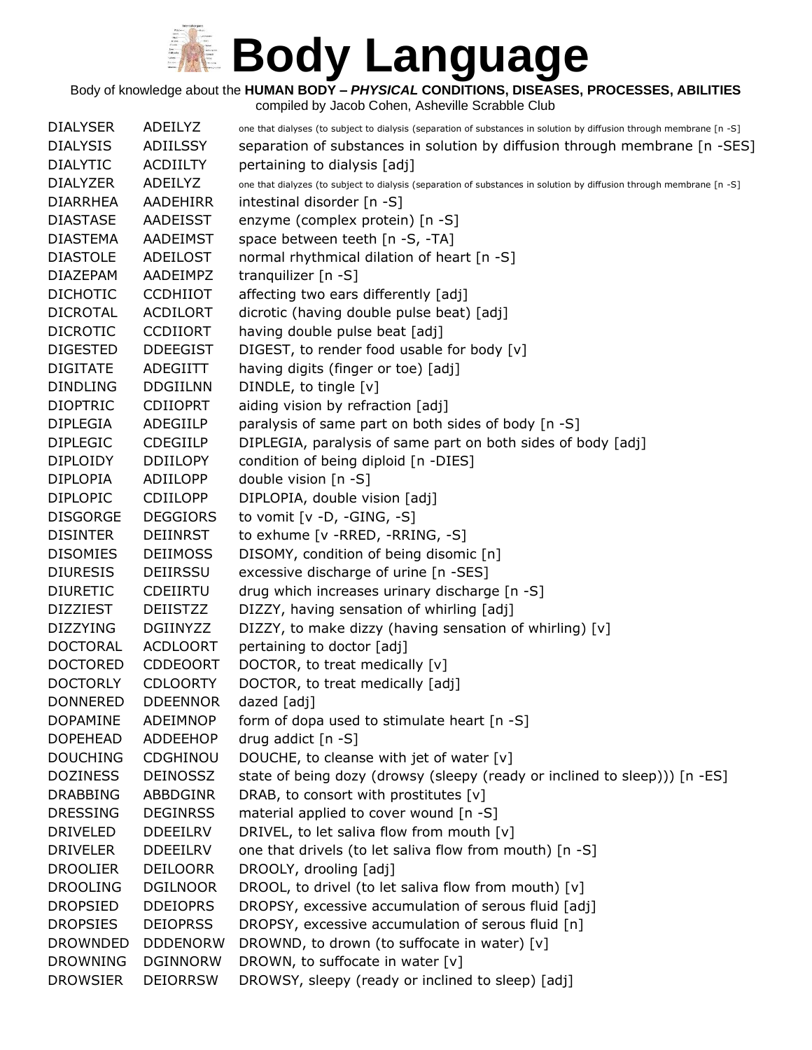# Body Language

Body of knowledge about the **HUMAN BODY – *PHYSICAL* CONDITIONS, DISEASES, PROCESSES, ABILITIES**

compiled by Jacob Cohen, Asheville Scrabble Club

| | | |
|---|---|---|
| DIALYSER | ADEILYZ | one that dialyses (to subject to dialysis (separation of substances in solution by diffusion through membrane [n -S] |
| DIALYSIS | ADIILSSY | separation of substances in solution by diffusion through membrane [n -SES] |
| DIALYTIC | ACDIILTY | pertaining to dialysis [adj] |
| DIALYZER | ADEILYZ | one that dialyzes (to subject to dialysis (separation of substances in solution by diffusion through membrane [n -S] |
| DIARRHEA | AADEHIRR | intestinal disorder [n -S] |
| DIASTASE | AADEISST | enzyme (complex protein) [n -S] |
| DIASTEMA | AADEIMST | space between teeth [n -S, -TA] |
| DIASTOLE | ADEILOST | normal rhythmical dilation of heart [n -S] |
| DIAZEPAM | AADEIMPZ | tranquilizer [n -S] |
| DICHOTIC | CCDHIIOT | affecting two ears differently [adj] |
| DICROTAL | ACDILORT | dicrotic (having double pulse beat) [adj] |
| DICROTIC | CCDIIORT | having double pulse beat [adj] |
| DIGESTED | DDEEGIST | DIGEST, to render food usable for body [v] |
| DIGITATE | ADEGIITT | having digits (finger or toe) [adj] |
| DINDLING | DDGIILNN | DINDLE, to tingle [v] |
| DIOPTRIC | CDIIOPRT | aiding vision by refraction [adj] |
| DIPLEGIA | ADEGIILP | paralysis of same part on both sides of body [n -S] |
| DIPLEGIC | CDEGIILP | DIPLEGIA, paralysis of same part on both sides of body [adj] |
| DIPLOIDY | DDIILOPY | condition of being diploid [n -DIES] |
| DIPLOPIA | ADIILOPP | double vision [n -S] |
| DIPLOPIC | CDIILOPP | DIPLOPIA, double vision [adj] |
| DISGORGE | DEGGIORS | to vomit [v -D, -GING, -S] |
| DISINTER | DEIINRST | to exhume [v -RRED, -RRING, -S] |
| DISOMIES | DEIIMOSS | DISOMY, condition of being disomic [n] |
| DIURESIS | DEIIRSSU | excessive discharge of urine [n -SES] |
| DIURETIC | CDEIIRTU | drug which increases urinary discharge [n -S] |
| DIZZIEST | DEIISTZZ | DIZZY, having sensation of whirling [adj] |
| DIZZYING | DGIINYZZ | DIZZY, to make dizzy (having sensation of whirling) [v] |
| DOCTORAL | ACDLOORT | pertaining to doctor [adj] |
| DOCTORED | CDDEOORT | DOCTOR, to treat medically [v] |
| DOCTORLY | CDLOORTY | DOCTOR, to treat medically [adj] |
| DONNERED | DDEENNOR | dazed [adj] |
| DOPAMINE | ADEIMNOP | form of dopa used to stimulate heart [n -S] |
| DOPEHEAD | ADDEEHOP | drug addict [n -S] |
| DOUCHING | CDGHINOU | DOUCHE, to cleanse with jet of water [v] |
| DOZINESS | DEINOSSZ | state of being dozy (drowsy (sleepy (ready or inclined to sleep))) [n -ES] |
| DRABBING | ABBDGINR | DRAB, to consort with prostitutes [v] |
| DRESSING | DEGINRSS | material applied to cover wound [n -S] |
| DRIVELED | DDEEILRV | DRIVEL, to let saliva flow from mouth [v] |
| DRIVELER | DDEEILRV | one that drivels (to let saliva flow from mouth) [n -S] |
| DROOLIER | DEILOORR | DROOLY, drooling [adj] |
| DROOLING | DGILNOOR | DROOL, to drivel (to let saliva flow from mouth) [v] |
| DROPSIED | DDEIOPRS | DROPSY, excessive accumulation of serous fluid [adj] |
| DROPSIES | DEIOPRSS | DROPSY, excessive accumulation of serous fluid [n] |
| DROWNDED | DDDENORW | DROWND, to drown (to suffocate in water) [v] |
| DROWNING | DGINNORW | DROWN, to suffocate in water [v] |
| DROWSIER | DEIORRSW | DROWSY, sleepy (ready or inclined to sleep) [adj] |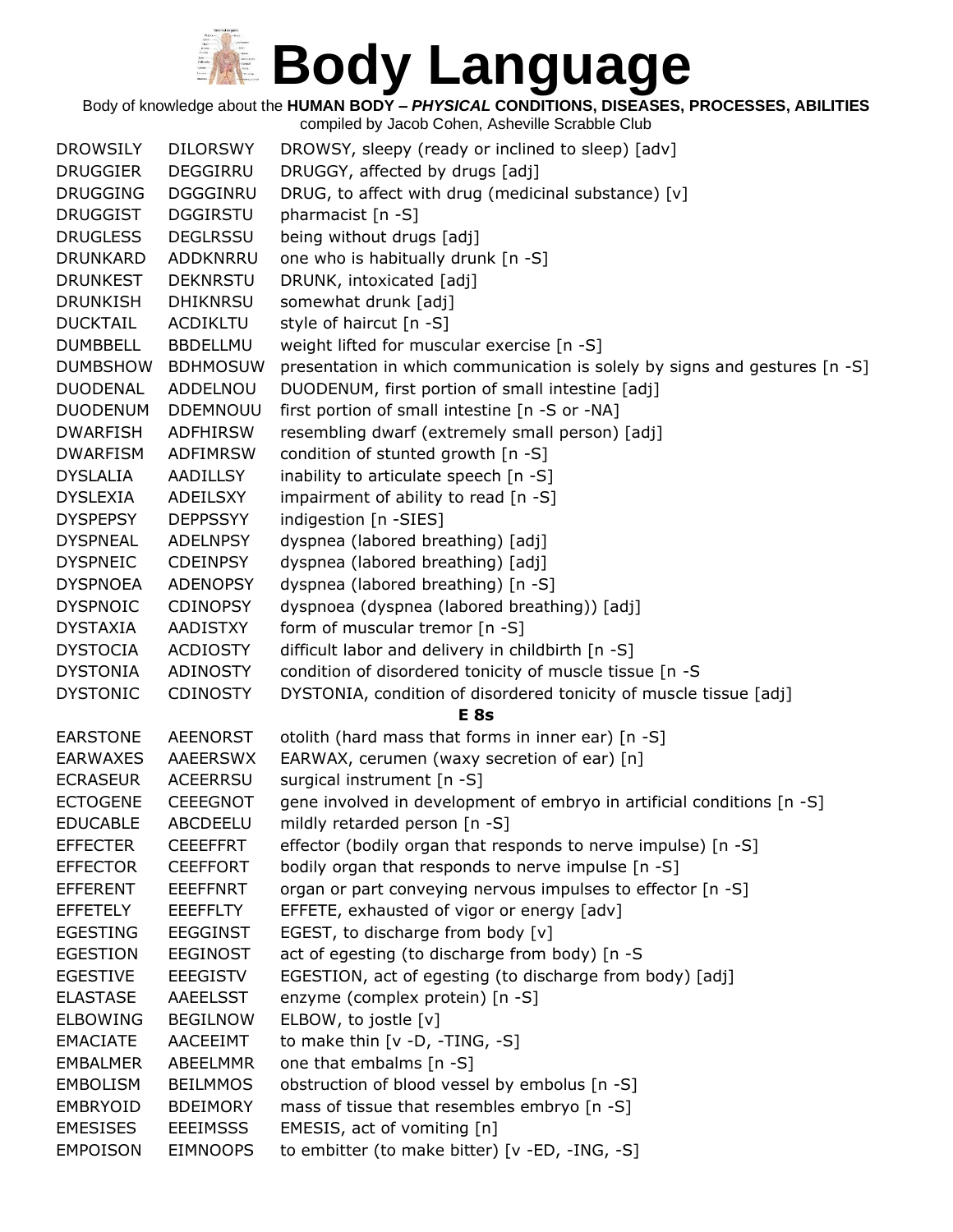# Body Language

Body of knowledge about the **HUMAN BODY – *PHYSICAL* CONDITIONS, DISEASES, PROCESSES, ABILITIES**

compiled by Jacob Cohen, Asheville Scrabble Club

| | | |
|---|---|---|
| DROWSILY | DILORSWY | DROWSY, sleepy (ready or inclined to sleep) [adv] |
| DRUGGIER | DEGGIRRU | DRUGGY, affected by drugs [adj] |
| DRUGGING | DGGGINRU | DRUG, to affect with drug (medicinal substance) [v] |
| DRUGGIST | DGGIRSTU | pharmacist [n -S] |
| DRUGLESS | DEGLRSSU | being without drugs [adj] |
| DRUNKARD | ADDKNRRU | one who is habitually drunk [n -S] |
| DRUNKEST | DEKNRSTU | DRUNK, intoxicated [adj] |
| DRUNKISH | DHIKNRSU | somewhat drunk [adj] |
| DUCKTAIL | ACDIKLTU | style of haircut [n -S] |
| DUMBBELL | BBDELLMU | weight lifted for muscular exercise [n -S] |
| DUMBSHOW | BDHMOSUW | presentation in which communication is solely by signs and gestures [n -S] |
| DUODENAL | ADDELNOU | DUODENUM, first portion of small intestine [adj] |
| DUODENUM | DDEMNOUU | first portion of small intestine [n -S or -NA] |
| DWARFISH | ADFHIRSW | resembling dwarf (extremely small person) [adj] |
| DWARFISM | ADFIMRSW | condition of stunted growth [n -S] |
| DYSLALIA | AADILLSY | inability to articulate speech [n -S] |
| DYSLEXIA | ADEILSXY | impairment of ability to read [n -S] |
| DYSPEPSY | DEPPSSYY | indigestion [n -SIES] |
| DYSPNEAL | ADELNPSY | dyspnea (labored breathing) [adj] |
| DYSPNEIC | CDEINPSY | dyspnea (labored breathing) [adj] |
| DYSPNOEA | ADENOPSY | dyspnea (labored breathing) [n -S] |
| DYSPNOIC | CDINOPSY | dyspnoea (dyspnea (labored breathing)) [adj] |
| DYSTAXIA | AADISTXY | form of muscular tremor [n -S] |
| DYSTOCIA | ACDIOSTY | difficult labor and delivery in childbirth [n -S] |
| DYSTONIA | ADINOSTY | condition of disordered tonicity of muscle tissue [n -S |
| DYSTONIC | CDINOSTY | DYSTONIA, condition of disordered tonicity of muscle tissue [adj] |
| | | **E 8s** |
| EARSTONE | AEENORST | otolith (hard mass that forms in inner ear) [n -S] |
| EARWAXES | AAEERSWX | EARWAX, cerumen (waxy secretion of ear) [n] |
| ECRASEUR | ACEERRSU | surgical instrument [n -S] |
| ECTOGENE | CEEEGNOT | gene involved in development of embryo in artificial conditions [n -S] |
| EDUCABLE | ABCDEELU | mildly retarded person [n -S] |
| EFFECTER | CEEEFFRT | effector (bodily organ that responds to nerve impulse) [n -S] |
| EFFECTOR | CEEFFORT | bodily organ that responds to nerve impulse [n -S] |
| EFFERENT | EEEFFNRT | organ or part conveying nervous impulses to effector [n -S] |
| EFFETELY | EEEFFLTY | EFFETE, exhausted of vigor or energy [adv] |
| EGESTING | EEGGINST | EGEST, to discharge from body [v] |
| EGESTION | EEGINOST | act of egesting (to discharge from body) [n -S |
| EGESTIVE | EEEGISTV | EGESTION, act of egesting (to discharge from body) [adj] |
| ELASTASE | AAEELSST | enzyme (complex protein) [n -S] |
| ELBOWING | BEGILNOW | ELBOW, to jostle [v] |
| EMACIATE | AACEEIMT | to make thin [v -D, -TING, -S] |
| EMBALMER | ABEELMMR | one that embalms [n -S] |
| EMBOLISM | BEILMMOS | obstruction of blood vessel by embolus [n -S] |
| EMBRYOID | BDEIMORY | mass of tissue that resembles embryo [n -S] |
| EMESISES | EEEIMSSS | EMESIS, act of vomiting [n] |
| EMPOISON | EIMNOOPS | to embitter (to make bitter) [v -ED, -ING, -S] |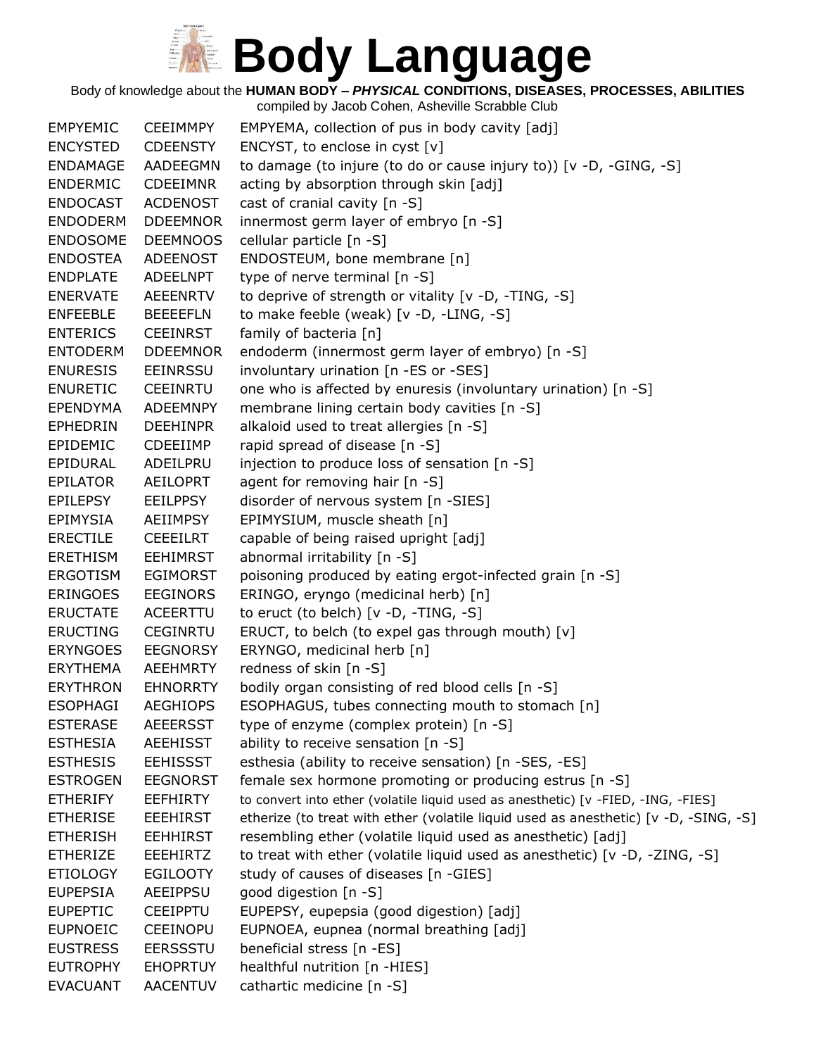# Body Language

Body of knowledge about the **HUMAN BODY – *PHYSICAL* CONDITIONS, DISEASES, PROCESSES, ABILITIES**

compiled by Jacob Cohen, Asheville Scrabble Club

| | | |
|---|---|---|
| EMPYEMIC | CEEIMMPY | EMPYEMA, collection of pus in body cavity [adj] |
| ENCYSTED | CDEENSTY | ENCYST, to enclose in cyst [v] |
| ENDAMAGE | AADEEGMN | to damage (to injure (to do or cause injury to)) [v -D, -GING, -S] |
| ENDERMIC | CDEEIMNR | acting by absorption through skin [adj] |
| ENDOCAST | ACDENOST | cast of cranial cavity [n -S] |
| ENDODERM | DDEEMNOR | innermost germ layer of embryo [n -S] |
| ENDOSOME | DEEMNOOS | cellular particle [n -S] |
| ENDOSTEA | ADEENOST | ENDOSTEUM, bone membrane [n] |
| ENDPLATE | ADEELNPT | type of nerve terminal [n -S] |
| ENERVATE | AEEENRTV | to deprive of strength or vitality [v -D, -TING, -S] |
| ENFEEBLE | BEEEEFLN | to make feeble (weak) [v -D, -LING, -S] |
| ENTERICS | CEEINRST | family of bacteria [n] |
| ENTODERM | DDEEMNOR | endoderm (innermost germ layer of embryo) [n -S] |
| ENURESIS | EEINRSSU | involuntary urination [n -ES or -SES] |
| ENURETIC | CEEINRTU | one who is affected by enuresis (involuntary urination) [n -S] |
| EPENDYMA | ADEEMNPY | membrane lining certain body cavities [n -S] |
| EPHEDRIN | DEEHINPR | alkaloid used to treat allergies [n -S] |
| EPIDEMIC | CDEEIIMP | rapid spread of disease [n -S] |
| EPIDURAL | ADEILPRU | injection to produce loss of sensation [n -S] |
| EPILATOR | AEILOPRT | agent for removing hair [n -S] |
| EPILEPSY | EEILPPSY | disorder of nervous system [n -SIES] |
| EPIMYSIA | AEIIMPSY | EPIMYSIUM, muscle sheath [n] |
| ERECTILE | CEEEILRT | capable of being raised upright [adj] |
| ERETHISM | EEHIMRST | abnormal irritability [n -S] |
| ERGOTISM | EGIMORST | poisoning produced by eating ergot-infected grain [n -S] |
| ERINGOES | EEGINORS | ERINGO, eryngo (medicinal herb) [n] |
| ERUCTATE | ACEERTTU | to eruct (to belch) [v -D, -TING, -S] |
| ERUCTING | CEGINRTU | ERUCT, to belch (to expel gas through mouth) [v] |
| ERYNGOES | EEGNORSY | ERYNGO, medicinal herb [n] |
| ERYTHEMA | AEEHMRTY | redness of skin [n -S] |
| ERYTHRON | EHNORRTY | bodily organ consisting of red blood cells [n -S] |
| ESOPHAGI | AEGHIOPS | ESOPHAGUS, tubes connecting mouth to stomach [n] |
| ESTERASE | AEEERSST | type of enzyme (complex protein) [n -S] |
| ESTHESIA | AEEHISST | ability to receive sensation [n -S] |
| ESTHESIS | EEHISSST | esthesia (ability to receive sensation) [n -SES, -ES] |
| ESTROGEN | EEGNORST | female sex hormone promoting or producing estrus [n -S] |
| ETHERIFY | EEFHIRTY | to convert into ether (volatile liquid used as anesthetic) [v -FIED, -ING, -FIES] |
| ETHERISE | EEEHIRST | etherize (to treat with ether (volatile liquid used as anesthetic) [v -D, -SING, -S] |
| ETHERISH | EEHHIRST | resembling ether (volatile liquid used as anesthetic) [adj] |
| ETHERIZE | EEEHIRTZ | to treat with ether (volatile liquid used as anesthetic) [v -D, -ZING, -S] |
| ETIOLOGY | EGILOOTY | study of causes of diseases [n -GIES] |
| EUPEPSIA | AEEIPPSU | good digestion [n -S] |
| EUPEPTIC | CEEIPPTU | EUPEPSY, eupepsia (good digestion) [adj] |
| EUPNOEIC | CEEINOPU | EUPNOEA, eupnea (normal breathing) [adj] |
| EUSTRESS | EERSSSTU | beneficial stress [n -ES] |
| EUTROPHY | EHOPRTUY | healthful nutrition [n -HIES] |
| EVACUANT | AACENTUV | cathartic medicine [n -S] |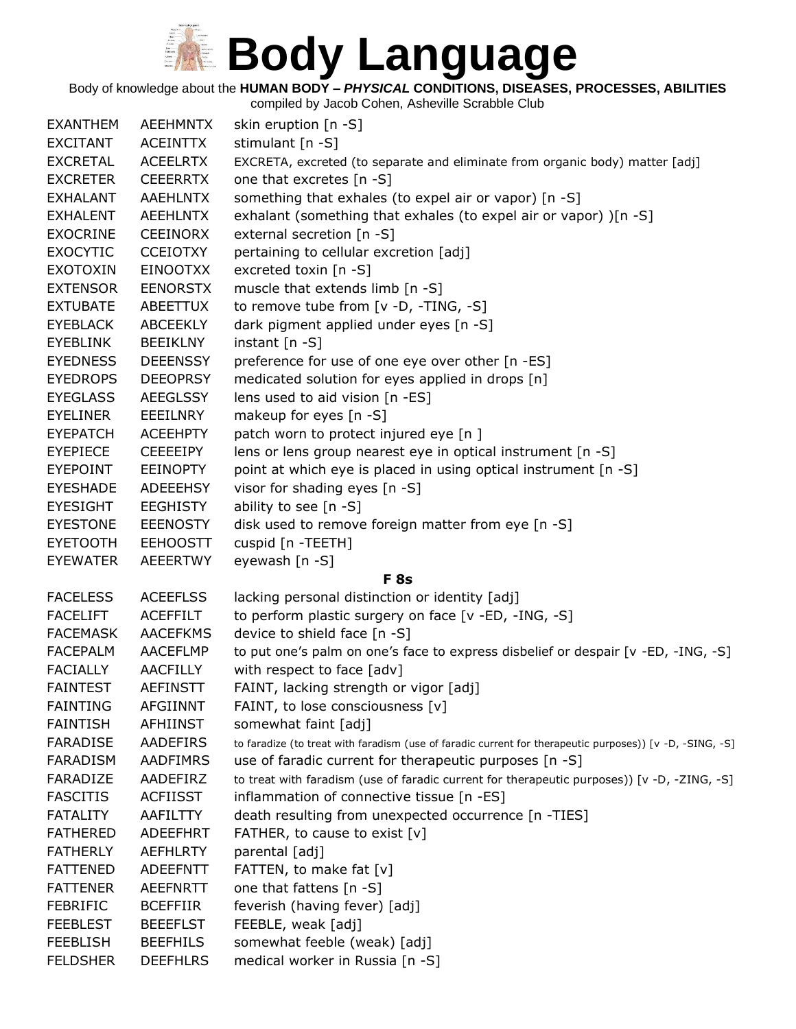# Body Language

Body of knowledge about the **HUMAN BODY – *PHYSICAL* CONDITIONS, DISEASES, PROCESSES, ABILITIES**

compiled by Jacob Cohen, Asheville Scrabble Club

| | | |
|---|---|---|
| EXANTHEM | AEEHMNTX | skin eruption [n -S] |
| EXCITANT | ACEINTTX | stimulant [n -S] |
| EXCRETAL | ACEELRTX | EXCRETA, excreted (to separate and eliminate from organic body) matter [adj] |
| EXCRETER | CEEERRTX | one that excretes [n -S] |
| EXHALANT | AAEHLNTX | something that exhales (to expel air or vapor) [n -S] |
| EXHALENT | AEEHLNTX | exhalant (something that exhales (to expel air or vapor) )[n -S] |
| EXOCRINE | CEEINORX | external secretion [n -S] |
| EXOCYTIC | CCEIOTXY | pertaining to cellular excretion [adj] |
| EXOTOXIN | EINOOTXX | excreted toxin [n -S] |
| EXTENSOR | EENORSTX | muscle that extends limb [n -S] |
| EXTUBATE | ABEETTUX | to remove tube from [v -D, -TING, -S] |
| EYEBLACK | ABCEEKLY | dark pigment applied under eyes [n -S] |
| EYEBLINK | BEEIKLNY | instant [n -S] |
| EYEDNESS | DEEENSSY | preference for use of one eye over other [n -ES] |
| EYEDROPS | DEEOPRSY | medicated solution for eyes applied in drops [n] |
| EYEGLASS | AEEGLSSY | lens used to aid vision [n -ES] |
| EYELINER | EEEILNRY | makeup for eyes [n -S] |
| EYEPATCH | ACEEHPTY | patch worn to protect injured eye [n ] |
| EYEPIECE | CEEEEIPY | lens or lens group nearest eye in optical instrument [n -S] |
| EYEPOINT | EEINOPTY | point at which eye is placed in using optical instrument [n -S] |
| EYESHADE | ADEEEHSY | visor for shading eyes [n -S] |
| EYESIGHT | EEGHISTY | ability to see [n -S] |
| EYESTONE | EEENOSTY | disk used to remove foreign matter from eye [n -S] |
| EYETOOTH | EEHOOSTT | cuspid [n -TEETH] |
| EYEWATER | AEEERTWY | eyewash [n -S] |

**F 8s**

| | | |
|---|---|---|
| FACELESS | ACEEFLSS | lacking personal distinction or identity [adj] |
| FACELIFT | ACEFFILT | to perform plastic surgery on face [v -ED, -ING, -S] |
| FACEMASK | AACEFKMS | device to shield face [n -S] |
| FACEPALM | AACEFLMP | to put one's palm on one's face to express disbelief or despair [v -ED, -ING, -S] |
| FACIALLY | AACFILLY | with respect to face [adv] |
| FAINTEST | AEFINSTT | FAINT, lacking strength or vigor [adj] |
| FAINTING | AFGIINNT | FAINT, to lose consciousness [v] |
| FAINTISH | AFHIINST | somewhat faint [adj] |
| FARADISE | AADEFIRS | to faradize (to treat with faradism (use of faradic current for therapeutic purposes)) [v -D, -SING, -S] |
| FARADISM | AADFIMRS | use of faradic current for therapeutic purposes [n -S] |
| FARADIZE | AADEFIRZ | to treat with faradism (use of faradic current for therapeutic purposes)) [v -D, -ZING, -S] |
| FASCITIS | ACFIISST | inflammation of connective tissue [n -ES] |
| FATALITY | AAFILTTY | death resulting from unexpected occurrence [n -TIES] |
| FATHERED | ADEEFHRT | FATHER, to cause to exist [v] |
| FATHERLY | AEFHLRTY | parental [adj] |
| FATTENED | ADEEFNTT | FATTEN, to make fat [v] |
| FATTENER | AEEFNRTT | one that fattens [n -S] |
| FEBRIFIC | BCEFFIIR | feverish (having fever) [adj] |
| FEEBLEST | BEEEFLST | FEEBLE, weak [adj] |
| FEEBLISH | BEEFHILS | somewhat feeble (weak) [adj] |
| FELDSHER | DEEFHLRS | medical worker in Russia [n -S] |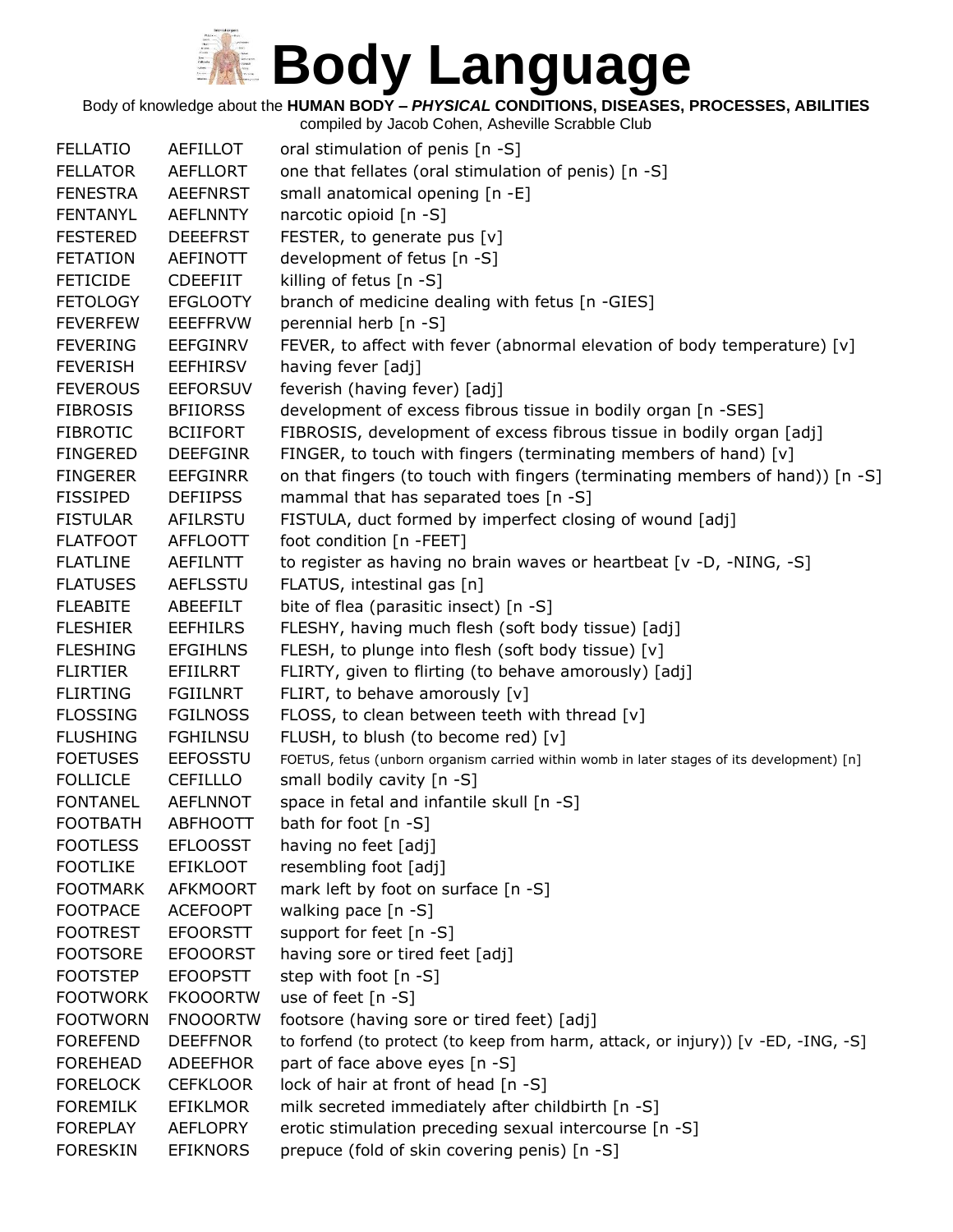# Body Language

Body of knowledge about the **HUMAN BODY –** ***PHYSICAL*** **CONDITIONS, DISEASES, PROCESSES, ABILITIES**

compiled by Jacob Cohen, Asheville Scrabble Club

| | | |
|---|---|---|
| FELLATIO | AEFILLOT | oral stimulation of penis [n -S] |
| FELLATOR | AEFLLORT | one that fellates (oral stimulation of penis) [n -S] |
| FENESTRA | AEEFNRST | small anatomical opening [n -E] |
| FENTANYL | AEFLNNTY | narcotic opioid [n -S] |
| FESTERED | DEEEFRST | FESTER, to generate pus [v] |
| FETATION | AEFINOTT | development of fetus [n -S] |
| FETICIDE | CDEEFIIT | killing of fetus [n -S] |
| FETOLOGY | EFGLOOTY | branch of medicine dealing with fetus [n -GIES] |
| FEVERFEW | EEEFFRVW | perennial herb [n -S] |
| FEVERING | EEFGINRV | FEVER, to affect with fever (abnormal elevation of body temperature) [v] |
| FEVERISH | EEFHIRSV | having fever [adj] |
| FEVEROUS | EEFORSUV | feverish (having fever) [adj] |
| FIBROSIS | BFIIORSS | development of excess fibrous tissue in bodily organ [n -SES] |
| FIBROTIC | BCIIFORT | FIBROSIS, development of excess fibrous tissue in bodily organ [adj] |
| FINGERED | DEEFGINR | FINGER, to touch with fingers (terminating members of hand) [v] |
| FINGERER | EEFGINRR | on that fingers (to touch with fingers (terminating members of hand)) [n -S] |
| FISSIPED | DEFIIPSS | mammal that has separated toes [n -S] |
| FISTULAR | AFILRSTU | FISTULA, duct formed by imperfect closing of wound [adj] |
| FLATFOOT | AFFLOOTT | foot condition [n -FEET] |
| FLATLINE | AEFILNTT | to register as having no brain waves or heartbeat [v -D, -NING, -S] |
| FLATUSES | AEFLSSTU | FLATUS, intestinal gas [n] |
| FLEABITE | ABEEFILT | bite of flea (parasitic insect) [n -S] |
| FLESHIER | EEFHILRS | FLESHY, having much flesh (soft body tissue) [adj] |
| FLESHING | EFGIHLNS | FLESH, to plunge into flesh (soft body tissue) [v] |
| FLIRTIER | EFIILRRT | FLIRTY, given to flirting (to behave amorously) [adj] |
| FLIRTING | FGIILNRT | FLIRT, to behave amorously [v] |
| FLOSSING | FGILNOSS | FLOSS, to clean between teeth with thread [v] |
| FLUSHING | FGHILNSU | FLUSH, to blush (to become red) [v] |
| FOETUSES | EEFOSSTU | FOETUS, fetus (unborn organism carried within womb in later stages of its development) [n] |
| FOLLICLE | CEFILLLO | small bodily cavity [n -S] |
| FONTANEL | AEFLNNOT | space in fetal and infantile skull [n -S] |
| FOOTBATH | ABFHOOTT | bath for foot [n -S] |
| FOOTLESS | EFLOOSST | having no feet [adj] |
| FOOTLIKE | EFIKLOOT | resembling foot [adj] |
| FOOTMARK | AFKMOORT | mark left by foot on surface [n -S] |
| FOOTPACE | ACEFOOPT | walking pace [n -S] |
| FOOTREST | EFOORSTT | support for feet [n -S] |
| FOOTSORE | EFOOORST | having sore or tired feet [adj] |
| FOOTSTEP | EFOOPSTT | step with foot [n -S] |
| FOOTWORK | FKOOORTW | use of feet [n -S] |
| FOOTWORN | FNOOORTW | footsore (having sore or tired feet) [adj] |
| FOREFEND | DEEFFNOR | to forfend (to protect (to keep from harm, attack, or injury)) [v -ED, -ING, -S] |
| FOREHEAD | ADEEFHOR | part of face above eyes [n -S] |
| FORELOCK | CEFKLOOR | lock of hair at front of head [n -S] |
| FOREMILK | EFIKLMOR | milk secreted immediately after childbirth [n -S] |
| FOREPLAY | AEFLOPRY | erotic stimulation preceding sexual intercourse [n -S] |
| FORESKIN | EFIKNORS | prepuce (fold of skin covering penis) [n -S] |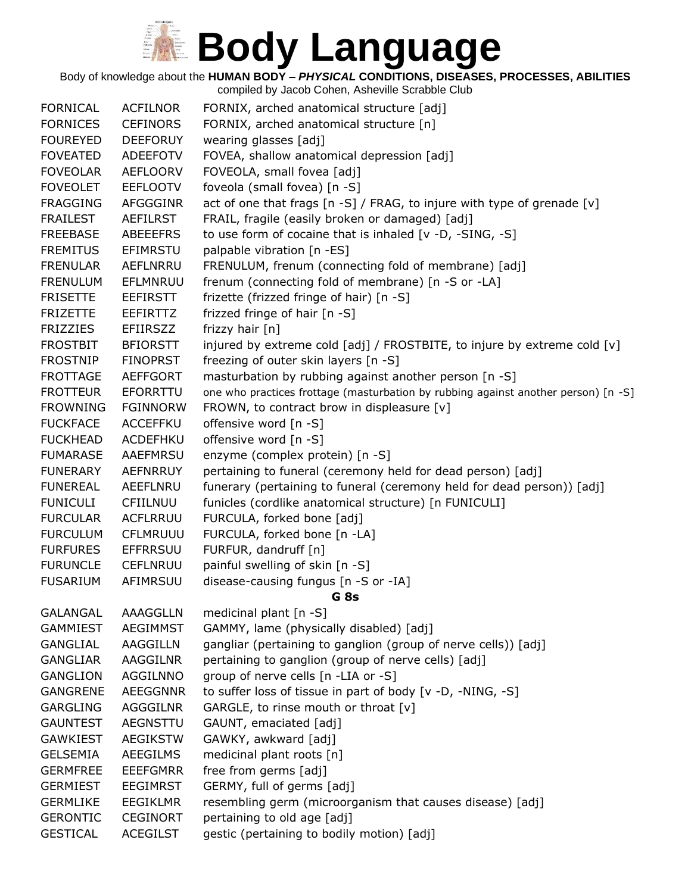# Body Language

Body of knowledge about the **HUMAN BODY – *PHYSICAL* CONDITIONS, DISEASES, PROCESSES, ABILITIES**

compiled by Jacob Cohen, Asheville Scrabble Club

| | | |
|---|---|---|
| FORNICAL | ACFILNOR | FORNIX, arched anatomical structure [adj] |
| FORNICES | CEFINORS | FORNIX, arched anatomical structure [n] |
| FOUREYED | DEEFORUY | wearing glasses [adj] |
| FOVEATED | ADEEFOTV | FOVEA, shallow anatomical depression [adj] |
| FOVEOLAR | AEFLOORV | FOVEOLA, small fovea [adj] |
| FOVEOLET | EEFLOOTV | foveola (small fovea) [n -S] |
| FRAGGING | AFGGGINR | act of one that frags [n -S] / FRAG, to injure with type of grenade [v] |
| FRAILEST | AEFILRST | FRAIL, fragile (easily broken or damaged) [adj] |
| FREEBASE | ABEEEFRS | to use form of cocaine that is inhaled [v -D, -SING, -S] |
| FREMITUS | EFIMRSTU | palpable vibration [n -ES] |
| FRENULAR | AEFLNRRU | FRENULUM, frenum (connecting fold of membrane) [adj] |
| FRENULUM | EFLMNRUU | frenum (connecting fold of membrane) [n -S or -LA] |
| FRISETTE | EEFIRSTT | frizette (frizzed fringe of hair) [n -S] |
| FRIZETTE | EEFIRTTZ | frizzed fringe of hair [n -S] |
| FRIZZIES | EFIIRSZZ | frizzy hair [n] |
| FROSTBIT | BFIORSTT | injured by extreme cold [adj] / FROSTBITE, to injure by extreme cold [v] |
| FROSTNIP | FINOPRST | freezing of outer skin layers [n -S] |
| FROTTAGE | AEFFGORT | masturbation by rubbing against another person [n -S] |
| FROTTEUR | EFORRTTU | one who practices frottage (masturbation by rubbing against another person) [n -S] |
| FROWNING | FGINNORW | FROWN, to contract brow in displeasure [v] |
| FUCKFACE | ACCEFFKU | offensive word [n -S] |
| FUCKHEAD | ACDEFHKU | offensive word [n -S] |
| FUMARASE | AAEFMRSU | enzyme (complex protein) [n -S] |
| FUNERARY | AEFNRRUY | pertaining to funeral (ceremony held for dead person) [adj] |
| FUNEREAL | AEEFLNRU | funerary (pertaining to funeral (ceremony held for dead person)) [adj] |
| FUNICULI | CFIILNUU | funicles (cordlike anatomical structure) [n FUNICULI] |
| FURCULAR | ACFLRRUU | FURCULA, forked bone [adj] |
| FURCULUM | CFLMRUUU | FURCULA, forked bone [n -LA] |
| FURFURES | EFFRRSUU | FURFUR, dandruff [n] |
| FURUNCLE | CEFLNRUU | painful swelling of skin [n -S] |
| FUSARIUM | AFIMRSUU | disease-causing fungus [n -S or -IA] |

**G 8s**

| | | |
|---|---|---|
| GALANGAL | AAAGGLLN | medicinal plant [n -S] |
| GAMMIEST | AEGIMMST | GAMMY, lame (physically disabled) [adj] |
| GANGLIAL | AAGGILLN | gangliar (pertaining to ganglion (group of nerve cells)) [adj] |
| GANGLIAR | AAGGILNR | pertaining to ganglion (group of nerve cells) [adj] |
| GANGLION | AGGILNNO | group of nerve cells [n -LIA or -S] |
| GANGRENE | AEEGGNNR | to suffer loss of tissue in part of body [v -D, -NING, -S] |
| GARGLING | AGGGILNR | GARGLE, to rinse mouth or throat [v] |
| GAUNTEST | AEGNSTTU | GAUNT, emaciated [adj] |
| GAWKIEST | AEGIKSTW | GAWKY, awkward [adj] |
| GELSEMIA | AEEGILMS | medicinal plant roots [n] |
| GERMFREE | EEEFGMRR | free from germs [adj] |
| GERMIEST | EEGIMRST | GERMY, full of germs [adj] |
| GERMLIKE | EEGIKLMR | resembling germ (microorganism that causes disease) [adj] |
| GERONTIC | CEGINORT | pertaining to old age [adj] |
| GESTICAL | ACEGILST | gestic (pertaining to bodily motion) [adj] |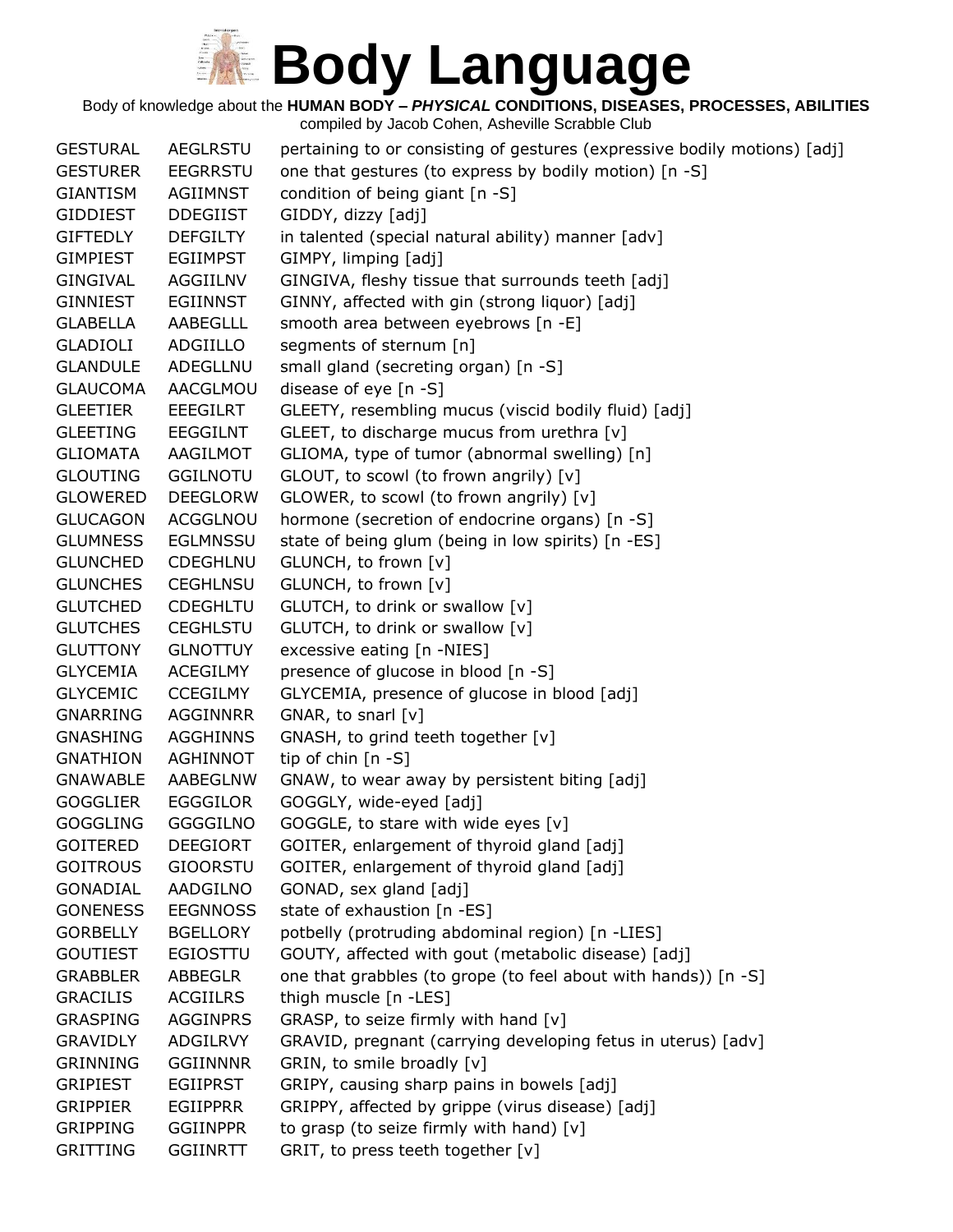# Body Language

Body of knowledge about the **HUMAN BODY – *PHYSICAL* CONDITIONS, DISEASES, PROCESSES, ABILITIES**

compiled by Jacob Cohen, Asheville Scrabble Club

| | | |
|---|---|---|
| GESTURAL | AEGLRSTU | pertaining to or consisting of gestures (expressive bodily motions) [adj] |
| GESTURER | EEGRRSTU | one that gestures (to express by bodily motion) [n -S] |
| GIANTISM | AGIIMNST | condition of being giant [n -S] |
| GIDDIEST | DDEGIIST | GIDDY, dizzy [adj] |
| GIFTEDLY | DEFGILTY | in talented (special natural ability) manner [adv] |
| GIMPIEST | EGIIMPST | GIMPY, limping [adj] |
| GINGIVAL | AGGIILNV | GINGIVA, fleshy tissue that surrounds teeth [adj] |
| GINNIEST | EGIINNST | GINNY, affected with gin (strong liquor) [adj] |
| GLABELLA | AABEGLLL | smooth area between eyebrows [n -E] |
| GLADIOLI | ADGIILLO | segments of sternum [n] |
| GLANDULE | ADEGLLNU | small gland (secreting organ) [n -S] |
| GLAUCOMA | AACGLMOU | disease of eye [n -S] |
| GLEETIER | EEEGILRT | GLEETY, resembling mucus (viscid bodily fluid) [adj] |
| GLEETING | EEGGILNT | GLEET, to discharge mucus from urethra [v] |
| GLIOMATA | AAGILMOT | GLIOMA, type of tumor (abnormal swelling) [n] |
| GLOUTING | GGILNOTU | GLOUT, to scowl (to frown angrily) [v] |
| GLOWERED | DEEGLORW | GLOWER, to scowl (to frown angrily) [v] |
| GLUCAGON | ACGGLNOU | hormone (secretion of endocrine organs) [n -S] |
| GLUMNESS | EGLMNSSU | state of being glum (being in low spirits) [n -ES] |
| GLUNCHED | CDEGHLNU | GLUNCH, to frown [v] |
| GLUNCHES | CEGHLNSU | GLUNCH, to frown [v] |
| GLUTCHED | CDEGHLTU | GLUTCH, to drink or swallow [v] |
| GLUTCHES | CEGHLSTU | GLUTCH, to drink or swallow [v] |
| GLUTTONY | GLNOTTUY | excessive eating [n -NIES] |
| GLYCEMIA | ACEGILMY | presence of glucose in blood [n -S] |
| GLYCEMIC | CCEGILMY | GLYCEMIA, presence of glucose in blood [adj] |
| GNARRING | AGGINNRR | GNAR, to snarl [v] |
| GNASHING | AGGHINNS | GNASH, to grind teeth together [v] |
| GNATHION | AGHINNOT | tip of chin [n -S] |
| GNAWABLE | AABEGLNW | GNAW, to wear away by persistent biting [adj] |
| GOGGLIER | EGGGILOR | GOGGLY, wide-eyed [adj] |
| GOGGLING | GGGGILNO | GOGGLE, to stare with wide eyes [v] |
| GOITERED | DEEGIORT | GOITER, enlargement of thyroid gland [adj] |
| GOITROUS | GIOORSTU | GOITER, enlargement of thyroid gland [adj] |
| GONADIAL | AADGILNO | GONAD, sex gland [adj] |
| GONENESS | EEGNNOSS | state of exhaustion [n -ES] |
| GORBELLY | BGELLORY | potbelly (protruding abdominal region) [n -LIES] |
| GOUTIEST | EGIOSTTU | GOUTY, affected with gout (metabolic disease) [adj] |
| GRABBLER | ABBEGLR | one that grabbles (to grope (to feel about with hands)) [n -S] |
| GRACILIS | ACGIILRS | thigh muscle [n -LES] |
| GRASPING | AGGINPRS | GRASP, to seize firmly with hand [v] |
| GRAVIDLY | ADGILRVY | GRAVID, pregnant (carrying developing fetus in uterus) [adv] |
| GRINNING | GGIINNNR | GRIN, to smile broadly [v] |
| GRIPIEST | EGIIPRST | GRIPY, causing sharp pains in bowels [adj] |
| GRIPPIER | EGIIPPRR | GRIPPY, affected by grippe (virus disease) [adj] |
| GRIPPING | GGIINPPR | to grasp (to seize firmly with hand) [v] |
| GRITTING | GGIINRTT | GRIT, to press teeth together [v] |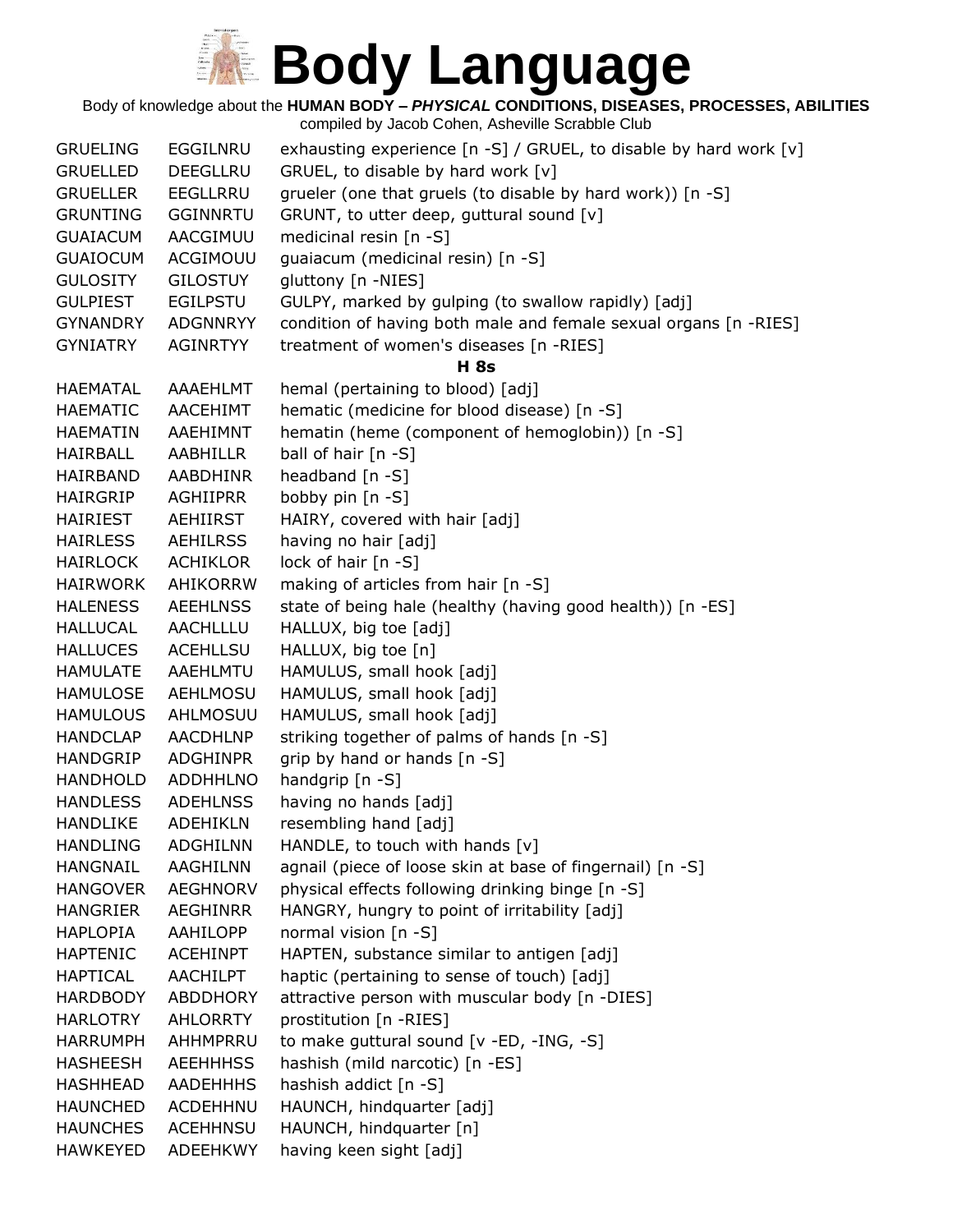# Body Language

Body of knowledge about the **HUMAN BODY – *PHYSICAL* CONDITIONS, DISEASES, PROCESSES, ABILITIES**

compiled by Jacob Cohen, Asheville Scrabble Club

| | | |
|---|---|---|
| GRUELING | EGGILNRU | exhausting experience [n -S] / GRUEL, to disable by hard work [v] |
| GRUELLED | DEEGLLRU | GRUEL, to disable by hard work [v] |
| GRUELLER | EEGLLRRU | grueler (one that gruels (to disable by hard work)) [n -S] |
| GRUNTING | GGINNRTU | GRUNT, to utter deep, guttural sound [v] |
| GUAIACUM | AACGIMUU | medicinal resin [n -S] |
| GUAIOCUM | ACGIMOUU | guaiacum (medicinal resin) [n -S] |
| GULOSITY | GILOSTUY | gluttony [n -NIES] |
| GULPIEST | EGILPSTU | GULPY, marked by gulping (to swallow rapidly) [adj] |
| GYNANDRY | ADGNNRYY | condition of having both male and female sexual organs [n -RIES] |
| GYNIATRY | AGINRTYY | treatment of women's diseases [n -RIES] |

**H 8s**

| | | |
|---|---|---|
| HAEMATAL | AAAEHLMT | hemal (pertaining to blood) [adj] |
| HAEMATIC | AACEHIMT | hematic (medicine for blood disease) [n -S] |
| HAEMATIN | AAEHIMNT | hematin (heme (component of hemoglobin)) [n -S] |
| HAIRBALL | AABHILLR | ball of hair [n -S] |
| HAIRBAND | AABDHINR | headband [n -S] |
| HAIRGRIP | AGHIIPRR | bobby pin [n -S] |
| HAIRIEST | AEHIIRST | HAIRY, covered with hair [adj] |
| HAIRLESS | AEHILRSS | having no hair [adj] |
| HAIRLOCK | ACHIKLOR | lock of hair [n -S] |
| HAIRWORK | AHIKORRW | making of articles from hair [n -S] |
| HALENESS | AEEHLNSS | state of being hale (healthy (having good health)) [n -ES] |
| HALLUCAL | AACHLLLU | HALLUX, big toe [adj] |
| HALLUCES | ACEHLLSU | HALLUX, big toe [n] |
| HAMULATE | AAEHLMTU | HAMULUS, small hook [adj] |
| HAMULOSE | AEHLMOSU | HAMULUS, small hook [adj] |
| HAMULOUS | AHLMOSUU | HAMULUS, small hook [adj] |
| HANDCLAP | AACDHLNP | striking together of palms of hands [n -S] |
| HANDGRIP | ADGHINPR | grip by hand or hands [n -S] |
| HANDHOLD | ADDHHLNO | handgrip [n -S] |
| HANDLESS | ADEHLNSS | having no hands [adj] |
| HANDLIKE | ADEHIKLN | resembling hand [adj] |
| HANDLING | ADGHILNN | HANDLE, to touch with hands [v] |
| HANGNAIL | AAGHILNN | agnail (piece of loose skin at base of fingernail) [n -S] |
| HANGOVER | AEGHNORV | physical effects following drinking binge [n -S] |
| HANGRIER | AEGHINRR | HANGRY, hungry to point of irritability [adj] |
| HAPLOPIA | AAHILOPP | normal vision [n -S] |
| HAPTENIC | ACEHINPT | HAPTEN, substance similar to antigen [adj] |
| HAPTICAL | AACHILPT | haptic (pertaining to sense of touch) [adj] |
| HARDBODY | ABDDHORY | attractive person with muscular body [n -DIES] |
| HARLOTRY | AHLORRTY | prostitution [n -RIES] |
| HARRUMPH | AHHMPRRU | to make guttural sound [v -ED, -ING, -S] |
| HASHEESH | AEEHHHSS | hashish (mild narcotic) [n -ES] |
| HASHHEAD | AADEHHHS | hashish addict [n -S] |
| HAUNCHED | ACDEHHNU | HAUNCH, hindquarter [adj] |
| HAUNCHES | ACEHHNSU | HAUNCH, hindquarter [n] |
| HAWKEYED | ADEEHKWY | having keen sight [adj] |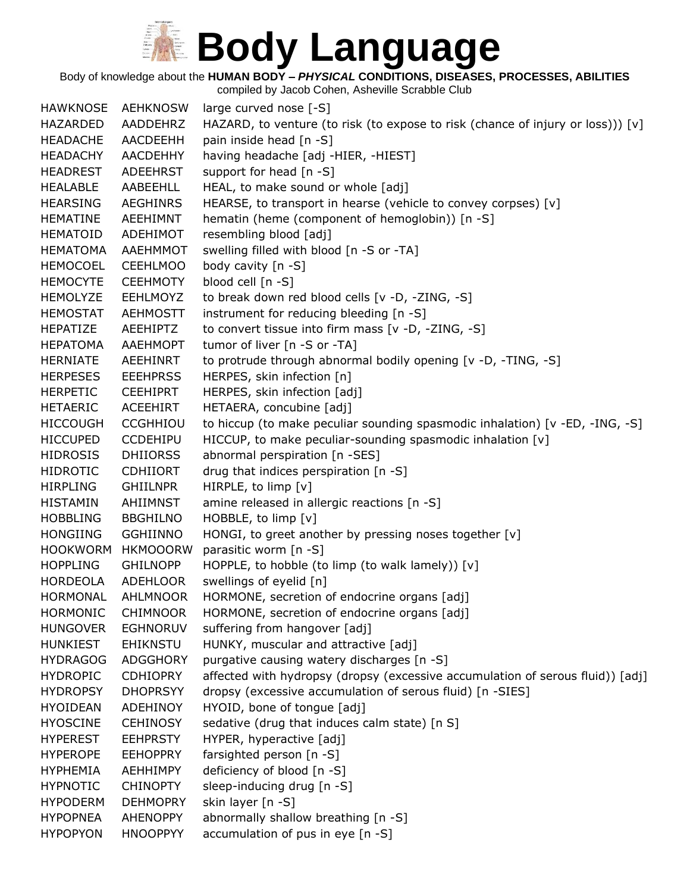# Body Language

Body of knowledge about the **HUMAN BODY – *PHYSICAL* CONDITIONS, DISEASES, PROCESSES, ABILITIES**

compiled by Jacob Cohen, Asheville Scrabble Club

| | | |
|---|---|---|
| HAWKNOSE | AEHKNOSW | large curved nose [-S] |
| HAZARDED | AADDEHRZ | HAZARD, to venture (to risk (to expose to risk (chance of injury or loss))) [v] |
| HEADACHE | AACDEEHH | pain inside head [n -S] |
| HEADACHY | AACDEHHY | having headache [adj -HIER, -HIEST] |
| HEADREST | ADEEHRST | support for head [n -S] |
| HEALABLE | AABEEHLL | HEAL, to make sound or whole [adj] |
| HEARSING | AEGHINRS | HEARSE, to transport in hearse (vehicle to convey corpses) [v] |
| HEMATINE | AEEHIMNT | hematin (heme (component of hemoglobin)) [n -S] |
| HEMATOID | ADEHIMOT | resembling blood [adj] |
| HEMATOMA | AAEHMMOT | swelling filled with blood [n -S or -TA] |
| HEMOCOEL | CEEHLMOO | body cavity [n -S] |
| HEMOCYTE | CEEHMOTY | blood cell [n -S] |
| HEMOLYZE | EEHLMOYZ | to break down red blood cells [v -D, -ZING, -S] |
| HEMOSTAT | AEHMOSTT | instrument for reducing bleeding [n -S] |
| HEPATIZE | AEEHIPTZ | to convert tissue into firm mass [v -D, -ZING, -S] |
| HEPATOMA | AAEHMOPT | tumor of liver [n -S or -TA] |
| HERNIATE | AEEHINRT | to protrude through abnormal bodily opening [v -D, -TING, -S] |
| HERPESES | EEEHPRSS | HERPES, skin infection [n] |
| HERPETIC | CEEHIPRT | HERPES, skin infection [adj] |
| HETAERIC | ACEEHIRT | HETAERA, concubine [adj] |
| HICCOUGH | CCGHHIOU | to hiccup (to make peculiar sounding spasmodic inhalation) [v -ED, -ING, -S] |
| HICCUPED | CCDEHIPU | HICCUP, to make peculiar-sounding spasmodic inhalation [v] |
| HIDROSIS | DHIIORSS | abnormal perspiration [n -SES] |
| HIDROTIC | CDHIIORT | drug that indices perspiration [n -S] |
| HIRPLING | GHIILNPR | HIRPLE, to limp [v] |
| HISTAMIN | AHIIMNST | amine released in allergic reactions [n -S] |
| HOBBLING | BBGHILNO | HOBBLE, to limp [v] |
| HONGIING | GGHIINNO | HONGI, to greet another by pressing noses together [v] |
| HOOKWORM | HKMOOORW | parasitic worm [n -S] |
| HOPPLING | GHILNOPP | HOPPLE, to hobble (to limp (to walk lamely)) [v] |
| HORDEOLA | ADEHLOOR | swellings of eyelid [n] |
| HORMONAL | AHLMNOOR | HORMONE, secretion of endocrine organs [adj] |
| HORMONIC | CHIMNOOR | HORMONE, secretion of endocrine organs [adj] |
| HUNGOVER | EGHNORUV | suffering from hangover [adj] |
| HUNKIEST | EHIKNSTU | HUNKY, muscular and attractive [adj] |
| HYDRAGOG | ADGGHORY | purgative causing watery discharges [n -S] |
| HYDROPIC | CDHIOPRY | affected with hydropsy (dropsy (excessive accumulation of serous fluid)) [adj] |
| HYDROPSY | DHOPRSYY | dropsy (excessive accumulation of serous fluid) [n -SIES] |
| HYOIDEAN | ADEHINOY | HYOID, bone of tongue [adj] |
| HYOSCINE | CEHINOSY | sedative (drug that induces calm state) [n S] |
| HYPEREST | EEHPRSTY | HYPER, hyperactive [adj] |
| HYPEROPE | EEHOPPRY | farsighted person [n -S] |
| HYPHEMIA | AEHHIMPY | deficiency of blood [n -S] |
| HYPNOTIC | CHINOPTY | sleep-inducing drug [n -S] |
| HYPODERM | DEHMOPRY | skin layer [n -S] |
| HYPOPNEA | AHENOPPY | abnormally shallow breathing [n -S] |
| HYPOPYON | HNOOPPYY | accumulation of pus in eye [n -S] |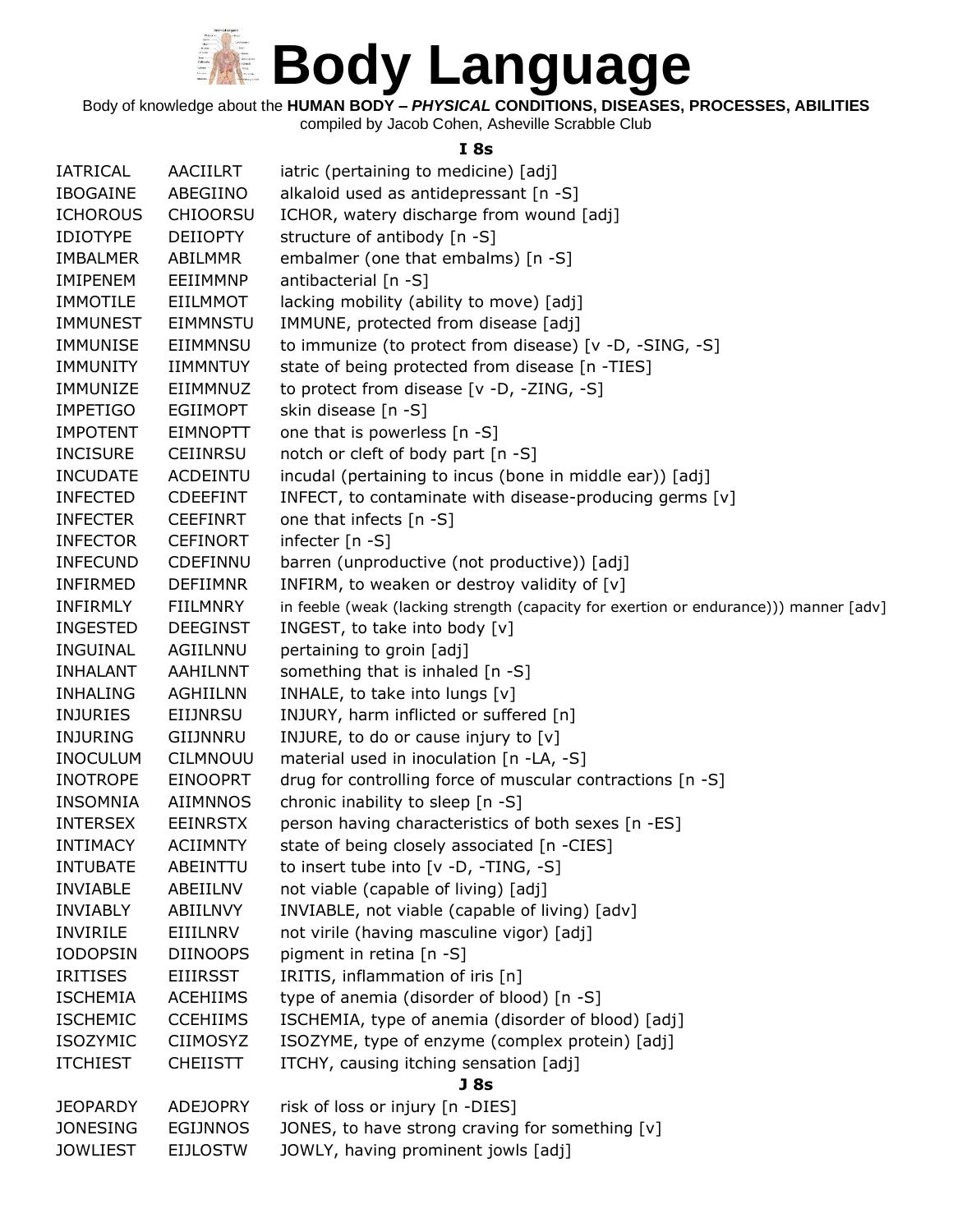# Body Language

Body of knowledge about the **HUMAN BODY – *PHYSICAL* CONDITIONS, DISEASES, PROCESSES, ABILITIES**

compiled by Jacob Cohen, Asheville Scrabble Club

### I 8s

| | | |
|---|---|---|
| IATRICAL | AACIILRT | iatric (pertaining to medicine) [adj] |
| IBOGAINE | ABEGIINO | alkaloid used as antidepressant [n -S] |
| ICHOROUS | CHIOORSU | ICHOR, watery discharge from wound [adj] |
| IDIOTYPE | DEIIOPTY | structure of antibody [n -S] |
| IMBALMER | ABILMMR | embalmer (one that embalms) [n -S] |
| IMIPENEM | EEIIMMNP | antibacterial [n -S] |
| IMMOTILE | EIILMMOT | lacking mobility (ability to move) [adj] |
| IMMUNEST | EIMMNSTU | IMMUNE, protected from disease [adj] |
| IMMUNISE | EIIMMNSU | to immunize (to protect from disease) [v -D, -SING, -S] |
| IMMUNITY | IIMMNTUY | state of being protected from disease [n -TIES] |
| IMMUNIZE | EIIMMNUZ | to protect from disease [v -D, -ZING, -S] |
| IMPETIGO | EGIIMOPT | skin disease [n -S] |
| IMPOTENT | EIMNOPTT | one that is powerless [n -S] |
| INCISURE | CEIINRSU | notch or cleft of body part [n -S] |
| INCUDATE | ACDEINTU | incudal (pertaining to incus (bone in middle ear)) [adj] |
| INFECTED | CDEEFINT | INFECT, to contaminate with disease-producing germs [v] |
| INFECTER | CEEFINRT | one that infects [n -S] |
| INFECTOR | CEFINORT | infecter [n -S] |
| INFECUND | CDEFINNU | barren (unproductive (not productive)) [adj] |
| INFIRMED | DEFIIMNR | INFIRM, to weaken or destroy validity of [v] |
| INFIRMLY | FIILMNRY | in feeble (weak (lacking strength (capacity for exertion or endurance))) manner [adv] |
| INGESTED | DEEGINST | INGEST, to take into body [v] |
| INGUINAL | AGIILNNU | pertaining to groin [adj] |
| INHALANT | AAHILNNT | something that is inhaled [n -S] |
| INHALING | AGHIILNN | INHALE, to take into lungs [v] |
| INJURIES | EIIJNRSU | INJURY, harm inflicted or suffered [n] |
| INJURING | GIIJNNRU | INJURE, to do or cause injury to [v] |
| INOCULUM | CILMNOUU | material used in inoculation [n -LA, -S] |
| INOTROPE | EINOOPRT | drug for controlling force of muscular contractions [n -S] |
| INSOMNIA | AIIMNNOS | chronic inability to sleep [n -S] |
| INTERSEX | EEINRSTX | person having characteristics of both sexes [n -ES] |
| INTIMACY | ACIIMNTY | state of being closely associated [n -CIES] |
| INTUBATE | ABEINTTU | to insert tube into [v -D, -TING, -S] |
| INVIABLE | ABEIILNV | not viable (capable of living) [adj] |
| INVIABLY | ABIILNVY | INVIABLE, not viable (capable of living) [adv] |
| INVIRILE | EIIILNRV | not virile (having masculine vigor) [adj] |
| IODOPSIN | DIINOOPS | pigment in retina [n -S] |
| IRITISES | EIIIRSST | IRITIS, inflammation of iris [n] |
| ISCHEMIA | ACEHIIMS | type of anemia (disorder of blood) [n -S] |
| ISCHEMIC | CCEHIIMS | ISCHEMIA, type of anemia (disorder of blood) [adj] |
| ISOZYMIC | CIIMOSYZ | ISOZYME, type of enzyme (complex protein) [adj] |
| ITCHIEST | CHEIISTT | ITCHY, causing itching sensation [adj] |

### J 8s

| | | |
|---|---|---|
| JEOPARDY | ADEJOPRY | risk of loss or injury [n -DIES] |
| JONESING | EGIJNNOS | JONES, to have strong craving for something [v] |
| JOWLIEST | EIJLOSTW | JOWLY, having prominent jowls [adj] |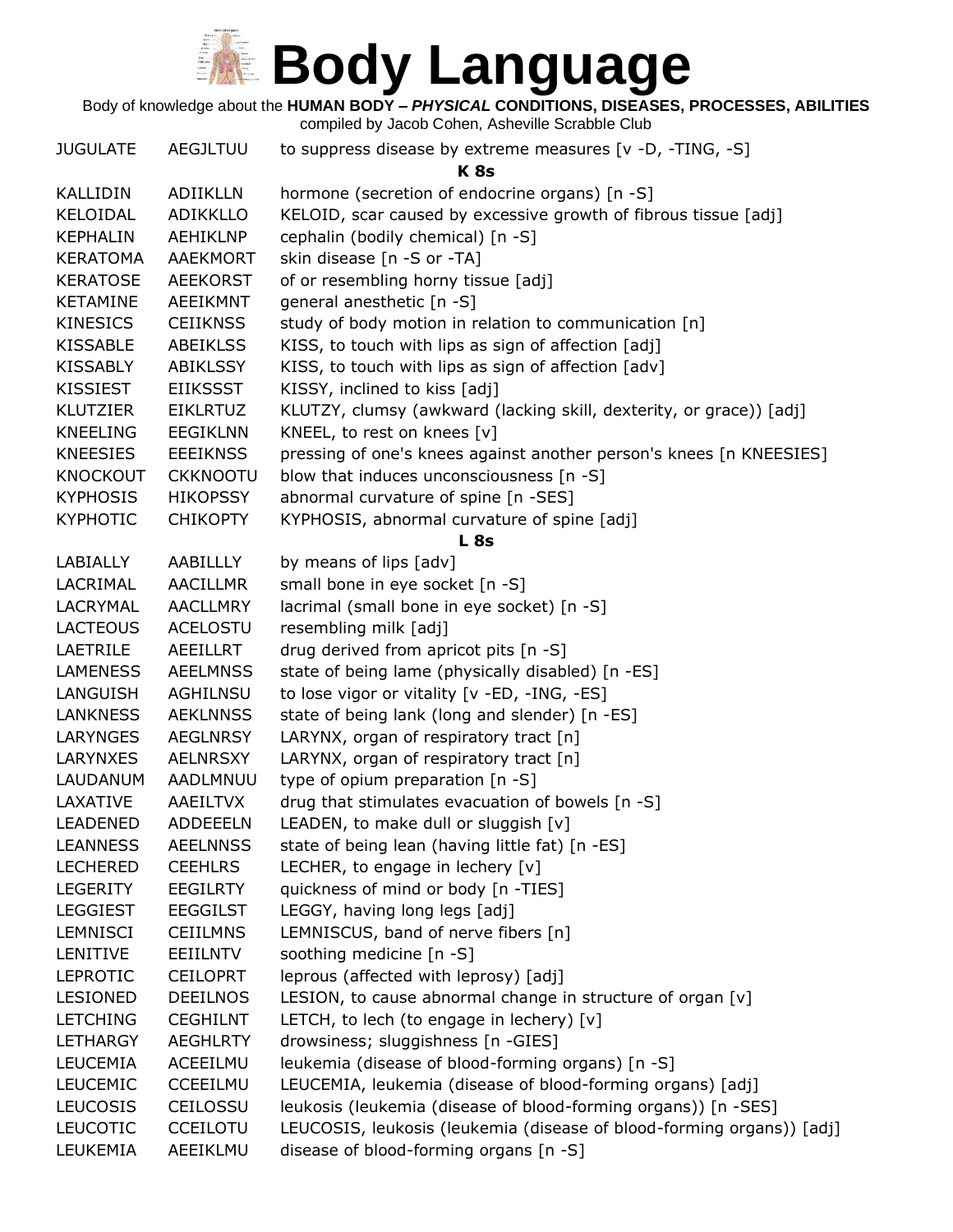# Body Language

Body of knowledge about the **HUMAN BODY – *PHYSICAL* CONDITIONS, DISEASES, PROCESSES, ABILITIES**

compiled by Jacob Cohen, Asheville Scrabble Club

| | | |
|---|---|---|
| JUGULATE | AEGJLTUU | to suppress disease by extreme measures [v -D, -TING, -S] |

**K 8s**

| | | |
|---|---|---|
| KALLIDIN | ADIIKLLN | hormone (secretion of endocrine organs) [n -S] |
| KELOIDAL | ADIKKLLO | KELOID, scar caused by excessive growth of fibrous tissue [adj] |
| KEPHALIN | AEHIKLNP | cephalin (bodily chemical) [n -S] |
| KERATOMA | AAEKMORT | skin disease [n -S or -TA] |
| KERATOSE | AEEKORST | of or resembling horny tissue [adj] |
| KETAMINE | AEEIKMNT | general anesthetic [n -S] |
| KINESICS | CEIIKNSS | study of body motion in relation to communication [n] |
| KISSABLE | ABEIKLSS | KISS, to touch with lips as sign of affection [adj] |
| KISSABLY | ABIKLSSY | KISS, to touch with lips as sign of affection [adv] |
| KISSIEST | EIIKSSST | KISSY, inclined to kiss [adj] |
| KLUTZIER | EIKLRTUZ | KLUTZY, clumsy (awkward (lacking skill, dexterity, or grace)) [adj] |
| KNEELING | EEGIKLNN | KNEEL, to rest on knees [v] |
| KNEESIES | EEEIKNSS | pressing of one's knees against another person's knees [n KNEESIES] |
| KNOCKOUT | CKKNOOTU | blow that induces unconsciousness [n -S] |
| KYPHOSIS | HIKOPSSY | abnormal curvature of spine [n -SES] |
| KYPHOTIC | CHIKOPTY | KYPHOSIS, abnormal curvature of spine [adj] |

**L 8s**

| | | |
|---|---|---|
| LABIALLY | AABILLLY | by means of lips [adv] |
| LACRIMAL | AACILLMR | small bone in eye socket [n -S] |
| LACRYMAL | AACLLMRY | lacrimal (small bone in eye socket) [n -S] |
| LACTEOUS | ACELOSTU | resembling milk [adj] |
| LAETRILE | AEEILLRT | drug derived from apricot pits [n -S] |
| LAMENESS | AEELMNSS | state of being lame (physically disabled) [n -ES] |
| LANGUISH | AGHILNSU | to lose vigor or vitality [v -ED, -ING, -ES] |
| LANKNESS | AEKLNNSS | state of being lank (long and slender) [n -ES] |
| LARYNGES | AEGLNRSY | LARYNX, organ of respiratory tract [n] |
| LARYNXES | AELNRSXY | LARYNX, organ of respiratory tract [n] |
| LAUDANUM | AADLMNUU | type of opium preparation [n -S] |
| LAXATIVE | AAEILTVX | drug that stimulates evacuation of bowels [n -S] |
| LEADENED | ADDEEELN | LEADEN, to make dull or sluggish [v] |
| LEANNESS | AEELNNSS | state of being lean (having little fat) [n -ES] |
| LECHERED | CEEHLRS | LECHER, to engage in lechery [v] |
| LEGERITY | EEGILRTY | quickness of mind or body [n -TIES] |
| LEGGIEST | EEGGILST | LEGGY, having long legs [adj] |
| LEMNISCI | CEIILMNS | LEMNISCUS, band of nerve fibers [n] |
| LENITIVE | EEIILNTV | soothing medicine [n -S] |
| LEPROTIC | CEILOPRT | leprous (affected with leprosy) [adj] |
| LESIONED | DEEILNOS | LESION, to cause abnormal change in structure of organ [v] |
| LETCHING | CEGHILNT | LETCH, to lech (to engage in lechery) [v] |
| LETHARGY | AEGHLRTY | drowsiness; sluggishness [n -GIES] |
| LEUCEMIA | ACEEILMU | leukemia (disease of blood-forming organs) [n -S] |
| LEUCEMIC | CCEEILMU | LEUCEMIA, leukemia (disease of blood-forming organs) [adj] |
| LEUCOSIS | CEILOSSU | leukosis (leukemia (disease of blood-forming organs)) [n -SES] |
| LEUCOTIC | CCEILOTU | LEUCOSIS, leukosis (leukemia (disease of blood-forming organs)) [adj] |
| LEUKEMIA | AEEIKLMU | disease of blood-forming organs [n -S] |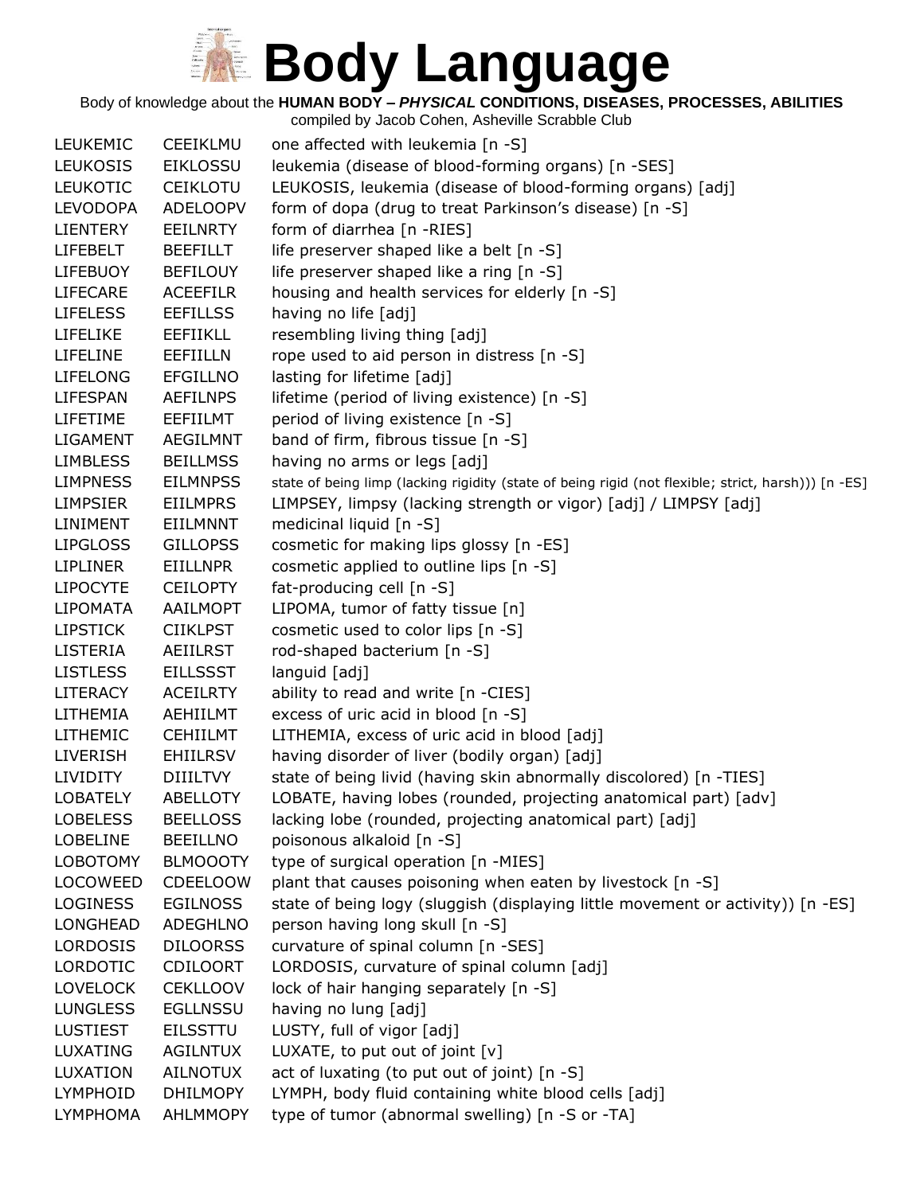# Body Language

Body of knowledge about the **HUMAN BODY – *PHYSICAL* CONDITIONS, DISEASES, PROCESSES, ABILITIES**

compiled by Jacob Cohen, Asheville Scrabble Club

| | | |
|---|---|---|
| LEUKEMIC | CEEIKLMU | one affected with leukemia [n -S] |
| LEUKOSIS | EIKLOSSU | leukemia (disease of blood-forming organs) [n -SES] |
| LEUKOTIC | CEIKLOTU | LEUKOSIS, leukemia (disease of blood-forming organs) [adj] |
| LEVODOPA | ADELOOPV | form of dopa (drug to treat Parkinson's disease) [n -S] |
| LIENTERY | EEILNRTY | form of diarrhea [n -RIES] |
| LIFEBELT | BEEFILLT | life preserver shaped like a belt [n -S] |
| LIFEBUOY | BEFILOUY | life preserver shaped like a ring [n -S] |
| LIFECARE | ACEEFILR | housing and health services for elderly [n -S] |
| LIFELESS | EEFILLSS | having no life [adj] |
| LIFELIKE | EEFIIKLL | resembling living thing [adj] |
| LIFELINE | EEFIILLN | rope used to aid person in distress [n -S] |
| LIFELONG | EFGILLNO | lasting for lifetime [adj] |
| LIFESPAN | AEFILNPS | lifetime (period of living existence) [n -S] |
| LIFETIME | EEFIILMT | period of living existence [n -S] |
| LIGAMENT | AEGILMNT | band of firm, fibrous tissue [n -S] |
| LIMBLESS | BEILLMSS | having no arms or legs [adj] |
| LIMPNESS | EILMNPSS | state of being limp (lacking rigidity (state of being rigid (not flexible; strict, harsh))) [n -ES] |
| LIMPSIER | EIILMPRS | LIMPSEY, limpsy (lacking strength or vigor) [adj] / LIMPSY [adj] |
| LINIMENT | EIILMNNT | medicinal liquid [n -S] |
| LIPGLOSS | GILLOPSS | cosmetic for making lips glossy [n -ES] |
| LIPLINER | EIILLNPR | cosmetic applied to outline lips [n -S] |
| LIPOCYTE | CEILOPTY | fat-producing cell [n -S] |
| LIPOMATA | AAILMOPT | LIPOMA, tumor of fatty tissue [n] |
| LIPSTICK | CIIKLPST | cosmetic used to color lips [n -S] |
| LISTERIA | AEIILRST | rod-shaped bacterium [n -S] |
| LISTLESS | EILLSSST | languid [adj] |
| LITERACY | ACEILRTY | ability to read and write [n -CIES] |
| LITHEMIA | AEHIILMT | excess of uric acid in blood [n -S] |
| LITHEMIC | CEHIILMT | LITHEMIA, excess of uric acid in blood [adj] |
| LIVERISH | EHIILRSV | having disorder of liver (bodily organ) [adj] |
| LIVIDITY | DIIILTVY | state of being livid (having skin abnormally discolored) [n -TIES] |
| LOBATELY | ABELLOTY | LOBATE, having lobes (rounded, projecting anatomical part) [adv] |
| LOBELESS | BEELLOSS | lacking lobe (rounded, projecting anatomical part) [adj] |
| LOBELINE | BEEILLNO | poisonous alkaloid [n -S] |
| LOBOTOMY | BLMOOOTY | type of surgical operation [n -MIES] |
| LOCOWEED | CDEELOOW | plant that causes poisoning when eaten by livestock [n -S] |
| LOGINESS | EGILNOSS | state of being logy (sluggish (displaying little movement or activity)) [n -ES] |
| LONGHEAD | ADEGHLNO | person having long skull [n -S] |
| LORDOSIS | DILOORSS | curvature of spinal column [n -SES] |
| LORDOTIC | CDILOORT | LORDOSIS, curvature of spinal column [adj] |
| LOVELOCK | CEKLLOOV | lock of hair hanging separately [n -S] |
| LUNGLESS | EGLLNSSU | having no lung [adj] |
| LUSTIEST | EILSSTTU | LUSTY, full of vigor [adj] |
| LUXATING | AGILNTUX | LUXATE, to put out of joint [v] |
| LUXATION | AILNOTUX | act of luxating (to put out of joint) [n -S] |
| LYMPHOID | DHILMOPY | LYMPH, body fluid containing white blood cells [adj] |
| LYMPHOMA | AHLMMOPY | type of tumor (abnormal swelling) [n -S or -TA] |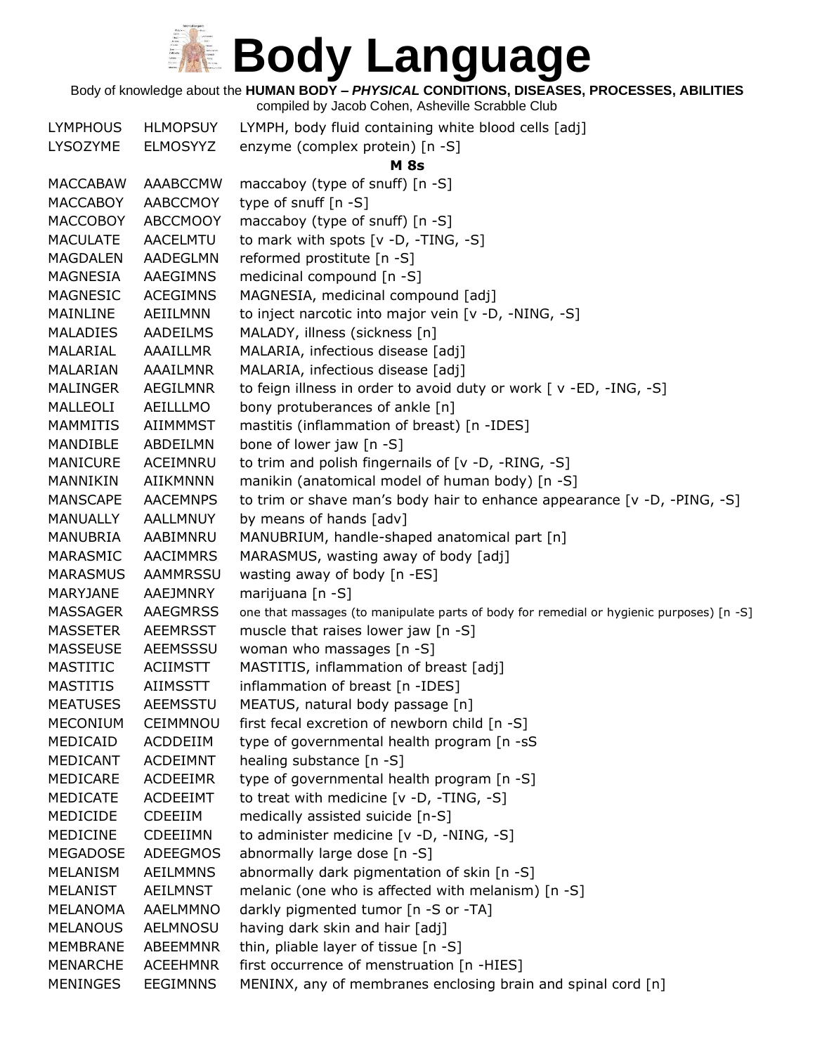# Body Language

Body of knowledge about the **HUMAN BODY – *PHYSICAL* CONDITIONS, DISEASES, PROCESSES, ABILITIES**

compiled by Jacob Cohen, Asheville Scrabble Club

| | | |
|---|---|---|
| LYMPHOUS | HLMOPSUY | LYMPH, body fluid containing white blood cells [adj] |
| LYSOZYME | ELMOSYYZ | enzyme (complex protein) [n -S] |
| | | **M 8s** |
| MACCABAW | AAABCCMW | maccaboy (type of snuff) [n -S] |
| MACCABOY | AABCCMOY | type of snuff [n -S] |
| MACCOBOY | ABCCMOOY | maccaboy (type of snuff) [n -S] |
| MACULATE | AACELMTU | to mark with spots [v -D, -TING, -S] |
| MAGDALEN | AADEGLMN | reformed prostitute [n -S] |
| MAGNESIA | AAEGIMNS | medicinal compound [n -S] |
| MAGNESIC | ACEGIMNS | MAGNESIA, medicinal compound [adj] |
| MAINLINE | AEIILMNN | to inject narcotic into major vein [v -D, -NING, -S] |
| MALADIES | AADEILMS | MALADY, illness (sickness [n] |
| MALARIAL | AAAILLMR | MALARIA, infectious disease [adj] |
| MALARIAN | AAAILMNR | MALARIA, infectious disease [adj] |
| MALINGER | AEGILMNR | to feign illness in order to avoid duty or work [ v -ED, -ING, -S] |
| MALLEOLI | AEILLLMO | bony protuberances of ankle [n] |
| MAMMITIS | AIIMMMST | mastitis (inflammation of breast) [n -IDES] |
| MANDIBLE | ABDEILMN | bone of lower jaw [n -S] |
| MANICURE | ACEIMNRU | to trim and polish fingernails of [v -D, -RING, -S] |
| MANNIKIN | AIIKMNNN | manikin (anatomical model of human body) [n -S] |
| MANSCAPE | AACEMNPS | to trim or shave man's body hair to enhance appearance [v -D, -PING, -S] |
| MANUALLY | AALLMNUY | by means of hands [adv] |
| MANUBRIA | AABIMNRU | MANUBRIUM, handle-shaped anatomical part [n] |
| MARASMIC | AACIMMRS | MARASMUS, wasting away of body [adj] |
| MARASMUS | AAMMRSSU | wasting away of body [n -ES] |
| MARYJANE | AAEJMNRY | marijuana [n -S] |
| MASSAGER | AAEGMRSS | one that massages (to manipulate parts of body for remedial or hygienic purposes) [n -S] |
| MASSETER | AEEMRSST | muscle that raises lower jaw [n -S] |
| MASSEUSE | AEEMSSSU | woman who massages [n -S] |
| MASTITIC | ACIIMSTT | MASTITIS, inflammation of breast [adj] |
| MASTITIS | AIIMSSTT | inflammation of breast [n -IDES] |
| MEATUSES | AEEMSSTU | MEATUS, natural body passage [n] |
| MECONIUM | CEIMMNOU | first fecal excretion of newborn child [n -S] |
| MEDICAID | ACDDEIIM | type of governmental health program [n -sS |
| MEDICANT | ACDEIMNT | healing substance [n -S] |
| MEDICARE | ACDEEIMR | type of governmental health program [n -S] |
| MEDICATE | ACDEEIMT | to treat with medicine [v -D, -TING, -S] |
| MEDICIDE | CDEEIIM | medically assisted suicide [n-S] |
| MEDICINE | CDEEIIMN | to administer medicine [v -D, -NING, -S] |
| MEGADOSE | ADEEGMOS | abnormally large dose [n -S] |
| MELANISM | AEILMMNS | abnormally dark pigmentation of skin [n -S] |
| MELANIST | AEILMNST | melanic (one who is affected with melanism) [n -S] |
| MELANOMA | AAELMMNO | darkly pigmented tumor [n -S or -TA] |
| MELANOUS | AELMNOSU | having dark skin and hair [adj] |
| MEMBRANE | ABEEMMNR | thin, pliable layer of tissue [n -S] |
| MENARCHE | ACEEHMNR | first occurrence of menstruation [n -HIES] |
| MENINGES | EEGIMNNS | MENINX, any of membranes enclosing brain and spinal cord [n] |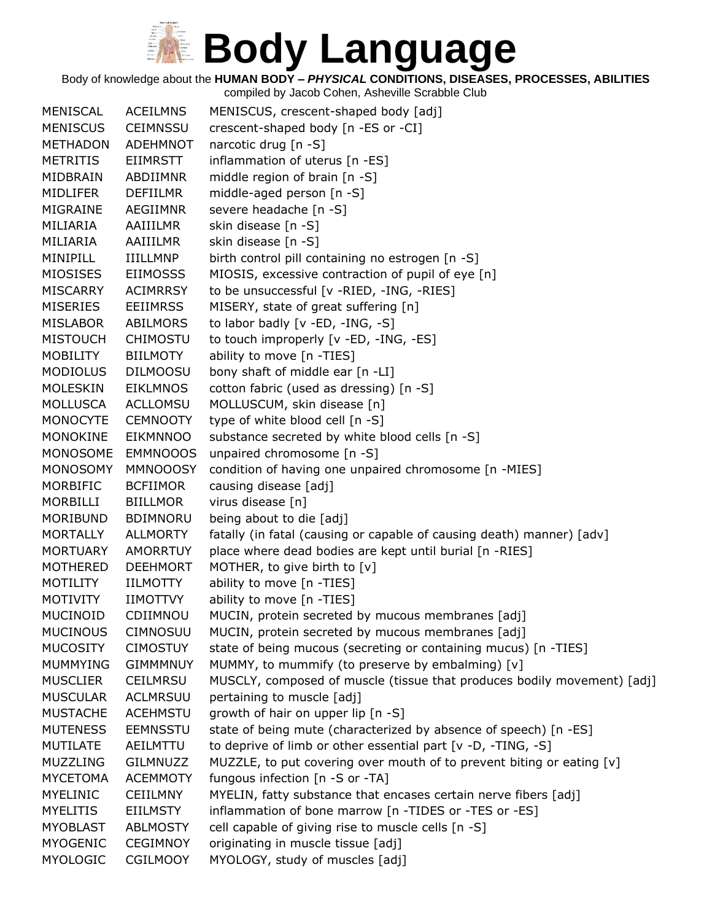# Body Language

Body of knowledge about the **HUMAN BODY – *PHYSICAL* CONDITIONS, DISEASES, PROCESSES, ABILITIES**

compiled by Jacob Cohen, Asheville Scrabble Club

| | | |
|---|---|---|
| MENISCAL | ACEILMNS | MENISCUS, crescent-shaped body [adj] |
| MENISCUS | CEIMNSSU | crescent-shaped body [n -ES or -CI] |
| METHADON | ADEHMNOT | narcotic drug [n -S] |
| METRITIS | EIIMRSTT | inflammation of uterus [n -ES] |
| MIDBRAIN | ABDIIMNR | middle region of brain [n -S] |
| MIDLIFER | DEFIILMR | middle-aged person [n -S] |
| MIGRAINE | AEGIIMNR | severe headache [n -S] |
| MILIARIA | AAIIILMR | skin disease [n -S] |
| MILIARIA | AAIIILMR | skin disease [n -S] |
| MINIPILL | IIILLMNP | birth control pill containing no estrogen [n -S] |
| MIOSISES | EIIMOSSS | MIOSIS, excessive contraction of pupil of eye [n] |
| MISCARRY | ACIMRRSY | to be unsuccessful [v -RIED, -ING, -RIES] |
| MISERIES | EEIIMRSS | MISERY, state of great suffering [n] |
| MISLABOR | ABILMORS | to labor badly [v -ED, -ING, -S] |
| MISTOUCH | CHIMOSTU | to touch improperly [v -ED, -ING, -ES] |
| MOBILITY | BIILMOTY | ability to move [n -TIES] |
| MODIOLUS | DILMOOSU | bony shaft of middle ear [n -LI] |
| MOLESKIN | EIKLMNOS | cotton fabric (used as dressing) [n -S] |
| MOLLUSCA | ACLLOMSU | MOLLUSCUM, skin disease [n] |
| MONOCYTE | CEMNOOTY | type of white blood cell [n -S] |
| MONOKINE | EIKMNNOO | substance secreted by white blood cells [n -S] |
| MONOSOME | EMMNOOOS | unpaired chromosome [n -S] |
| MONOSOMY | MMNOOOSY | condition of having one unpaired chromosome [n -MIES] |
| MORBIFIC | BCFIIMOR | causing disease [adj] |
| MORBILLI | BIILLMOR | virus disease [n] |
| MORIBUND | BDIMNORU | being about to die [adj] |
| MORTALLY | ALLMORTY | fatally (in fatal (causing or capable of causing death) manner) [adv] |
| MORTUARY | AMORRTUY | place where dead bodies are kept until burial [n -RIES] |
| MOTHERED | DEEHMORT | MOTHER, to give birth to [v] |
| MOTILITY | IILMOTTY | ability to move [n -TIES] |
| MOTIVITY | IIMOTTVY | ability to move [n -TIES] |
| MUCINOID | CDIIMNOU | MUCIN, protein secreted by mucous membranes [adj] |
| MUCINOUS | CIMNOSUU | MUCIN, protein secreted by mucous membranes [adj] |
| MUCOSITY | CIMOSTUY | state of being mucous (secreting or containing mucus) [n -TIES] |
| MUMMYING | GIMMMNUY | MUMMY, to mummify (to preserve by embalming) [v] |
| MUSCLIER | CEILMRSU | MUSCLY, composed of muscle (tissue that produces bodily movement) [adj] |
| MUSCULAR | ACLMRSUU | pertaining to muscle [adj] |
| MUSTACHE | ACEHMSTU | growth of hair on upper lip [n -S] |
| MUTENESS | EEMNSSTU | state of being mute (characterized by absence of speech) [n -ES] |
| MUTILATE | AEILMTTU | to deprive of limb or other essential part [v -D, -TING, -S] |
| MUZZLING | GILMNUZZ | MUZZLE, to put covering over mouth of to prevent biting or eating [v] |
| MYCETOMA | ACEMMOTY | fungous infection [n -S or -TA] |
| MYELINIC | CEIILMNY | MYELIN, fatty substance that encases certain nerve fibers [adj] |
| MYELITIS | EIILMSTY | inflammation of bone marrow [n -TIDES or -TES or -ES] |
| MYOBLAST | ABLMOSTY | cell capable of giving rise to muscle cells [n -S] |
| MYOGENIC | CEGIMNOY | originating in muscle tissue [adj] |
| MYOLOGIC | CGILMOOY | MYOLOGY, study of muscles [adj] |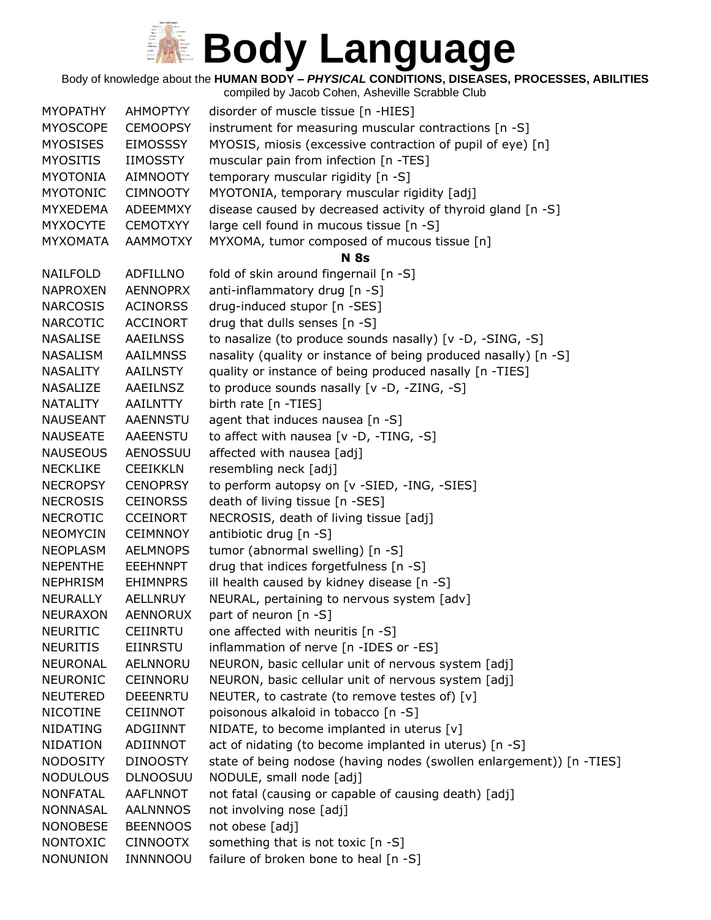# Body Language

Body of knowledge about the **HUMAN BODY – *PHYSICAL* CONDITIONS, DISEASES, PROCESSES, ABILITIES**

compiled by Jacob Cohen, Asheville Scrabble Club

| | | |
|---|---|---|
| MYOPATHY | AHMOPTYY | disorder of muscle tissue [n -HIES] |
| MYOSCOPE | CEMOOPSY | instrument for measuring muscular contractions [n -S] |
| MYOSISES | EIMOSSSY | MYOSIS, miosis (excessive contraction of pupil of eye) [n] |
| MYOSITIS | IIMOSSTY | muscular pain from infection [n -TES] |
| MYOTONIA | AIMNOOTY | temporary muscular rigidity [n -S] |
| MYOTONIC | CIMNOOTY | MYOTONIA, temporary muscular rigidity [adj] |
| MYXEDEMA | ADEEMMXY | disease caused by decreased activity of thyroid gland [n -S] |
| MYXOCYTE | CEMOTXYY | large cell found in mucous tissue [n -S] |
| MYXOMATA | AAMMOTXY | MYXOMA, tumor composed of mucous tissue [n] |
| | | **N 8s** |
| NAILFOLD | ADFILLNO | fold of skin around fingernail [n -S] |
| NAPROXEN | AENNOPRX | anti-inflammatory drug [n -S] |
| NARCOSIS | ACINORSS | drug-induced stupor [n -SES] |
| NARCOTIC | ACCINORT | drug that dulls senses [n -S] |
| NASALISE | AAEILNSS | to nasalize (to produce sounds nasally) [v -D, -SING, -S] |
| NASALISM | AAILMNSS | nasality (quality or instance of being produced nasally) [n -S] |
| NASALITY | AAILNSTY | quality or instance of being produced nasally [n -TIES] |
| NASALIZE | AAEILNSZ | to produce sounds nasally [v -D, -ZING, -S] |
| NATALITY | AAILNTTY | birth rate [n -TIES] |
| NAUSEANT | AAENNSTU | agent that induces nausea [n -S] |
| NAUSEATE | AAEENSTU | to affect with nausea [v -D, -TING, -S] |
| NAUSEOUS | AENOSSUU | affected with nausea [adj] |
| NECKLIKE | CEEIKKLN | resembling neck [adj] |
| NECROPSY | CENOPRSY | to perform autopsy on [v -SIED, -ING, -SIES] |
| NECROSIS | CEINORSS | death of living tissue [n -SES] |
| NECROTIC | CCEINORT | NECROSIS, death of living tissue [adj] |
| NEOMYCIN | CEIMNNOY | antibiotic drug [n -S] |
| NEOPLASM | AELMNOPS | tumor (abnormal swelling) [n -S] |
| NEPENTHE | EEEHNNPT | drug that indices forgetfulness [n -S] |
| NEPHRISM | EHIMNPRS | ill health caused by kidney disease [n -S] |
| NEURALLY | AELLNRUY | NEURAL, pertaining to nervous system [adv] |
| NEURAXON | AENNORUX | part of neuron [n -S] |
| NEURITIC | CEIINRTU | one affected with neuritis [n -S] |
| NEURITIS | EIINRSTU | inflammation of nerve [n -IDES or -ES] |
| NEURONAL | AELNNORU | NEURON, basic cellular unit of nervous system [adj] |
| NEURONIC | CEINNORU | NEURON, basic cellular unit of nervous system [adj] |
| NEUTERED | DEEENRTU | NEUTER, to castrate (to remove testes of) [v] |
| NICOTINE | CEIINNOT | poisonous alkaloid in tobacco [n -S] |
| NIDATING | ADGIINNT | NIDATE, to become implanted in uterus [v] |
| NIDATION | ADIINNOT | act of nidating (to become implanted in uterus) [n -S] |
| NODOSITY | DINOOSTY | state of being nodose (having nodes (swollen enlargement)) [n -TIES] |
| NODULOUS | DLNOOSUU | NODULE, small node [adj] |
| NONFATAL | AAFLNNOT | not fatal (causing or capable of causing death) [adj] |
| NONNASAL | AALNNNOS | not involving nose [adj] |
| NONOBESE | BEENNOOS | not obese [adj] |
| NONTOXIC | CINNOOTX | something that is not toxic [n -S] |
| NONUNION | INNNNOOU | failure of broken bone to heal [n -S] |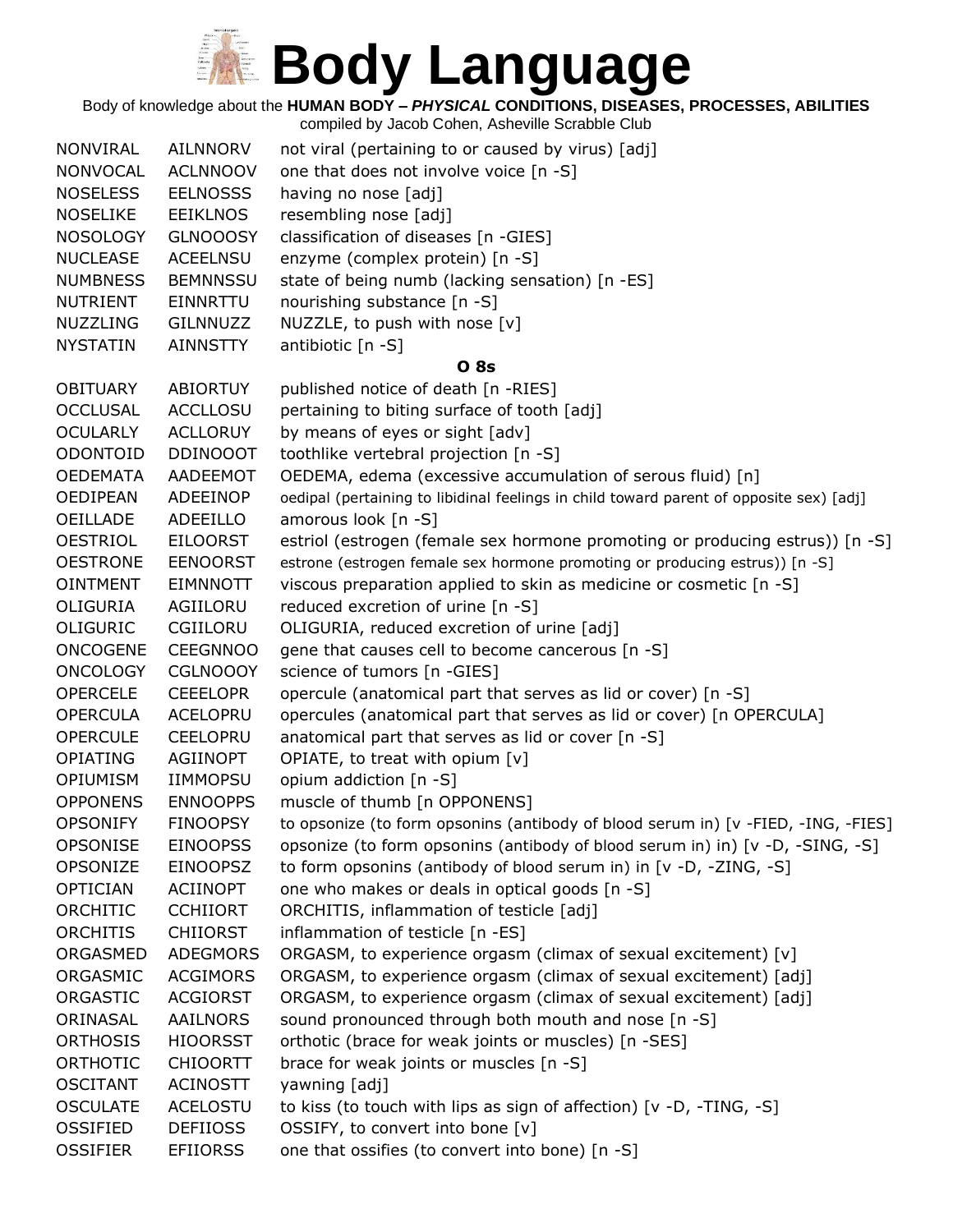# Body Language

Body of knowledge about the **HUMAN BODY – *PHYSICAL* CONDITIONS, DISEASES, PROCESSES, ABILITIES**

compiled by Jacob Cohen, Asheville Scrabble Club

| | | |
|---|---|---|
| NONVIRAL | AILNNORV | not viral (pertaining to or caused by virus) [adj] |
| NONVOCAL | ACLNNOOV | one that does not involve voice [n -S] |
| NOSELESS | EELNOSSS | having no nose [adj] |
| NOSELIKE | EEIKLNOS | resembling nose [adj] |
| NOSOLOGY | GLNOOOSY | classification of diseases [n -GIES] |
| NUCLEASE | ACEELNSU | enzyme (complex protein) [n -S] |
| NUMBNESS | BEMNNSSU | state of being numb (lacking sensation) [n -ES] |
| NUTRIENT | EINNRTTU | nourishing substance [n -S] |
| NUZZLING | GILNNUZZ | NUZZLE, to push with nose [v] |
| NYSTATIN | AINNSTTY | antibiotic [n -S] |

**O 8s**

| | | |
|---|---|---|
| OBITUARY | ABIORTUY | published notice of death [n -RIES] |
| OCCLUSAL | ACCLLOSU | pertaining to biting surface of tooth [adj] |
| OCULARLY | ACLLORUY | by means of eyes or sight [adv] |
| ODONTOID | DDINOOOT | toothlike vertebral projection [n -S] |
| OEDEMATA | AADEEMOT | OEDEMA, edema (excessive accumulation of serous fluid) [n] |
| OEDIPEAN | ADEEINOP | oedipal (pertaining to libidinal feelings in child toward parent of opposite sex) [adj] |
| OEILLADE | ADEEILLO | amorous look [n -S] |
| OESTRIOL | EILOORST | estriol (estrogen (female sex hormone promoting or producing estrus)) [n -S] |
| OESTRONE | EENOORST | estrone (estrogen female sex hormone promoting or producing estrus)) [n -S] |
| OINTMENT | EIMNNOTT | viscous preparation applied to skin as medicine or cosmetic [n -S] |
| OLIGURIA | AGIILORU | reduced excretion of urine [n -S] |
| OLIGURIC | CGIILORU | OLIGURIA, reduced excretion of urine [adj] |
| ONCOGENE | CEEGNNOO | gene that causes cell to become cancerous [n -S] |
| ONCOLOGY | CGLNOOOY | science of tumors [n -GIES] |
| OPERCELE | CEEELOPR | opercule (anatomical part that serves as lid or cover) [n -S] |
| OPERCULA | ACELOPRU | opercules (anatomical part that serves as lid or cover) [n OPERCULA] |
| OPERCULE | CEELOPRU | anatomical part that serves as lid or cover [n -S] |
| OPIATING | AGIINOPT | OPIATE, to treat with opium [v] |
| OPIUMISM | IIMMOPSU | opium addiction [n -S] |
| OPPONENS | ENNOOPPS | muscle of thumb [n OPPONENS] |
| OPSONIFY | FINOOPSY | to opsonize (to form opsonins (antibody of blood serum in) [v -FIED, -ING, -FIES] |
| OPSONISE | EINOOPSS | opsonize (to form opsonins (antibody of blood serum in) in) [v -D, -SING, -S] |
| OPSONIZE | EINOOPSZ | to form opsonins (antibody of blood serum in) in [v -D, -ZING, -S] |
| OPTICIAN | ACIINOPT | one who makes or deals in optical goods [n -S] |
| ORCHITIC | CCHIIORT | ORCHITIS, inflammation of testicle [adj] |
| ORCHITIS | CHIIORST | inflammation of testicle [n -ES] |
| ORGASMED | ADEGMORS | ORGASM, to experience orgasm (climax of sexual excitement) [v] |
| ORGASMIC | ACGIMORS | ORGASM, to experience orgasm (climax of sexual excitement) [adj] |
| ORGASTIC | ACGIORST | ORGASM, to experience orgasm (climax of sexual excitement) [adj] |
| ORINASAL | AAILNORS | sound pronounced through both mouth and nose [n -S] |
| ORTHOSIS | HIOORSST | orthotic (brace for weak joints or muscles) [n -SES] |
| ORTHOTIC | CHIOORTT | brace for weak joints or muscles [n -S] |
| OSCITANT | ACINOSTT | yawning [adj] |
| OSCULATE | ACELOSTU | to kiss (to touch with lips as sign of affection) [v -D, -TING, -S] |
| OSSIFIED | DEFIIOSS | OSSIFY, to convert into bone [v] |
| OSSIFIER | EFIIORSS | one that ossifies (to convert into bone) [n -S] |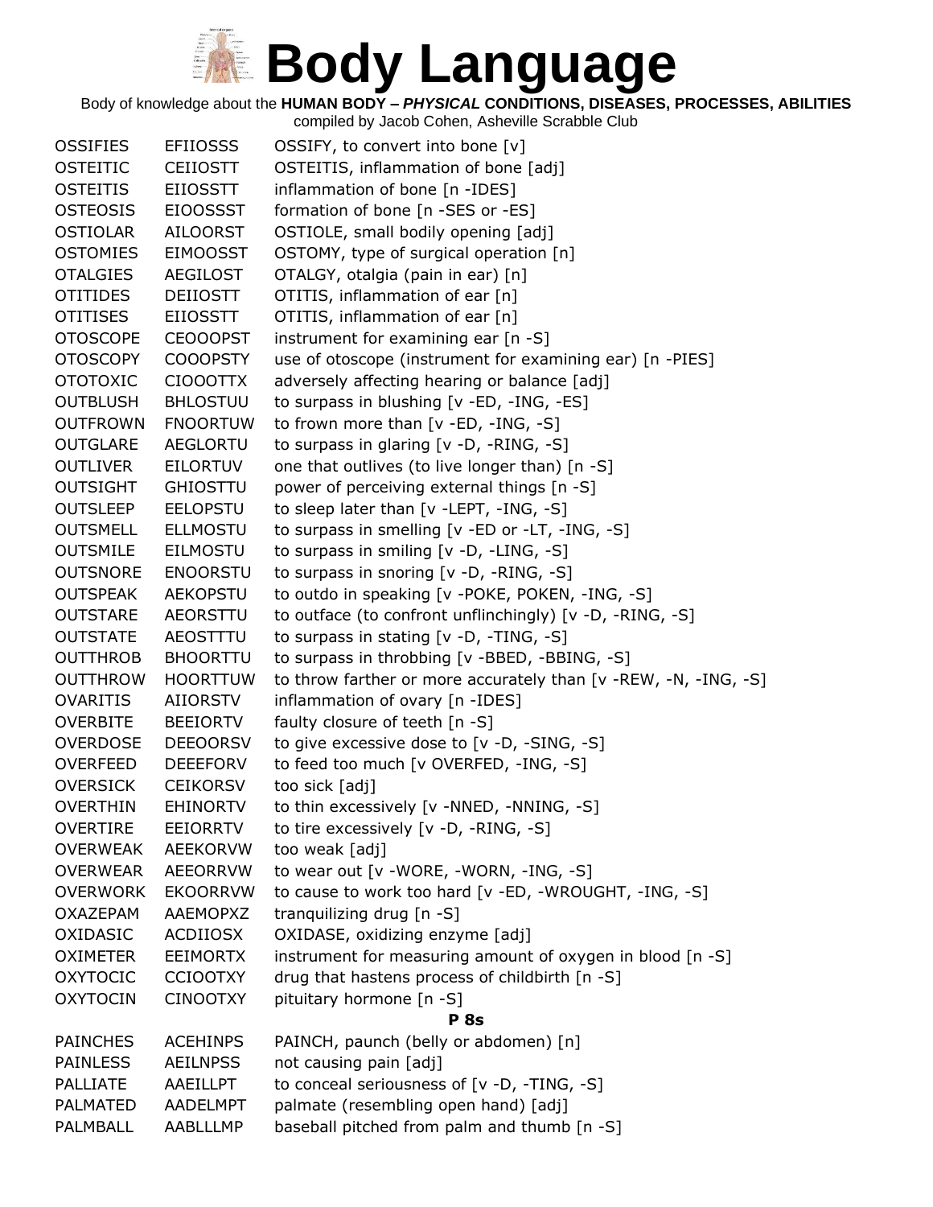# Body Language

Body of knowledge about the **HUMAN BODY – *PHYSICAL* CONDITIONS, DISEASES, PROCESSES, ABILITIES**

compiled by Jacob Cohen, Asheville Scrabble Club

| | | |
|---|---|---|
| OSSIFIES | EFIIOSSS | OSSIFY, to convert into bone [v] |
| OSTEITIC | CEIIOSTT | OSTEITIS, inflammation of bone [adj] |
| OSTEITIS | EIIOSSTT | inflammation of bone [n -IDES] |
| OSTEOSIS | EIOOSSST | formation of bone [n -SES or -ES] |
| OSTIOLAR | AILOORST | OSTIOLE, small bodily opening [adj] |
| OSTOMIES | EIMOOSST | OSTOMY, type of surgical operation [n] |
| OTALGIES | AEGILOST | OTALGY, otalgia (pain in ear) [n] |
| OTITIDES | DEIIOSTT | OTITIS, inflammation of ear [n] |
| OTITISES | EIIOSSTT | OTITIS, inflammation of ear [n] |
| OTOSCOPE | CEOOOPST | instrument for examining ear [n -S] |
| OTOSCOPY | COOOPSTY | use of otoscope (instrument for examining ear) [n -PIES] |
| OTOTOXIC | CIOOOTTX | adversely affecting hearing or balance [adj] |
| OUTBLUSH | BHLOSTUU | to surpass in blushing [v -ED, -ING, -ES] |
| OUTFROWN | FNOORTUW | to frown more than [v -ED, -ING, -S] |
| OUTGLARE | AEGLORTU | to surpass in glaring [v -D, -RING, -S] |
| OUTLIVER | EILORTUV | one that outlives (to live longer than) [n -S] |
| OUTSIGHT | GHIOSTTU | power of perceiving external things [n -S] |
| OUTSLEEP | EELOPSTU | to sleep later than [v -LEPT, -ING, -S] |
| OUTSMELL | ELLMOSTU | to surpass in smelling [v -ED or -LT, -ING, -S] |
| OUTSMILE | EILMOSTU | to surpass in smiling [v -D, -LING, -S] |
| OUTSNORE | ENOORSTU | to surpass in snoring [v -D, -RING, -S] |
| OUTSPEAK | AEKOPSTU | to outdo in speaking [v -POKE, POKEN, -ING, -S] |
| OUTSTARE | AEORSTTU | to outface (to confront unflinchingly) [v -D, -RING, -S] |
| OUTSTATE | AEOSTTTU | to surpass in stating [v -D, -TING, -S] |
| OUTTHROB | BHOORTTU | to surpass in throbbing [v -BBED, -BBING, -S] |
| OUTTHROW | HOORTTUW | to throw farther or more accurately than [v -REW, -N, -ING, -S] |
| OVARITIS | AIIORSTV | inflammation of ovary [n -IDES] |
| OVERBITE | BEEIORTV | faulty closure of teeth [n -S] |
| OVERDOSE | DEEOORSV | to give excessive dose to [v -D, -SING, -S] |
| OVERFEED | DEEEFORV | to feed too much [v OVERFED, -ING, -S] |
| OVERSICK | CEIKORSV | too sick [adj] |
| OVERTHIN | EHINORTV | to thin excessively [v -NNED, -NNING, -S] |
| OVERTIRE | EEIORRTV | to tire excessively [v -D, -RING, -S] |
| OVERWEAK | AEEKORVW | too weak [adj] |
| OVERWEAR | AEEORRVW | to wear out [v -WORE, -WORN, -ING, -S] |
| OVERWORK | EKOORRVW | to cause to work too hard [v -ED, -WROUGHT, -ING, -S] |
| OXAZEPAM | AAEMOPXZ | tranquilizing drug [n -S] |
| OXIDASIC | ACDIIOSX | OXIDASE, oxidizing enzyme [adj] |
| OXIMETER | EEIMORTX | instrument for measuring amount of oxygen in blood [n -S] |
| OXYTOCIC | CCIOOTXY | drug that hastens process of childbirth [n -S] |
| OXYTOCIN | CINOOTXY | pituitary hormone [n -S] |

**P 8s**

| | | |
|---|---|---|
| PAINCHES | ACEHINPS | PAINCH, paunch (belly or abdomen) [n] |
| PAINLESS | AEILNPSS | not causing pain [adj] |
| PALLIATE | AAEILLPT | to conceal seriousness of [v -D, -TING, -S] |
| PALMATED | AADELMPT | palmate (resembling open hand) [adj] |
| PALMBALL | AABLLLMP | baseball pitched from palm and thumb [n -S] |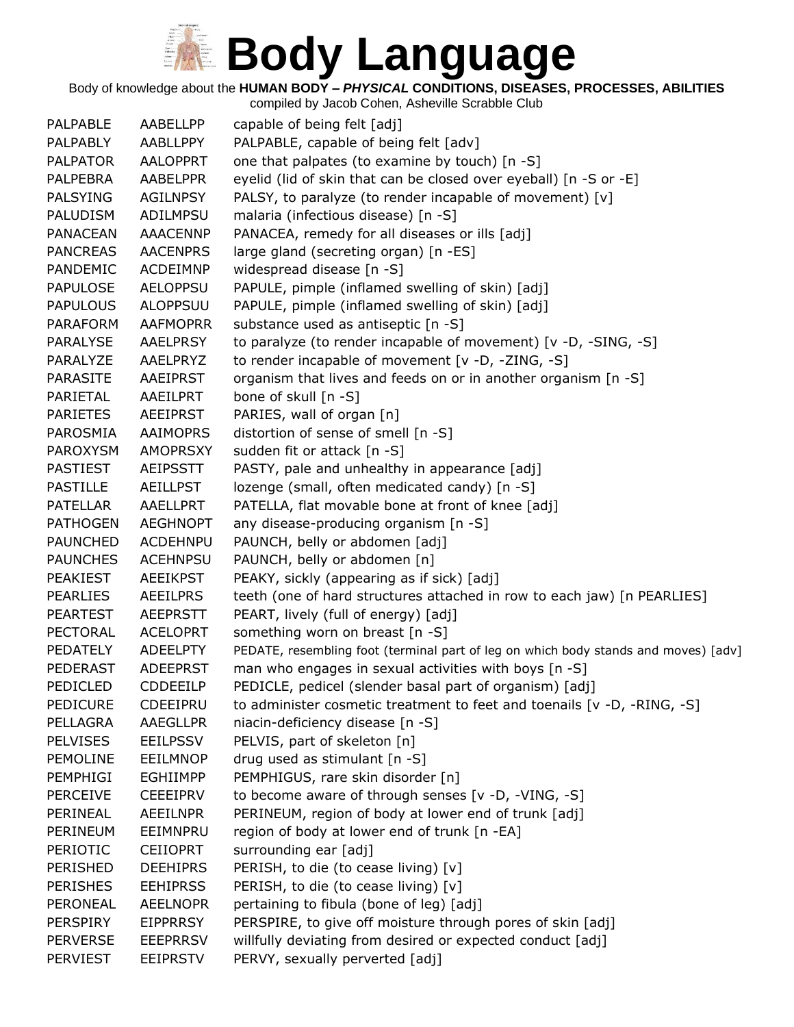# Body Language

Body of knowledge about the **HUMAN BODY –** ***PHYSICAL*** **CONDITIONS, DISEASES, PROCESSES, ABILITIES**

compiled by Jacob Cohen, Asheville Scrabble Club

| | | |
|---|---|---|
| PALPABLE | AABELLPP | capable of being felt [adj] |
| PALPABLY | AABLLPPY | PALPABLE, capable of being felt [adv] |
| PALPATOR | AALOPPRT | one that palpates (to examine by touch) [n -S] |
| PALPEBRA | AABELPPR | eyelid (lid of skin that can be closed over eyeball) [n -S or -E] |
| PALSYING | AGILNPSY | PALSY, to paralyze (to render incapable of movement) [v] |
| PALUDISM | ADILMPSU | malaria (infectious disease) [n -S] |
| PANACEAN | AAACENNP | PANACEA, remedy for all diseases or ills [adj] |
| PANCREAS | AACENPRS | large gland (secreting organ) [n -ES] |
| PANDEMIC | ACDEIMNP | widespread disease [n -S] |
| PAPULOSE | AELOPPSU | PAPULE, pimple (inflamed swelling of skin) [adj] |
| PAPULOUS | ALOPPSUU | PAPULE, pimple (inflamed swelling of skin) [adj] |
| PARAFORM | AAFMOPRR | substance used as antiseptic [n -S] |
| PARALYSE | AAELPRSY | to paralyze (to render incapable of movement) [v -D, -SING, -S] |
| PARALYZE | AAELPRYZ | to render incapable of movement [v -D, -ZING, -S] |
| PARASITE | AAEIPRST | organism that lives and feeds on or in another organism [n -S] |
| PARIETAL | AAEILPRT | bone of skull [n -S] |
| PARIETES | AEEIPRST | PARIES, wall of organ [n] |
| PAROSMIA | AAIMOPRS | distortion of sense of smell [n -S] |
| PAROXYSM | AMOPRSXY | sudden fit or attack [n -S] |
| PASTIEST | AEIPSSTT | PASTY, pale and unhealthy in appearance [adj] |
| PASTILLE | AEILLPST | lozenge (small, often medicated candy) [n -S] |
| PATELLAR | AAELLPRT | PATELLA, flat movable bone at front of knee [adj] |
| PATHOGEN | AEGHNOPT | any disease-producing organism [n -S] |
| PAUNCHED | ACDEHNPU | PAUNCH, belly or abdomen [adj] |
| PAUNCHES | ACEHNPSU | PAUNCH, belly or abdomen [n] |
| PEAKIEST | AEEIKPST | PEAKY, sickly (appearing as if sick) [adj] |
| PEARLIES | AEEILPRS | teeth (one of hard structures attached in row to each jaw) [n PEARLIES] |
| PEARTEST | AEEPRSTT | PEART, lively (full of energy) [adj] |
| PECTORAL | ACELOPRT | something worn on breast [n -S] |
| PEDATELY | ADEELPTY | PEDATE, resembling foot (terminal part of leg on which body stands and moves) [adv] |
| PEDERAST | ADEEPRST | man who engages in sexual activities with boys [n -S] |
| PEDICLED | CDDEEILP | PEDICLE, pedicel (slender basal part of organism) [adj] |
| PEDICURE | CDEEIPRU | to administer cosmetic treatment to feet and toenails [v -D, -RING, -S] |
| PELLAGRA | AAEGLLPR | niacin-deficiency disease [n -S] |
| PELVISES | EEILPSSV | PELVIS, part of skeleton [n] |
| PEMOLINE | EEILMNOP | drug used as stimulant [n -S] |
| PEMPHIGI | EGHIIMPP | PEMPHIGUS, rare skin disorder [n] |
| PERCEIVE | CEEEIPRV | to become aware of through senses [v -D, -VING, -S] |
| PERINEAL | AEEILNPR | PERINEUM, region of body at lower end of trunk [adj] |
| PERINEUM | EEIMNPRU | region of body at lower end of trunk [n -EA] |
| PERIOTIC | CEIIOPRT | surrounding ear [adj] |
| PERISHED | DEEHIPRS | PERISH, to die (to cease living) [v] |
| PERISHES | EEHIPRSS | PERISH, to die (to cease living) [v] |
| PERONEAL | AEELNOPR | pertaining to fibula (bone of leg) [adj] |
| PERSPIRY | EIPPRRSY | PERSPIRE, to give off moisture through pores of skin [adj] |
| PERVERSE | EEEPRRSV | willfully deviating from desired or expected conduct [adj] |
| PERVIEST | EEIPRSTV | PERVY, sexually perverted [adj] |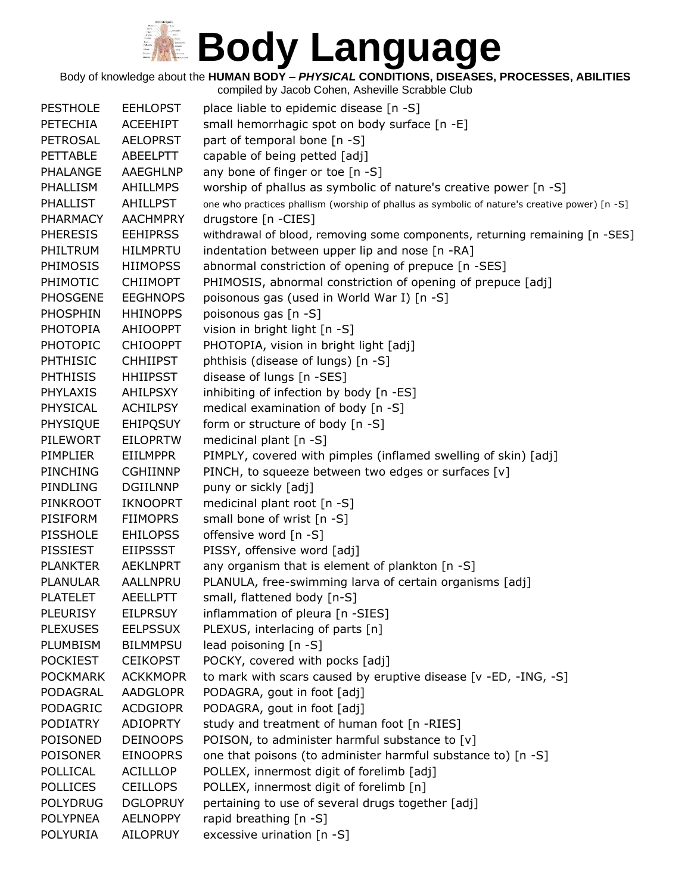# Body Language

Body of knowledge about the **HUMAN BODY – *PHYSICAL* CONDITIONS, DISEASES, PROCESSES, ABILITIES**

compiled by Jacob Cohen, Asheville Scrabble Club

| | | |
|---|---|---|
| PESTHOLE | EEHLOPST | place liable to epidemic disease [n -S] |
| PETECHIA | ACEEHIPT | small hemorrhagic spot on body surface [n -E] |
| PETROSAL | AELOPRST | part of temporal bone [n -S] |
| PETTABLE | ABEELPTT | capable of being petted [adj] |
| PHALANGE | AAEGHLNP | any bone of finger or toe [n -S] |
| PHALLISM | AHILLMPS | worship of phallus as symbolic of nature's creative power [n -S] |
| PHALLIST | AHILLPST | one who practices phallism (worship of phallus as symbolic of nature's creative power) [n -S] |
| PHARMACY | AACHMPRY | drugstore [n -CIES] |
| PHERESIS | EEHIPRSS | withdrawal of blood, removing some components, returning remaining [n -SES] |
| PHILTRUM | HILMPRTU | indentation between upper lip and nose [n -RA] |
| PHIMOSIS | HIIMOPSS | abnormal constriction of opening of prepuce [n -SES] |
| PHIMOTIC | CHIIMOPT | PHIMOSIS, abnormal constriction of opening of prepuce [adj] |
| PHOSGENE | EEGHNOPS | poisonous gas (used in World War I) [n -S] |
| PHOSPHIN | HHINOPPS | poisonous gas [n -S] |
| PHOTOPIA | AHIOOPPT | vision in bright light [n -S] |
| PHOTOPIC | CHIOOPPT | PHOTOPIA, vision in bright light [adj] |
| PHTHISIC | CHHIIPST | phthisis (disease of lungs) [n -S] |
| PHTHISIS | HHIIPSST | disease of lungs [n -SES] |
| PHYLAXIS | AHILPSXY | inhibiting of infection by body [n -ES] |
| PHYSICAL | ACHILPSY | medical examination of body [n -S] |
| PHYSIQUE | EHIPQSUY | form or structure of body [n -S] |
| PILEWORT | EILOPRTW | medicinal plant [n -S] |
| PIMPLIER | EIILMPPR | PIMPLY, covered with pimples (inflamed swelling of skin) [adj] |
| PINCHING | CGHIINNP | PINCH, to squeeze between two edges or surfaces [v] |
| PINDLING | DGIILNNP | puny or sickly [adj] |
| PINKROOT | IKNOOPRT | medicinal plant root [n -S] |
| PISIFORM | FIIMOPRS | small bone of wrist [n -S] |
| PISSHOLE | EHILOPSS | offensive word [n -S] |
| PISSIEST | EIIPSSST | PISSY, offensive word [adj] |
| PLANKTER | AEKLNPRT | any organism that is element of plankton [n -S] |
| PLANULAR | AALLNPRU | PLANULA, free-swimming larva of certain organisms [adj] |
| PLATELET | AEELLPTT | small, flattened body [n-S] |
| PLEURISY | EILPRSUY | inflammation of pleura [n -SIES] |
| PLEXUSES | EELPSSUX | PLEXUS, interlacing of parts [n] |
| PLUMBISM | BILMMPSU | lead poisoning [n -S] |
| POCKIEST | CEIKOPST | POCKY, covered with pocks [adj] |
| POCKMARK | ACKKMOPR | to mark with scars caused by eruptive disease [v -ED, -ING, -S] |
| PODAGRAL | AADGLOPR | PODAGRA, gout in foot [adj] |
| PODAGRIC | ACDGIOPR | PODAGRA, gout in foot [adj] |
| PODIATRY | ADIOPRTY | study and treatment of human foot [n -RIES] |
| POISONED | DEINOOPS | POISON, to administer harmful substance to [v] |
| POISONER | EINOOPRS | one that poisons (to administer harmful substance to) [n -S] |
| POLLICAL | ACILLLOP | POLLEX, innermost digit of forelimb [adj] |
| POLLICES | CEILLOPS | POLLEX, innermost digit of forelimb [n] |
| POLYDRUG | DGLOPRUY | pertaining to use of several drugs together [adj] |
| POLYPNEA | AELNOPPY | rapid breathing [n -S] |
| POLYURIA | AILOPRUY | excessive urination [n -S] |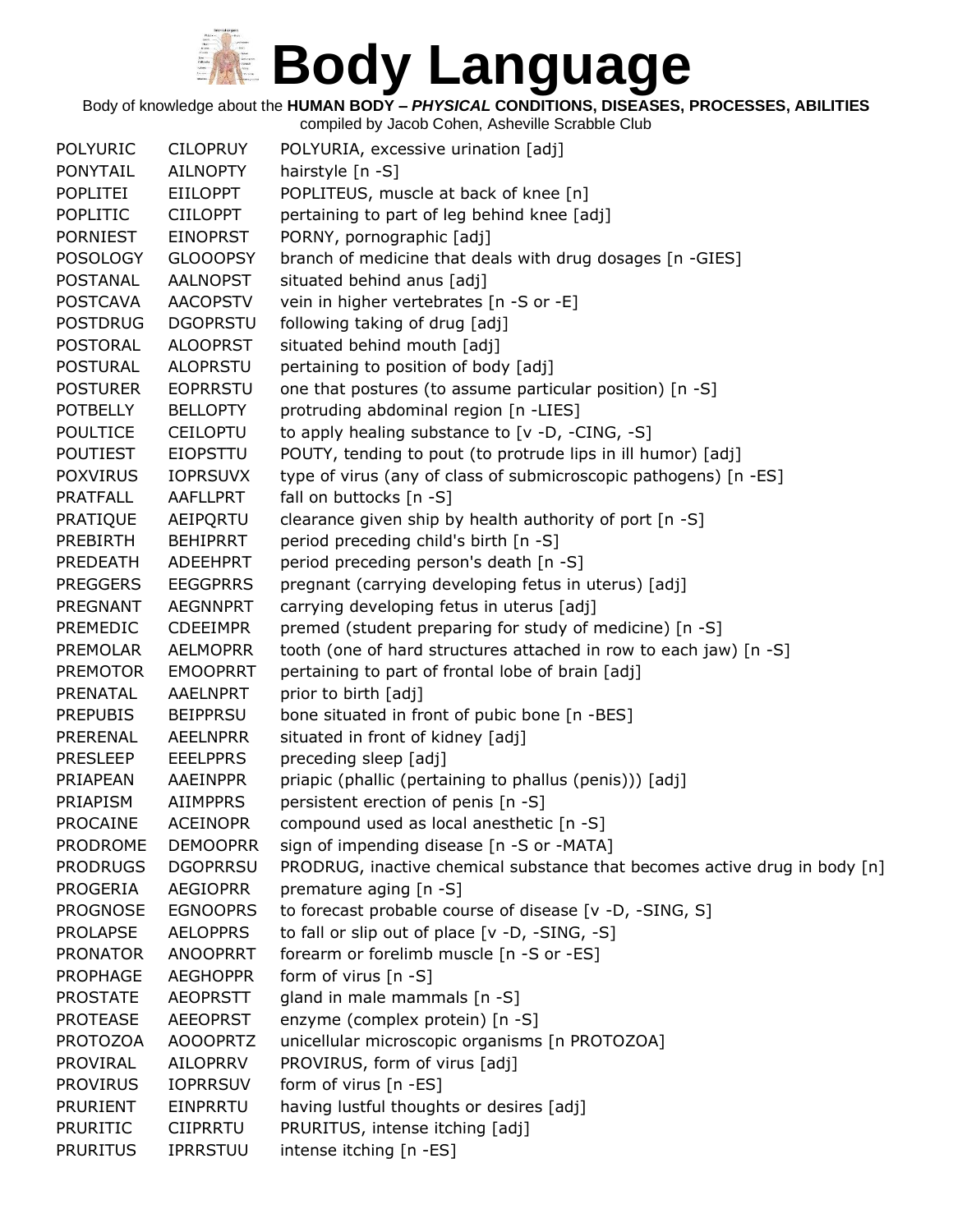# Body Language

Body of knowledge about the **HUMAN BODY –** ***PHYSICAL*** **CONDITIONS, DISEASES, PROCESSES, ABILITIES**

compiled by Jacob Cohen, Asheville Scrabble Club

| | | |
|---|---|---|
| POLYURIC | CILOPRUY | POLYURIA, excessive urination [adj] |
| PONYTAIL | AILNOPTY | hairstyle [n -S] |
| POPLITEI | EIILOPPT | POPLITEUS, muscle at back of knee [n] |
| POPLITIC | CIILOPPT | pertaining to part of leg behind knee [adj] |
| PORNIEST | EINOPRST | PORNY, pornographic [adj] |
| POSOLOGY | GLOOOPSY | branch of medicine that deals with drug dosages [n -GIES] |
| POSTANAL | AALNOPST | situated behind anus [adj] |
| POSTCAVA | AACOPSTV | vein in higher vertebrates [n -S or -E] |
| POSTDRUG | DGOPRSTU | following taking of drug [adj] |
| POSTORAL | ALOOPRST | situated behind mouth [adj] |
| POSTURAL | ALOPRSTU | pertaining to position of body [adj] |
| POSTURER | EOPRRSTU | one that postures (to assume particular position) [n -S] |
| POTBELLY | BELLOPTY | protruding abdominal region [n -LIES] |
| POULTICE | CEILOPTU | to apply healing substance to [v -D, -CING, -S] |
| POUTIEST | EIOPSTTU | POUTY, tending to pout (to protrude lips in ill humor) [adj] |
| POXVIRUS | IOPRSUVX | type of virus (any of class of submicroscopic pathogens) [n -ES] |
| PRATFALL | AAFLLPRT | fall on buttocks [n -S] |
| PRATIQUE | AEIPQRTU | clearance given ship by health authority of port [n -S] |
| PREBIRTH | BEHIPRRT | period preceding child's birth [n -S] |
| PREDEATH | ADEEHPRT | period preceding person's death [n -S] |
| PREGGERS | EEGGPRRS | pregnant (carrying developing fetus in uterus) [adj] |
| PREGNANT | AEGNNPRT | carrying developing fetus in uterus [adj] |
| PREMEDIC | CDEEIMPR | premed (student preparing for study of medicine) [n -S] |
| PREMOLAR | AELMOPRR | tooth (one of hard structures attached in row to each jaw) [n -S] |
| PREMOTOR | EMOOPRRT | pertaining to part of frontal lobe of brain [adj] |
| PRENATAL | AAELNPRT | prior to birth [adj] |
| PREPUBIS | BEIPPRSU | bone situated in front of pubic bone [n -BES] |
| PRERENAL | AEELNPRR | situated in front of kidney [adj] |
| PRESLEEP | EEELPPRS | preceding sleep [adj] |
| PRIAPEAN | AAEINPPR | priapic (phallic (pertaining to phallus (penis))) [adj] |
| PRIAPISM | AIIMPPRS | persistent erection of penis [n -S] |
| PROCAINE | ACEINOPR | compound used as local anesthetic [n -S] |
| PRODROME | DEMOOPRR | sign of impending disease [n -S or -MATA] |
| PRODRUGS | DGOPRRSU | PRODRUG, inactive chemical substance that becomes active drug in body [n] |
| PROGERIA | AEGIOPRR | premature aging [n -S] |
| PROGNOSE | EGNOOPRS | to forecast probable course of disease [v -D, -SING, S] |
| PROLAPSE | AELOPPRS | to fall or slip out of place [v -D, -SING, -S] |
| PRONATOR | ANOOPRRT | forearm or forelimb muscle [n -S or -ES] |
| PROPHAGE | AEGHOPPR | form of virus [n -S] |
| PROSTATE | AEOPRSTT | gland in male mammals [n -S] |
| PROTEASE | AEEOPRST | enzyme (complex protein) [n -S] |
| PROTOZOA | AOOOPRTZ | unicellular microscopic organisms [n PROTOZOA] |
| PROVIRAL | AILOPRRV | PROVIRUS, form of virus [adj] |
| PROVIRUS | IOPRRSUV | form of virus [n -ES] |
| PRURIENT | EINPRRTU | having lustful thoughts or desires [adj] |
| PRURITIC | CIIPRRTU | PRURITUS, intense itching [adj] |
| PRURITUS | IPRRSTUU | intense itching [n -ES] |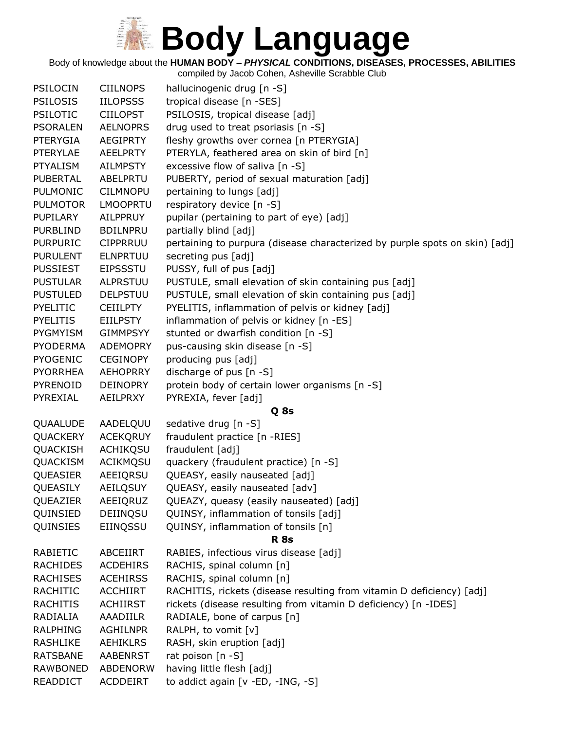# Body Language

Body of knowledge about the **HUMAN BODY – *PHYSICAL* CONDITIONS, DISEASES, PROCESSES, ABILITIES**

compiled by Jacob Cohen, Asheville Scrabble Club

| | | |
|---|---|---|
| PSILOCIN | CIILNOPS | hallucinogenic drug [n -S] |
| PSILOSIS | IILOPSSS | tropical disease [n -SES] |
| PSILOTIC | CIILOPST | PSILOSIS, tropical disease [adj] |
| PSORALEN | AELNOPRS | drug used to treat psoriasis [n -S] |
| PTERYGIA | AEGIPRTY | fleshy growths over cornea [n PTERYGIA] |
| PTERYLAE | AEELPRTY | PTERYLA, feathered area on skin of bird [n] |
| PTYALISM | AILMPSTY | excessive flow of saliva [n -S] |
| PUBERTAL | ABELPRTU | PUBERTY, period of sexual maturation [adj] |
| PULMONIC | CILMNOPU | pertaining to lungs [adj] |
| PULMOTOR | LMOOPRTU | respiratory device [n -S] |
| PUPILARY | AILPPRUY | pupilar (pertaining to part of eye) [adj] |
| PURBLIND | BDILNPRU | partially blind [adj] |
| PURPURIC | CIPPRRUU | pertaining to purpura (disease characterized by purple spots on skin) [adj] |
| PURULENT | ELNPRTUU | secreting pus [adj] |
| PUSSIEST | EIPSSSTU | PUSSY, full of pus [adj] |
| PUSTULAR | ALPRSTUU | PUSTULE, small elevation of skin containing pus [adj] |
| PUSTULED | DELPSTUU | PUSTULE, small elevation of skin containing pus [adj] |
| PYELITIC | CEIILPTY | PYELITIS, inflammation of pelvis or kidney [adj] |
| PYELITIS | EIILPSTY | inflammation of pelvis or kidney [n -ES] |
| PYGMYISM | GIMMPSYY | stunted or dwarfish condition [n -S] |
| PYODERMA | ADEMOPRY | pus-causing skin disease [n -S] |
| PYOGENIC | CEGINOPY | producing pus [adj] |
| PYORRHEA | AEHOPRRY | discharge of pus [n -S] |
| PYRENOID | DEINOPRY | protein body of certain lower organisms [n -S] |
| PYREXIAL | AEILPRXY | PYREXIA, fever [adj] |
| | | **Q 8s** |
| QUAALUDE | AADELQUU | sedative drug [n -S] |
| QUACKERY | ACEKQRUY | fraudulent practice [n -RIES] |
| QUACKISH | ACHIKQSU | fraudulent [adj] |
| QUACKISM | ACIKMQSU | quackery (fraudulent practice) [n -S] |
| QUEASIER | AEEIQRSU | QUEASY, easily nauseated [adj] |
| QUEASILY | AEILQSUY | QUEASY, easily nauseated [adv] |
| QUEAZIER | AEEIQRUZ | QUEAZY, queasy (easily nauseated) [adj] |
| QUINSIED | DEIINQSU | QUINSY, inflammation of tonsils [adj] |
| QUINSIES | EIINQSSU | QUINSY, inflammation of tonsils [n] |
| | | **R 8s** |
| RABIETIC | ABCEIIRT | RABIES, infectious virus disease [adj] |
| RACHIDES | ACDEHIRS | RACHIS, spinal column [n] |
| RACHISES | ACEHIRSS | RACHIS, spinal column [n] |
| RACHITIC | ACCHIIRT | RACHITIS, rickets (disease resulting from vitamin D deficiency) [adj] |
| RACHITIS | ACHIIRST | rickets (disease resulting from vitamin D deficiency) [n -IDES] |
| RADIALIA | AAADIILR | RADIALE, bone of carpus [n] |
| RALPHING | AGHILNPR | RALPH, to vomit [v] |
| RASHLIKE | AEHIKLRS | RASH, skin eruption [adj] |
| RATSBANE | AABENRST | rat poison [n -S] |
| RAWBONED | ABDENORW | having little flesh [adj] |
| READDICT | ACDDEIRT | to addict again [v -ED, -ING, -S] |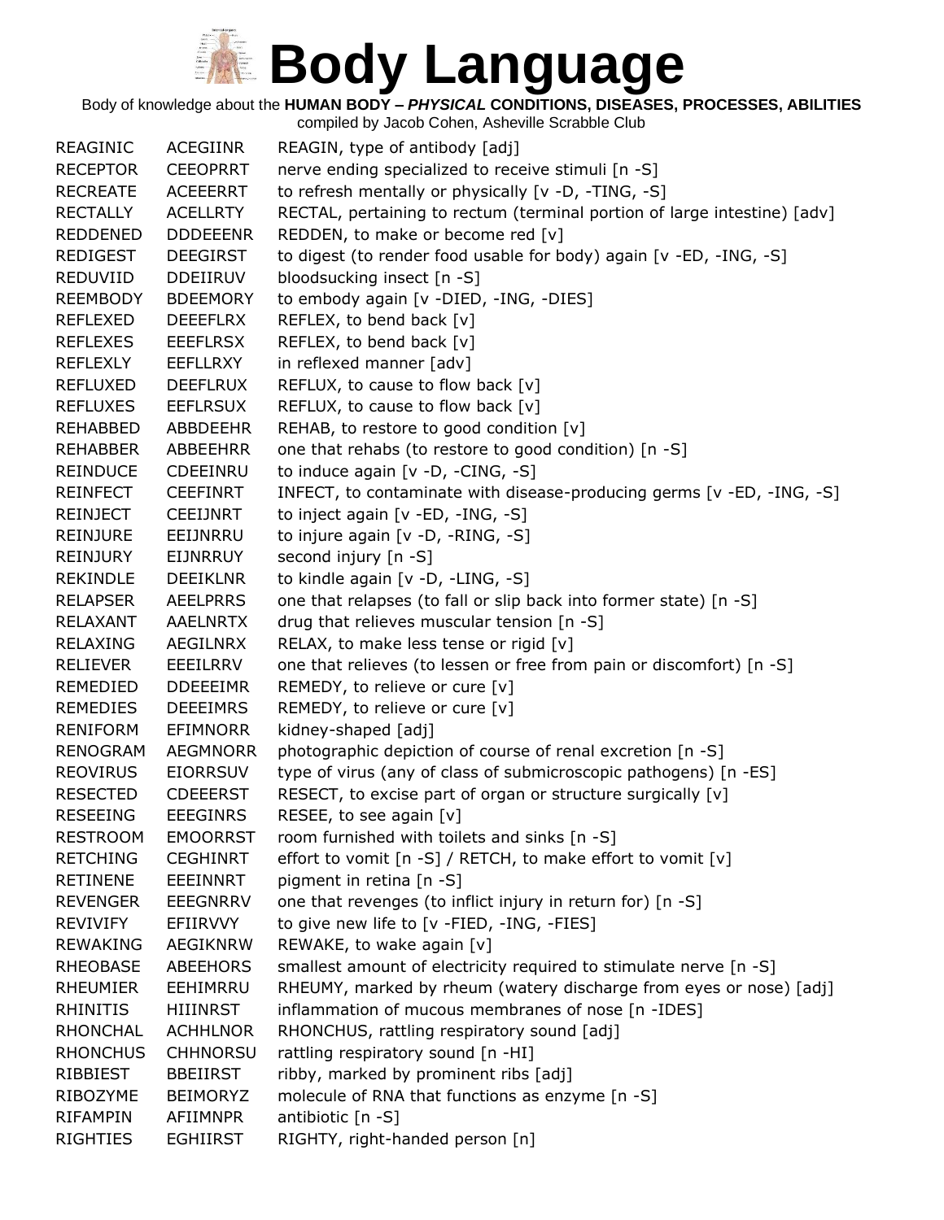# Body Language

Body of knowledge about the **HUMAN BODY – *PHYSICAL* CONDITIONS, DISEASES, PROCESSES, ABILITIES**

compiled by Jacob Cohen, Asheville Scrabble Club

| | | |
|---|---|---|
| REAGINIC | ACEGIINR | REAGIN, type of antibody [adj] |
| RECEPTOR | CEEOPRRT | nerve ending specialized to receive stimuli [n -S] |
| RECREATE | ACEEERRT | to refresh mentally or physically [v -D, -TING, -S] |
| RECTALLY | ACELLRTY | RECTAL, pertaining to rectum (terminal portion of large intestine) [adv] |
| REDDENED | DDDEEENR | REDDEN, to make or become red [v] |
| REDIGEST | DEEGIRST | to digest (to render food usable for body) again [v -ED, -ING, -S] |
| REDUVIID | DDEIIRUV | bloodsucking insect [n -S] |
| REEMBODY | BDEEMORY | to embody again [v -DIED, -ING, -DIES] |
| REFLEXED | DEEEFLRX | REFLEX, to bend back [v] |
| REFLEXES | EEEFLRSX | REFLEX, to bend back [v] |
| REFLEXLY | EEFLLRXY | in reflexed manner [adv] |
| REFLUXED | DEEFLRUX | REFLUX, to cause to flow back [v] |
| REFLUXES | EEFLRSUX | REFLUX, to cause to flow back [v] |
| REHABBED | ABBDEEHR | REHAB, to restore to good condition [v] |
| REHABBER | ABBEEHRR | one that rehabs (to restore to good condition) [n -S] |
| REINDUCE | CDEEINRU | to induce again [v -D, -CING, -S] |
| REINFECT | CEEFINRT | INFECT, to contaminate with disease-producing germs [v -ED, -ING, -S] |
| REINJECT | CEEIJNRT | to inject again [v -ED, -ING, -S] |
| REINJURE | EEIJNRRU | to injure again [v -D, -RING, -S] |
| REINJURY | EIJNRRUY | second injury [n -S] |
| REKINDLE | DEEIKLNR | to kindle again [v -D, -LING, -S] |
| RELAPSER | AEELPRRS | one that relapses (to fall or slip back into former state) [n -S] |
| RELAXANT | AAELNRTX | drug that relieves muscular tension [n -S] |
| RELAXING | AEGILNRX | RELAX, to make less tense or rigid [v] |
| RELIEVER | EEEILRRV | one that relieves (to lessen or free from pain or discomfort) [n -S] |
| REMEDIED | DDEEEIMR | REMEDY, to relieve or cure [v] |
| REMEDIES | DEEEIMRS | REMEDY, to relieve or cure [v] |
| RENIFORM | EFIMNORR | kidney-shaped [adj] |
| RENOGRAM | AEGMNORR | photographic depiction of course of renal excretion [n -S] |
| REOVIRUS | EIORRSUV | type of virus (any of class of submicroscopic pathogens) [n -ES] |
| RESECTED | CDEEERST | RESECT, to excise part of organ or structure surgically [v] |
| RESEEING | EEEGINRS | RESEE, to see again [v] |
| RESTROOM | EMOORRST | room furnished with toilets and sinks [n -S] |
| RETCHING | CEGHINRT | effort to vomit [n -S] / RETCH, to make effort to vomit [v] |
| RETINENE | EEEINNRT | pigment in retina [n -S] |
| REVENGER | EEEGNRRV | one that revenges (to inflict injury in return for) [n -S] |
| REVIVIFY | EFIIRVVY | to give new life to [v -FIED, -ING, -FIES] |
| REWAKING | AEGIKNRW | REWAKE, to wake again [v] |
| RHEOBASE | ABEEHORS | smallest amount of electricity required to stimulate nerve [n -S] |
| RHEUMIER | EEHIMRRU | RHEUMY, marked by rheum (watery discharge from eyes or nose) [adj] |
| RHINITIS | HIIINRST | inflammation of mucous membranes of nose [n -IDES] |
| RHONCHAL | ACHHLNOR | RHONCHUS, rattling respiratory sound [adj] |
| RHONCHUS | CHHNORSU | rattling respiratory sound [n -HI] |
| RIBBIEST | BBEIIRST | ribby, marked by prominent ribs [adj] |
| RIBOZYME | BEIMORYZ | molecule of RNA that functions as enzyme [n -S] |
| RIFAMPIN | AFIIMNPR | antibiotic [n -S] |
| RIGHTIES | EGHIIRST | RIGHTY, right-handed person [n] |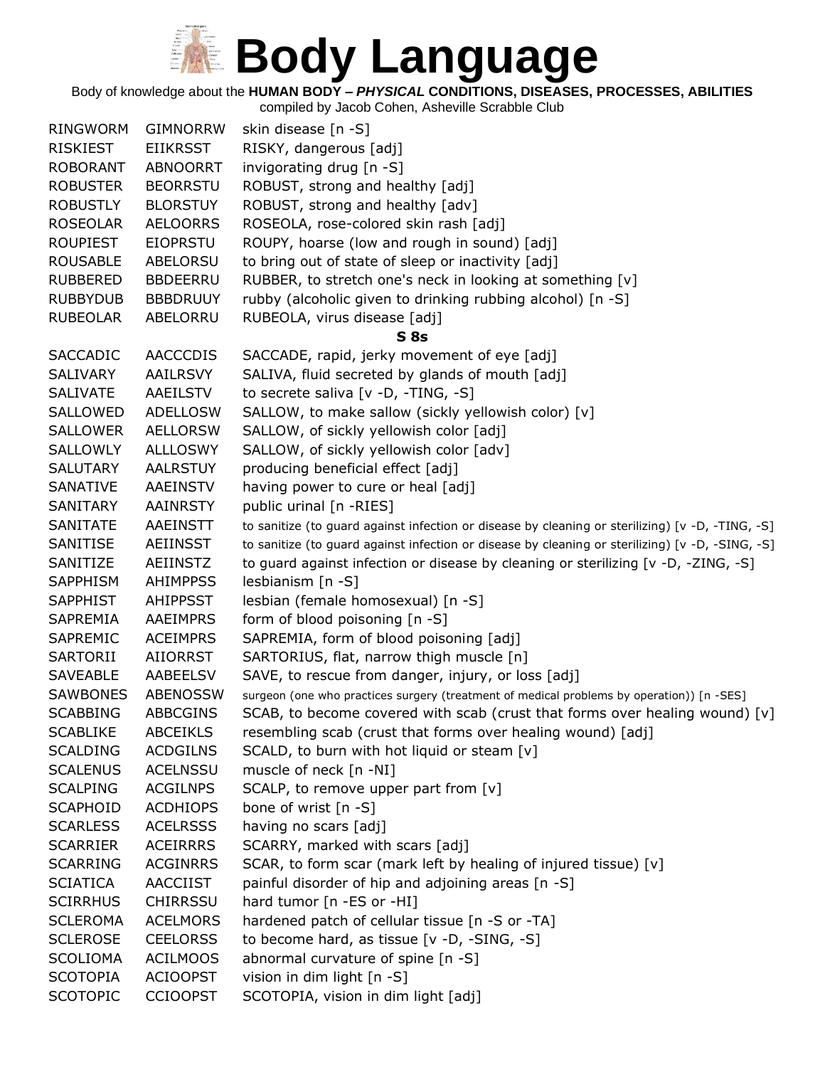# Body Language

Body of knowledge about the **HUMAN BODY –** ***PHYSICAL*** **CONDITIONS, DISEASES, PROCESSES, ABILITIES**

compiled by Jacob Cohen, Asheville Scrabble Club

| | | |
|---|---|---|
| RINGWORM | GIMNORRW | skin disease [n -S] |
| RISKIEST | EIIKRSST | RISKY, dangerous [adj] |
| ROBORANT | ABNOORRT | invigorating drug [n -S] |
| ROBUSTER | BEORRSTU | ROBUST, strong and healthy [adj] |
| ROBUSTLY | BLORSTUY | ROBUST, strong and healthy [adv] |
| ROSEOLAR | AELOORRS | ROSEOLA, rose-colored skin rash [adj] |
| ROUPIEST | EIOPRSTU | ROUPY, hoarse (low and rough in sound) [adj] |
| ROUSABLE | ABELORSU | to bring out of state of sleep or inactivity [adj] |
| RUBBERED | BBDEERRU | RUBBER, to stretch one's neck in looking at something [v] |
| RUBBYDUB | BBBDRUUY | rubby (alcoholic given to drinking rubbing alcohol) [n -S] |
| RUBEOLAR | ABELORRU | RUBEOLA, virus disease [adj] |

**S 8s**

| | | |
|---|---|---|
| SACCADIC | AACCCDIS | SACCADE, rapid, jerky movement of eye [adj] |
| SALIVARY | AAILRSVY | SALIVA, fluid secreted by glands of mouth [adj] |
| SALIVATE | AAEILSTV | to secrete saliva [v -D, -TING, -S] |
| SALLOWED | ADELLOSW | SALLOW, to make sallow (sickly yellowish color) [v] |
| SALLOWER | AELLORSW | SALLOW, of sickly yellowish color [adj] |
| SALLOWLY | ALLLOSWY | SALLOW, of sickly yellowish color [adv] |
| SALUTARY | AALRSTUY | producing beneficial effect [adj] |
| SANATIVE | AAEINSTV | having power to cure or heal [adj] |
| SANITARY | AAINRSTY | public urinal [n -RIES] |
| SANITATE | AAEINSTT | to sanitize (to guard against infection or disease by cleaning or sterilizing) [v -D, -TING, -S] |
| SANITISE | AEIINSST | to sanitize (to guard against infection or disease by cleaning or sterilizing) [v -D, -SING, -S] |
| SANITIZE | AEIINSTZ | to guard against infection or disease by cleaning or sterilizing [v -D, -ZING, -S] |
| SAPPHISM | AHIMPPSS | lesbianism [n -S] |
| SAPPHIST | AHIPPSST | lesbian (female homosexual) [n -S] |
| SAPREMIA | AAEIMPRS | form of blood poisoning [n -S] |
| SAPREMIC | ACEIMPRS | SAPREMIA, form of blood poisoning [adj] |
| SARTORII | AIIORRST | SARTORIUS, flat, narrow thigh muscle [n] |
| SAVEABLE | AABEELSV | SAVE, to rescue from danger, injury, or loss [adj] |
| SAWBONES | ABENOSSW | surgeon (one who practices surgery (treatment of medical problems by operation)) [n -SES] |
| SCABBING | ABBCGINS | SCAB, to become covered with scab (crust that forms over healing wound) [v] |
| SCABLIKE | ABCEIKLS | resembling scab (crust that forms over healing wound) [adj] |
| SCALDING | ACDGILNS | SCALD, to burn with hot liquid or steam [v] |
| SCALENUS | ACELNSSU | muscle of neck [n -NI] |
| SCALPING | ACGILNPS | SCALP, to remove upper part from [v] |
| SCAPHOID | ACDHIOPS | bone of wrist [n -S] |
| SCARLESS | ACELRSSS | having no scars [adj] |
| SCARRIER | ACEIRRRS | SCARRY, marked with scars [adj] |
| SCARRING | ACGINRRS | SCAR, to form scar (mark left by healing of injured tissue) [v] |
| SCIATICA | AACCIIST | painful disorder of hip and adjoining areas [n -S] |
| SCIRRHUS | CHIRRSSU | hard tumor [n -ES or -HI] |
| SCLEROMA | ACELMORS | hardened patch of cellular tissue [n -S or -TA] |
| SCLEROSE | CEELORSS | to become hard, as tissue [v -D, -SING, -S] |
| SCOLIOMA | ACILMOOS | abnormal curvature of spine [n -S] |
| SCOTOPIA | ACIOOPST | vision in dim light [n -S] |
| SCOTOPIC | CCIOOPST | SCOTOPIA, vision in dim light [adj] |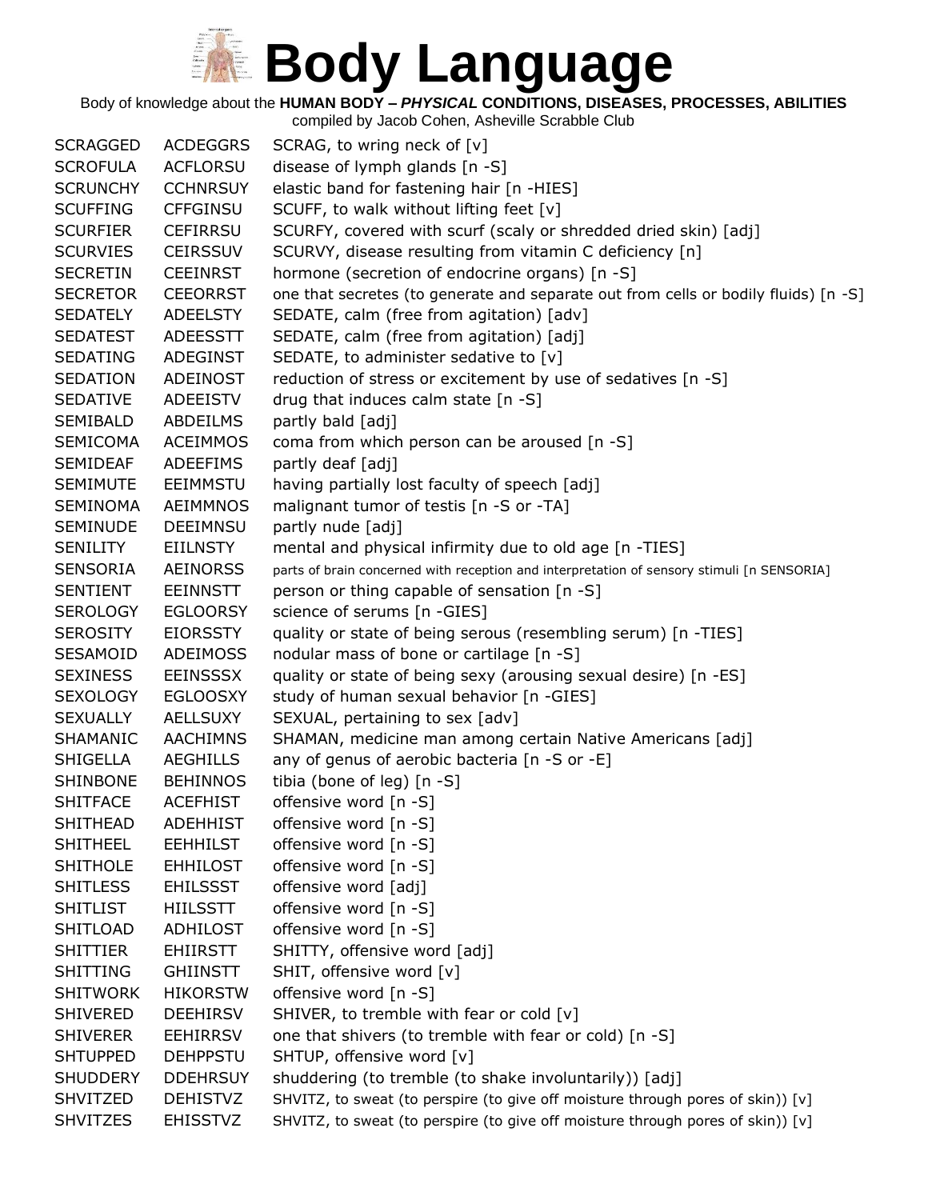# Body Language

Body of knowledge about the **HUMAN BODY –** ***PHYSICAL*** **CONDITIONS, DISEASES, PROCESSES, ABILITIES**

compiled by Jacob Cohen, Asheville Scrabble Club

| | | |
|---|---|---|
| SCRAGGED | ACDEGGRS | SCRAG, to wring neck of [v] |
| SCROFULA | ACFLORSU | disease of lymph glands [n -S] |
| SCRUNCHY | CCHNRSUY | elastic band for fastening hair [n -HIES] |
| SCUFFING | CFFGINSU | SCUFF, to walk without lifting feet [v] |
| SCURFIER | CEFIRRSU | SCURFY, covered with scurf (scaly or shredded dried skin) [adj] |
| SCURVIES | CEIRSSUV | SCURVY, disease resulting from vitamin C deficiency [n] |
| SECRETIN | CEEINRST | hormone (secretion of endocrine organs) [n -S] |
| SECRETOR | CEEORRST | one that secretes (to generate and separate out from cells or bodily fluids) [n -S] |
| SEDATELY | ADEELSTY | SEDATE, calm (free from agitation) [adv] |
| SEDATEST | ADEESSTT | SEDATE, calm (free from agitation) [adj] |
| SEDATING | ADEGINST | SEDATE, to administer sedative to [v] |
| SEDATION | ADEINOST | reduction of stress or excitement by use of sedatives [n -S] |
| SEDATIVE | ADEEISTV | drug that induces calm state [n -S] |
| SEMIBALD | ABDEILMS | partly bald [adj] |
| SEMICOMA | ACEIMMOS | coma from which person can be aroused [n -S] |
| SEMIDEAF | ADEEFIMS | partly deaf [adj] |
| SEMIMUTE | EEIMMSTU | having partially lost faculty of speech [adj] |
| SEMINOMA | AEIMMNOS | malignant tumor of testis [n -S or -TA] |
| SEMINUDE | DEEIMNSU | partly nude [adj] |
| SENILITY | EIILNSTY | mental and physical infirmity due to old age [n -TIES] |
| SENSORIA | AEINORSS | parts of brain concerned with reception and interpretation of sensory stimuli [n SENSORIA] |
| SENTIENT | EEINNSTT | person or thing capable of sensation [n -S] |
| SEROLOGY | EGLOORSY | science of serums [n -GIES] |
| SEROSITY | EIORSSTY | quality or state of being serous (resembling serum) [n -TIES] |
| SESAMOID | ADEIMOSS | nodular mass of bone or cartilage [n -S] |
| SEXINESS | EEINSSSX | quality or state of being sexy (arousing sexual desire) [n -ES] |
| SEXOLOGY | EGLOOSXY | study of human sexual behavior [n -GIES] |
| SEXUALLY | AELLSUXY | SEXUAL, pertaining to sex [adv] |
| SHAMANIC | AACHIMNS | SHAMAN, medicine man among certain Native Americans [adj] |
| SHIGELLA | AEGHILLS | any of genus of aerobic bacteria [n -S or -E] |
| SHINBONE | BEHINNOS | tibia (bone of leg) [n -S] |
| SHITFACE | ACEFHIST | offensive word [n -S] |
| SHITHEAD | ADEHHIST | offensive word [n -S] |
| SHITHEEL | EEHHILST | offensive word [n -S] |
| SHITHOLE | EHHILOST | offensive word [n -S] |
| SHITLESS | EHILSSST | offensive word [adj] |
| SHITLIST | HIILSSTT | offensive word [n -S] |
| SHITLOAD | ADHILOST | offensive word [n -S] |
| SHITTIER | EHIIRSTT | SHITTY, offensive word [adj] |
| SHITTING | GHIINSTT | SHIT, offensive word [v] |
| SHITWORK | HIKORSTW | offensive word [n -S] |
| SHIVERED | DEEHIRSV | SHIVER, to tremble with fear or cold [v] |
| SHIVERER | EEHIRRSV | one that shivers (to tremble with fear or cold) [n -S] |
| SHTUPPED | DEHPPSTU | SHTUP, offensive word [v] |
| SHUDDERY | DDEHRSUY | shuddering (to tremble (to shake involuntarily)) [adj] |
| SHVITZED | DEHISTVZ | SHVITZ, to sweat (to perspire (to give off moisture through pores of skin)) [v] |
| SHVITZES | EHISSTVZ | SHVITZ, to sweat (to perspire (to give off moisture through pores of skin)) [v] |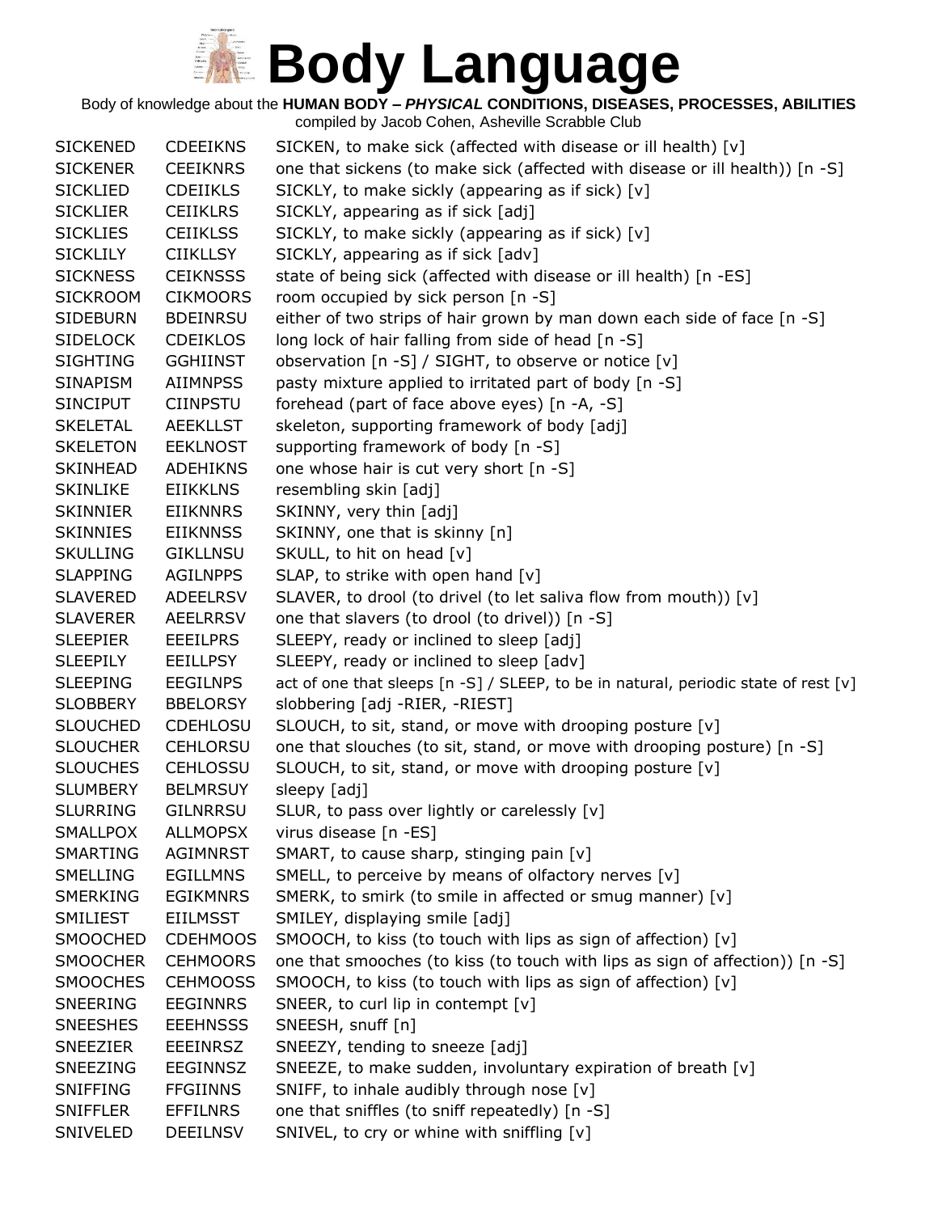# Body Language

Body of knowledge about the **HUMAN BODY – *PHYSICAL* CONDITIONS, DISEASES, PROCESSES, ABILITIES**

compiled by Jacob Cohen, Asheville Scrabble Club

| | | |
|---|---|---|
| SICKENED | CDEEIKNS | SICKEN, to make sick (affected with disease or ill health) [v] |
| SICKENER | CEEIKNRS | one that sickens (to make sick (affected with disease or ill health)) [n -S] |
| SICKLIED | CDEIIKLS | SICKLY, to make sickly (appearing as if sick) [v] |
| SICKLIER | CEIIKLRS | SICKLY, appearing as if sick [adj] |
| SICKLIES | CEIIKLSS | SICKLY, to make sickly (appearing as if sick) [v] |
| SICKLILY | CIIKLLSY | SICKLY, appearing as if sick [adv] |
| SICKNESS | CEIKNSSS | state of being sick (affected with disease or ill health) [n -ES] |
| SICKROOM | CIKMOORS | room occupied by sick person [n -S] |
| SIDEBURN | BDEINRSU | either of two strips of hair grown by man down each side of face [n -S] |
| SIDELOCK | CDEIKLOS | long lock of hair falling from side of head [n -S] |
| SIGHTING | GGHIINST | observation [n -S] / SIGHT, to observe or notice [v] |
| SINAPISM | AIIMNPSS | pasty mixture applied to irritated part of body [n -S] |
| SINCIPUT | CIINPSTU | forehead (part of face above eyes) [n -A, -S] |
| SKELETAL | AEEKLLST | skeleton, supporting framework of body [adj] |
| SKELETON | EEKLNOST | supporting framework of body [n -S] |
| SKINHEAD | ADEHIKNS | one whose hair is cut very short [n -S] |
| SKINLIKE | EIIKKLNS | resembling skin [adj] |
| SKINNIER | EIIKNNRS | SKINNY, very thin [adj] |
| SKINNIES | EIIKNNSS | SKINNY, one that is skinny [n] |
| SKULLING | GIKLLNSU | SKULL, to hit on head [v] |
| SLAPPING | AGILNPPS | SLAP, to strike with open hand [v] |
| SLAVERED | ADEELRSV | SLAVER, to drool (to drivel (to let saliva flow from mouth)) [v] |
| SLAVERER | AEELRRSV | one that slavers (to drool (to drivel)) [n -S] |
| SLEEPIER | EEEILPRS | SLEEPY, ready or inclined to sleep [adj] |
| SLEEPILY | EEILLPSY | SLEEPY, ready or inclined to sleep [adv] |
| SLEEPING | EEGILNPS | act of one that sleeps [n -S] / SLEEP, to be in natural, periodic state of rest [v] |
| SLOBBERY | BBELORSY | slobbering [adj -RIER, -RIEST] |
| SLOUCHED | CDEHLOSU | SLOUCH, to sit, stand, or move with drooping posture [v] |
| SLOUCHER | CEHLORSU | one that slouches (to sit, stand, or move with drooping posture) [n -S] |
| SLOUCHES | CEHLOSSU | SLOUCH, to sit, stand, or move with drooping posture [v] |
| SLUMBERY | BELMRSUY | sleepy [adj] |
| SLURRING | GILNRRSU | SLUR, to pass over lightly or carelessly [v] |
| SMALLPOX | ALLMOPSX | virus disease [n -ES] |
| SMARTING | AGIMNRST | SMART, to cause sharp, stinging pain [v] |
| SMELLING | EGILLMNS | SMELL, to perceive by means of olfactory nerves [v] |
| SMERKING | EGIKMNRS | SMERK, to smirk (to smile in affected or smug manner) [v] |
| SMILIEST | EIILMSST | SMILEY, displaying smile [adj] |
| SMOOCHED | CDEHMOOS | SMOOCH, to kiss (to touch with lips as sign of affection) [v] |
| SMOOCHER | CEHMOORS | one that smooches (to kiss (to touch with lips as sign of affection)) [n -S] |
| SMOOCHES | CEHMOOSS | SMOOCH, to kiss (to touch with lips as sign of affection) [v] |
| SNEERING | EEGINNRS | SNEER, to curl lip in contempt [v] |
| SNEESHES | EEEHNSSS | SNEESH, snuff [n] |
| SNEEZIER | EEEINRSZ | SNEEZY, tending to sneeze [adj] |
| SNEEZING | EEGINNSZ | SNEEZE, to make sudden, involuntary expiration of breath [v] |
| SNIFFING | FFGIINNS | SNIFF, to inhale audibly through nose [v] |
| SNIFFLER | EFFILNRS | one that sniffles (to sniff repeatedly) [n -S] |
| SNIVELED | DEEILNSV | SNIVEL, to cry or whine with sniffling [v] |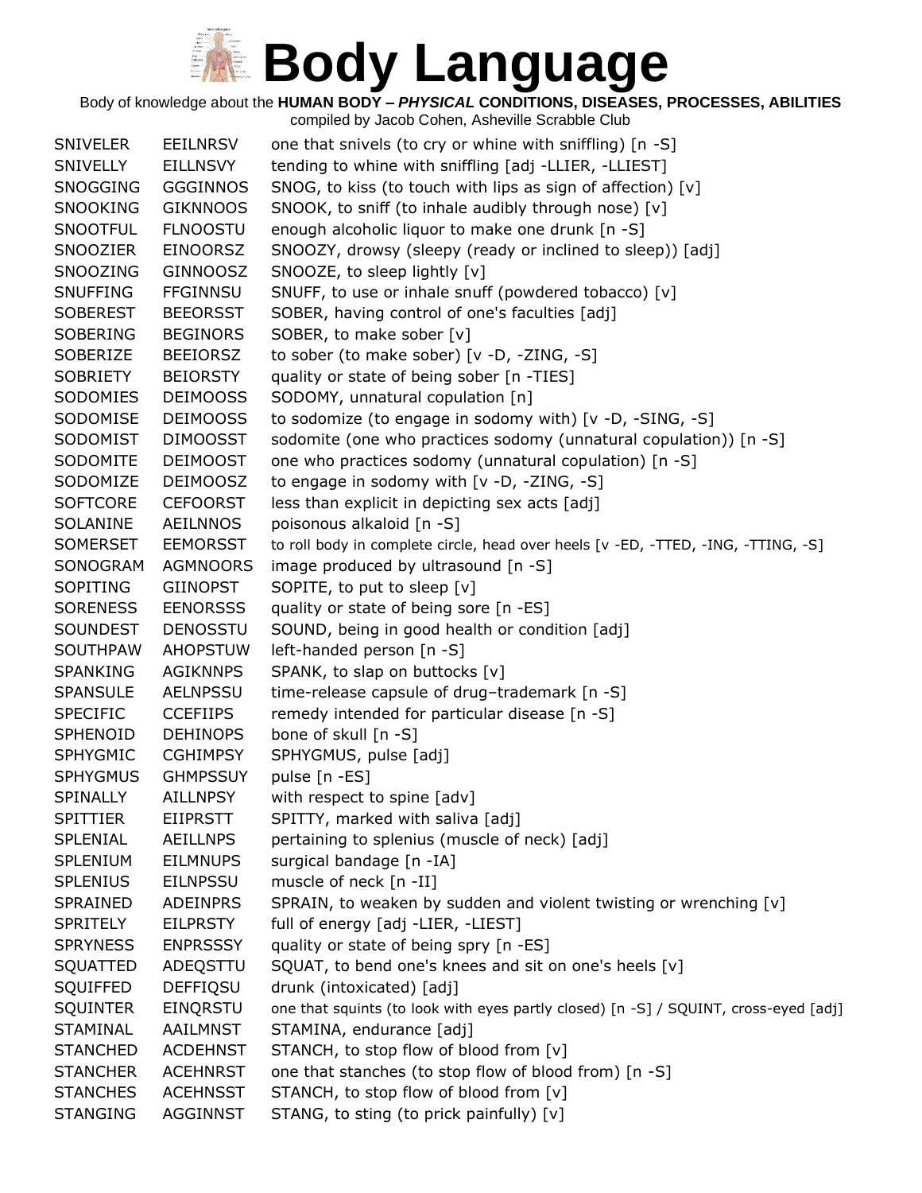# Body Language

Body of knowledge about the **HUMAN BODY – *PHYSICAL* CONDITIONS, DISEASES, PROCESSES, ABILITIES**

compiled by Jacob Cohen, Asheville Scrabble Club

| | | |
|---|---|---|
| SNIVELER | EEILNRSV | one that snivels (to cry or whine with sniffling) [n -S] |
| SNIVELLY | EILLNSVY | tending to whine with sniffling [adj -LLIER, -LLIEST] |
| SNOGGING | GGGINNOS | SNOG, to kiss (to touch with lips as sign of affection) [v] |
| SNOOKING | GIKNNOOS | SNOOK, to sniff (to inhale audibly through nose) [v] |
| SNOOTFUL | FLNOOSTU | enough alcoholic liquor to make one drunk [n -S] |
| SNOOZIER | EINOORSZ | SNOOZY, drowsy (sleepy (ready or inclined to sleep)) [adj] |
| SNOOZING | GINNOOSZ | SNOOZE, to sleep lightly [v] |
| SNUFFING | FFGINNSU | SNUFF, to use or inhale snuff (powdered tobacco) [v] |
| SOBEREST | BEEORSST | SOBER, having control of one's faculties [adj] |
| SOBERING | BEGINORS | SOBER, to make sober [v] |
| SOBERIZE | BEEIORSZ | to sober (to make sober) [v -D, -ZING, -S] |
| SOBRIETY | BEIORSTY | quality or state of being sober [n -TIES] |
| SODOMIES | DEIMOOSS | SODOMY, unnatural copulation [n] |
| SODOMISE | DEIMOOSS | to sodomize (to engage in sodomy with) [v -D, -SING, -S] |
| SODOMIST | DIMOOSST | sodomite (one who practices sodomy (unnatural copulation)) [n -S] |
| SODOMITE | DEIMOOST | one who practices sodomy (unnatural copulation) [n -S] |
| SODOMIZE | DEIMOOSZ | to engage in sodomy with [v -D, -ZING, -S] |
| SOFTCORE | CEFOORST | less than explicit in depicting sex acts [adj] |
| SOLANINE | AEILNNOS | poisonous alkaloid [n -S] |
| SOMERSET | EEMORSST | to roll body in complete circle, head over heels [v -ED, -TTED, -ING, -TTING, -S] |
| SONOGRAM | AGMNOORS | image produced by ultrasound [n -S] |
| SOPITING | GIINOPST | SOPITE, to put to sleep [v] |
| SORENESS | EENORSSS | quality or state of being sore [n -ES] |
| SOUNDEST | DENOSSTU | SOUND, being in good health or condition [adj] |
| SOUTHPAW | AHOPSTUW | left-handed person [n -S] |
| SPANKING | AGIKNNPS | SPANK, to slap on buttocks [v] |
| SPANSULE | AELNPSSU | time-release capsule of drug–trademark [n -S] |
| SPECIFIC | CCEFIIPS | remedy intended for particular disease [n -S] |
| SPHENOID | DEHINOPS | bone of skull [n -S] |
| SPHYGMIC | CGHIMPSY | SPHYGMUS, pulse [adj] |
| SPHYGMUS | GHMPSSUY | pulse [n -ES] |
| SPINALLY | AILLNPSY | with respect to spine [adv] |
| SPITTIER | EIIPRSTT | SPITTY, marked with saliva [adj] |
| SPLENIAL | AEILLNPS | pertaining to splenius (muscle of neck) [adj] |
| SPLENIUM | EILMNUPS | surgical bandage [n -IA] |
| SPLENIUS | EILNPSSU | muscle of neck [n -II] |
| SPRAINED | ADEINPRS | SPRAIN, to weaken by sudden and violent twisting or wrenching [v] |
| SPRITELY | EILPRSTY | full of energy [adj -LIER, -LIEST] |
| SPRYNESS | ENPRSSSY | quality or state of being spry [n -ES] |
| SQUATTED | ADEQSTTU | SQUAT, to bend one's knees and sit on one's heels [v] |
| SQUIFFED | DEFFIQSU | drunk (intoxicated) [adj] |
| SQUINTER | EINQRSTU | one that squints (to look with eyes partly closed) [n -S] / SQUINT, cross-eyed [adj] |
| STAMINAL | AAILMNST | STAMINA, endurance [adj] |
| STANCHED | ACDEHNST | STANCH, to stop flow of blood from [v] |
| STANCHER | ACEHNRST | one that stanches (to stop flow of blood from) [n -S] |
| STANCHES | ACEHNSST | STANCH, to stop flow of blood from [v] |
| STANGING | AGGINNST | STANG, to sting (to prick painfully) [v] |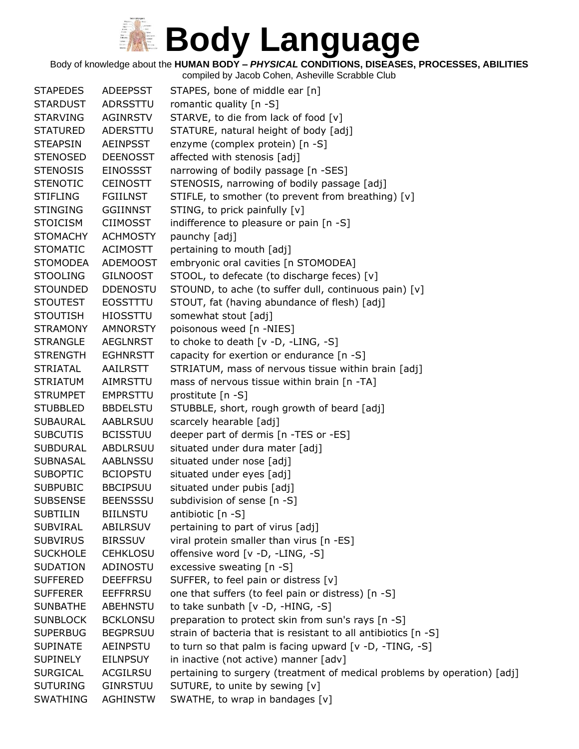# Body Language

Body of knowledge about the **HUMAN BODY – *PHYSICAL* CONDITIONS, DISEASES, PROCESSES, ABILITIES**

compiled by Jacob Cohen, Asheville Scrabble Club

| | | |
|---|---|---|
| STAPEDES | ADEEPSST | STAPES, bone of middle ear [n] |
| STARDUST | ADRSSTTU | romantic quality [n -S] |
| STARVING | AGINRSTV | STARVE, to die from lack of food [v] |
| STATURED | ADERSTTU | STATURE, natural height of body [adj] |
| STEAPSIN | AEINPSST | enzyme (complex protein) [n -S] |
| STENOSED | DEENOSST | affected with stenosis [adj] |
| STENOSIS | EINOSSST | narrowing of bodily passage [n -SES] |
| STENOTIC | CEINOSTT | STENOSIS, narrowing of bodily passage [adj] |
| STIFLING | FGIILNST | STIFLE, to smother (to prevent from breathing) [v] |
| STINGING | GGIINNST | STING, to prick painfully [v] |
| STOICISM | CIIMOSST | indifference to pleasure or pain [n -S] |
| STOMACHY | ACHMOSTY | paunchy [adj] |
| STOMATIC | ACIMOSTT | pertaining to mouth [adj] |
| STOMODEA | ADEMOOST | embryonic oral cavities [n STOMODEA] |
| STOOLING | GILNOOST | STOOL, to defecate (to discharge feces) [v] |
| STOUNDED | DDENOSTU | STOUND, to ache (to suffer dull, continuous pain) [v] |
| STOUTEST | EOSSTTTU | STOUT, fat (having abundance of flesh) [adj] |
| STOUTISH | HIOSSTTU | somewhat stout [adj] |
| STRAMONY | AMNORSTY | poisonous weed [n -NIES] |
| STRANGLE | AEGLNRST | to choke to death [v -D, -LING, -S] |
| STRENGTH | EGHNRSTT | capacity for exertion or endurance [n -S] |
| STRIATAL | AAILRSTT | STRIATUM, mass of nervous tissue within brain [adj] |
| STRIATUM | AIMRSTTU | mass of nervous tissue within brain [n -TA] |
| STRUMPET | EMPRSTTU | prostitute [n -S] |
| STUBBLED | BBDELSTU | STUBBLE, short, rough growth of beard [adj] |
| SUBAURAL | AABLRSUU | scarcely hearable [adj] |
| SUBCUTIS | BCISSTUU | deeper part of dermis [n -TES or -ES] |
| SUBDURAL | ABDLRSUU | situated under dura mater [adj] |
| SUBNASAL | AABLNSSU | situated under nose [adj] |
| SUBOPTIC | BCIOPSTU | situated under eyes [adj] |
| SUBPUBIC | BBCIPSUU | situated under pubis [adj] |
| SUBSENSE | BEENSSSU | subdivision of sense [n -S] |
| SUBTILIN | BIILNSTU | antibiotic [n -S] |
| SUBVIRAL | ABILRSUV | pertaining to part of virus [adj] |
| SUBVIRUS | BIRSSUV | viral protein smaller than virus [n -ES] |
| SUCKHOLE | CEHKLOSU | offensive word [v -D, -LING, -S] |
| SUDATION | ADINOSTU | excessive sweating [n -S] |
| SUFFERED | DEEFFRSU | SUFFER, to feel pain or distress [v] |
| SUFFERER | EEFFRRSU | one that suffers (to feel pain or distress) [n -S] |
| SUNBATHE | ABEHNSTU | to take sunbath [v -D, -HING, -S] |
| SUNBLOCK | BCKLONSU | preparation to protect skin from sun's rays [n -S] |
| SUPERBUG | BEGPRSUU | strain of bacteria that is resistant to all antibiotics [n -S] |
| SUPINATE | AEINPSTU | to turn so that palm is facing upward [v -D, -TING, -S] |
| SUPINELY | EILNPSUY | in inactive (not active) manner [adv] |
| SURGICAL | ACGILRSU | pertaining to surgery (treatment of medical problems by operation) [adj] |
| SUTURING | GINRSTUU | SUTURE, to unite by sewing [v] |
| SWATHING | AGHINSTW | SWATHE, to wrap in bandages [v] |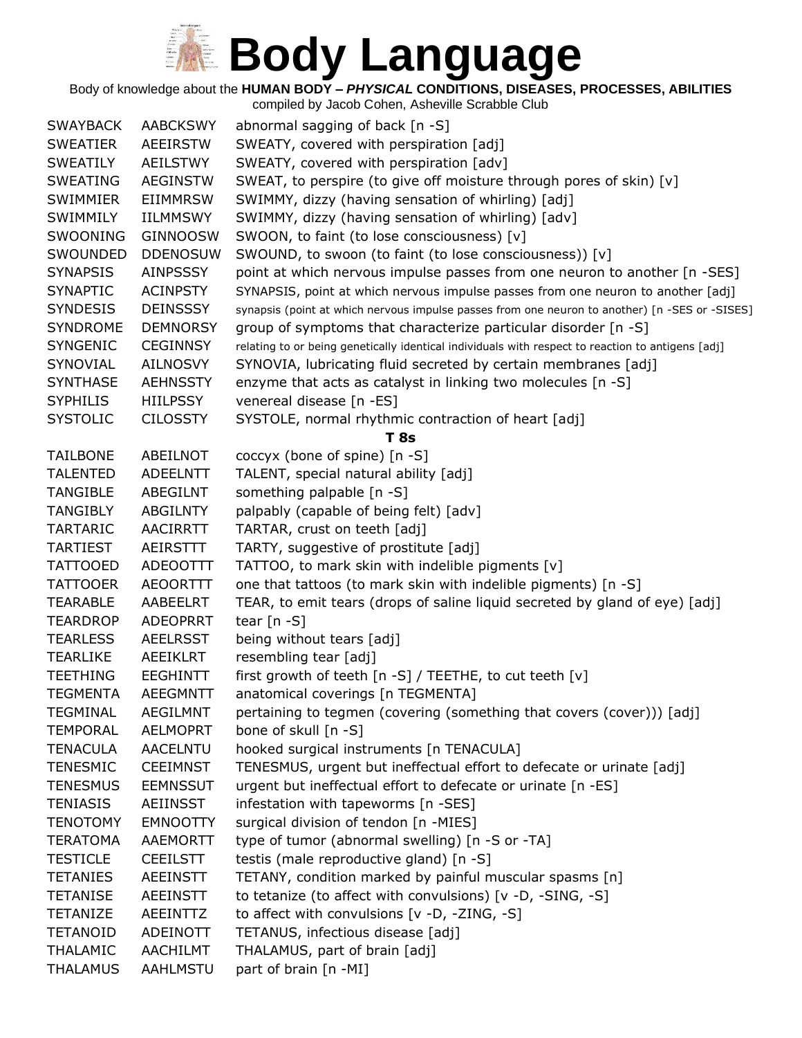# Body Language

Body of knowledge about the **HUMAN BODY – *PHYSICAL* CONDITIONS, DISEASES, PROCESSES, ABILITIES**

compiled by Jacob Cohen, Asheville Scrabble Club

| | | |
|---|---|---|
| SWAYBACK | AABCKSWY | abnormal sagging of back [n -S] |
| SWEATIER | AEEIRSTW | SWEATY, covered with perspiration [adj] |
| SWEATILY | AEILSTWY | SWEATY, covered with perspiration [adv] |
| SWEATING | AEGINSTW | SWEAT, to perspire (to give off moisture through pores of skin) [v] |
| SWIMMIER | EIIMMRSW | SWIMMY, dizzy (having sensation of whirling) [adj] |
| SWIMMILY | IILMMSWY | SWIMMY, dizzy (having sensation of whirling) [adv] |
| SWOONING | GINNOOSW | SWOON, to faint (to lose consciousness) [v] |
| SWOUNDED | DDENOSUW | SWOUND, to swoon (to faint (to lose consciousness)) [v] |
| SYNAPSIS | AINPSSSY | point at which nervous impulse passes from one neuron to another [n -SES] |
| SYNAPTIC | ACINPSTY | SYNAPSIS, point at which nervous impulse passes from one neuron to another [adj] |
| SYNDESIS | DEINSSSY | synapsis (point at which nervous impulse passes from one neuron to another) [n -SES or -SISES] |
| SYNDROME | DEMNORSY | group of symptoms that characterize particular disorder [n -S] |
| SYNGENIC | CEGINNSY | relating to or being genetically identical individuals with respect to reaction to antigens [adj] |
| SYNOVIAL | AILNOSVY | SYNOVIA, lubricating fluid secreted by certain membranes [adj] |
| SYNTHASE | AEHNSSTY | enzyme that acts as catalyst in linking two molecules [n -S] |
| SYPHILIS | HIILPSSY | venereal disease [n -ES] |
| SYSTOLIC | CILOSSTY | SYSTOLE, normal rhythmic contraction of heart [adj] |

**T 8s**

| | | |
|---|---|---|
| TAILBONE | ABEILNOT | coccyx (bone of spine) [n -S] |
| TALENTED | ADEELNTT | TALENT, special natural ability [adj] |
| TANGIBLE | ABEGILNT | something palpable [n -S] |
| TANGIBLY | ABGILNTY | palpably (capable of being felt) [adv] |
| TARTARIC | AACIRRTT | TARTAR, crust on teeth [adj] |
| TARTIEST | AEIRSTTT | TARTY, suggestive of prostitute [adj] |
| TATTOOED | ADEOOTTT | TATTOO, to mark skin with indelible pigments [v] |
| TATTOOER | AEOORTTT | one that tattoos (to mark skin with indelible pigments) [n -S] |
| TEARABLE | AABEELRT | TEAR, to emit tears (drops of saline liquid secreted by gland of eye) [adj] |
| TEARDROP | ADEOPRRT | tear [n -S] |
| TEARLESS | AEELRSST | being without tears [adj] |
| TEARLIKE | AEEIKLRT | resembling tear [adj] |
| TEETHING | EEGHINTT | first growth of teeth [n -S] / TEETHE, to cut teeth [v] |
| TEGMENTA | AEEGMNTT | anatomical coverings [n TEGMENTA] |
| TEGMINAL | AEGILMNT | pertaining to tegmen (covering (something that covers (cover))) [adj] |
| TEMPORAL | AELMOPRT | bone of skull [n -S] |
| TENACULA | AACELNTU | hooked surgical instruments [n TENACULA] |
| TENESMIC | CEEIMNST | TENESMUS, urgent but ineffectual effort to defecate or urinate [adj] |
| TENESMUS | EEMNSSUT | urgent but ineffectual effort to defecate or urinate [n -ES] |
| TENIASIS | AEIINSST | infestation with tapeworms [n -SES] |
| TENOTOMY | EMNOOTTY | surgical division of tendon [n -MIES] |
| TERATOMA | AAEMORTT | type of tumor (abnormal swelling) [n -S or -TA] |
| TESTICLE | CEEILSTT | testis (male reproductive gland) [n -S] |
| TETANIES | AEEINSTT | TETANY, condition marked by painful muscular spasms [n] |
| TETANISE | AEEINSTT | to tetanize (to affect with convulsions) [v -D, -SING, -S] |
| TETANIZE | AEEINTTZ | to affect with convulsions [v -D, -ZING, -S] |
| TETANOID | ADEINOTT | TETANUS, infectious disease [adj] |
| THALAMIC | AACHILMT | THALAMUS, part of brain [adj] |
| THALAMUS | AAHLMSTU | part of brain [n -MI] |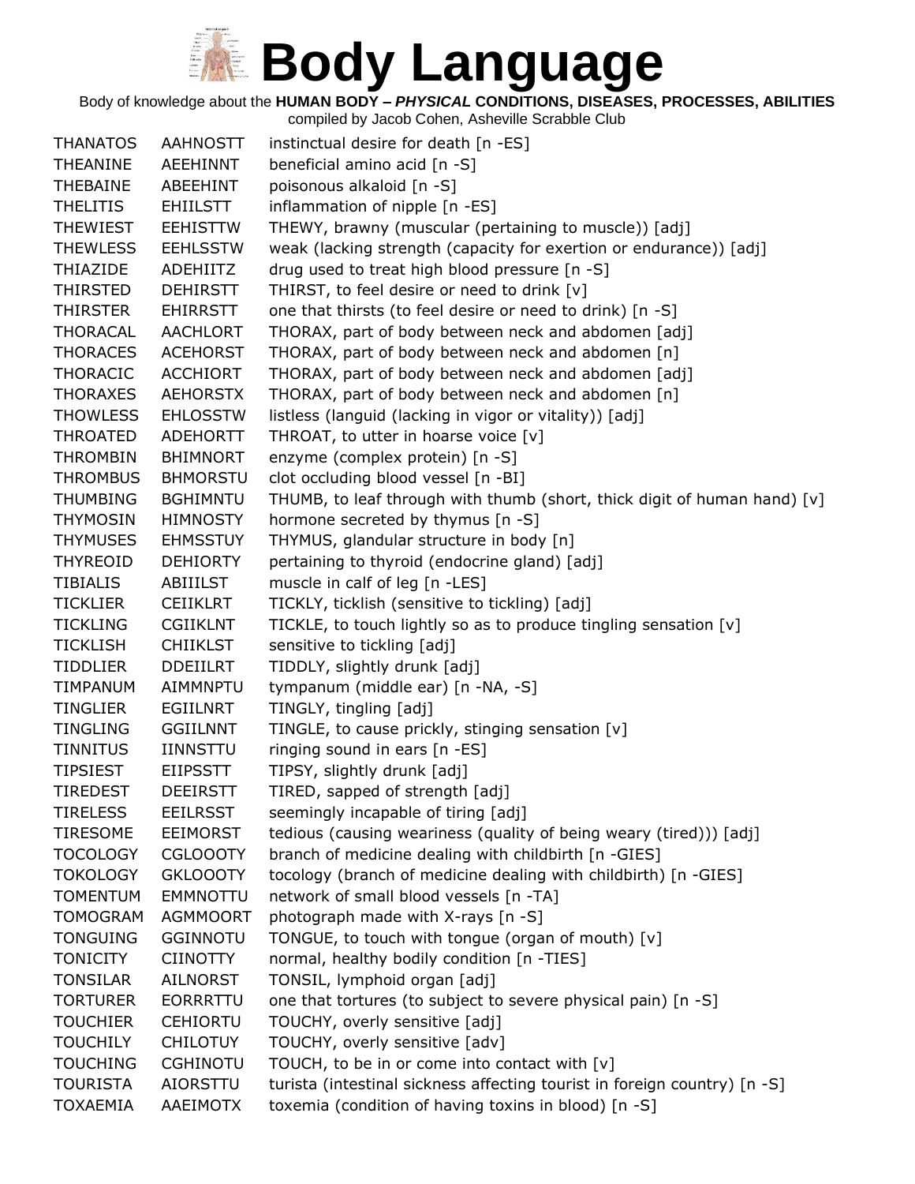# Body Language

Body of knowledge about the **HUMAN BODY – *PHYSICAL* CONDITIONS, DISEASES, PROCESSES, ABILITIES**

compiled by Jacob Cohen, Asheville Scrabble Club

| | | |
|---|---|---|
| THANATOS | AAHNOSTT | instinctual desire for death [n -ES] |
| THEANINE | AEEHINNT | beneficial amino acid [n -S] |
| THEBAINE | ABEEHINT | poisonous alkaloid [n -S] |
| THELITIS | EHIILSTT | inflammation of nipple [n -ES] |
| THEWIEST | EEHISTTW | THEWY, brawny (muscular (pertaining to muscle)) [adj] |
| THEWLESS | EEHLSSTW | weak (lacking strength (capacity for exertion or endurance)) [adj] |
| THIAZIDE | ADEHIITZ | drug used to treat high blood pressure [n -S] |
| THIRSTED | DEHIRSTT | THIRST, to feel desire or need to drink [v] |
| THIRSTER | EHIRRSTT | one that thirsts (to feel desire or need to drink) [n -S] |
| THORACAL | AACHLORT | THORAX, part of body between neck and abdomen [adj] |
| THORACES | ACEHORST | THORAX, part of body between neck and abdomen [n] |
| THORACIC | ACCHIORT | THORAX, part of body between neck and abdomen [adj] |
| THORAXES | AEHORSTX | THORAX, part of body between neck and abdomen [n] |
| THOWLESS | EHLOSSTW | listless (languid (lacking in vigor or vitality)) [adj] |
| THROATED | ADEHORTT | THROAT, to utter in hoarse voice [v] |
| THROMBIN | BHIMNORT | enzyme (complex protein) [n -S] |
| THROMBUS | BHMORSTU | clot occluding blood vessel [n -BI] |
| THUMBING | BGHIMNTU | THUMB, to leaf through with thumb (short, thick digit of human hand) [v] |
| THYMOSIN | HIMNOSTY | hormone secreted by thymus [n -S] |
| THYMUSES | EHMSSTUY | THYMUS, glandular structure in body [n] |
| THYREOID | DEHIORTY | pertaining to thyroid (endocrine gland) [adj] |
| TIBIALIS | ABIIILST | muscle in calf of leg [n -LES] |
| TICKLIER | CEIIKLRT | TICKLY, ticklish (sensitive to tickling) [adj] |
| TICKLING | CGIIKLNT | TICKLE, to touch lightly so as to produce tingling sensation [v] |
| TICKLISH | CHIIKLST | sensitive to tickling [adj] |
| TIDDLIER | DDEIILRT | TIDDLY, slightly drunk [adj] |
| TIMPANUM | AIMMNPTU | tympanum (middle ear) [n -NA, -S] |
| TINGLIER | EGIILNRT | TINGLY, tingling [adj] |
| TINGLING | GGIILNNT | TINGLE, to cause prickly, stinging sensation [v] |
| TINNITUS | IINNSTTU | ringing sound in ears [n -ES] |
| TIPSIEST | EIIPSSTT | TIPSY, slightly drunk [adj] |
| TIREDEST | DEEIRSTT | TIRED, sapped of strength [adj] |
| TIRELESS | EEILRSST | seemingly incapable of tiring [adj] |
| TIRESOME | EEIMORST | tedious (causing weariness (quality of being weary (tired))) [adj] |
| TOCOLOGY | CGLOOOTY | branch of medicine dealing with childbirth [n -GIES] |
| TOKOLOGY | GKLOOOTY | tocology (branch of medicine dealing with childbirth) [n -GIES] |
| TOMENTUM | EMMNOTTU | network of small blood vessels [n -TA] |
| TOMOGRAM | AGMMOORT | photograph made with X-rays [n -S] |
| TONGUING | GGINNOTU | TONGUE, to touch with tongue (organ of mouth) [v] |
| TONICITY | CIINOTTY | normal, healthy bodily condition [n -TIES] |
| TONSILAR | AILNORST | TONSIL, lymphoid organ [adj] |
| TORTURER | EORRRTTU | one that tortures (to subject to severe physical pain) [n -S] |
| TOUCHIER | CEHIORTU | TOUCHY, overly sensitive [adj] |
| TOUCHILY | CHILOTUY | TOUCHY, overly sensitive [adv] |
| TOUCHING | CGHINOTU | TOUCH, to be in or come into contact with [v] |
| TOURISTA | AIORSTTU | turista (intestinal sickness affecting tourist in foreign country) [n -S] |
| TOXAEMIA | AAEIMOTX | toxemia (condition of having toxins in blood) [n -S] |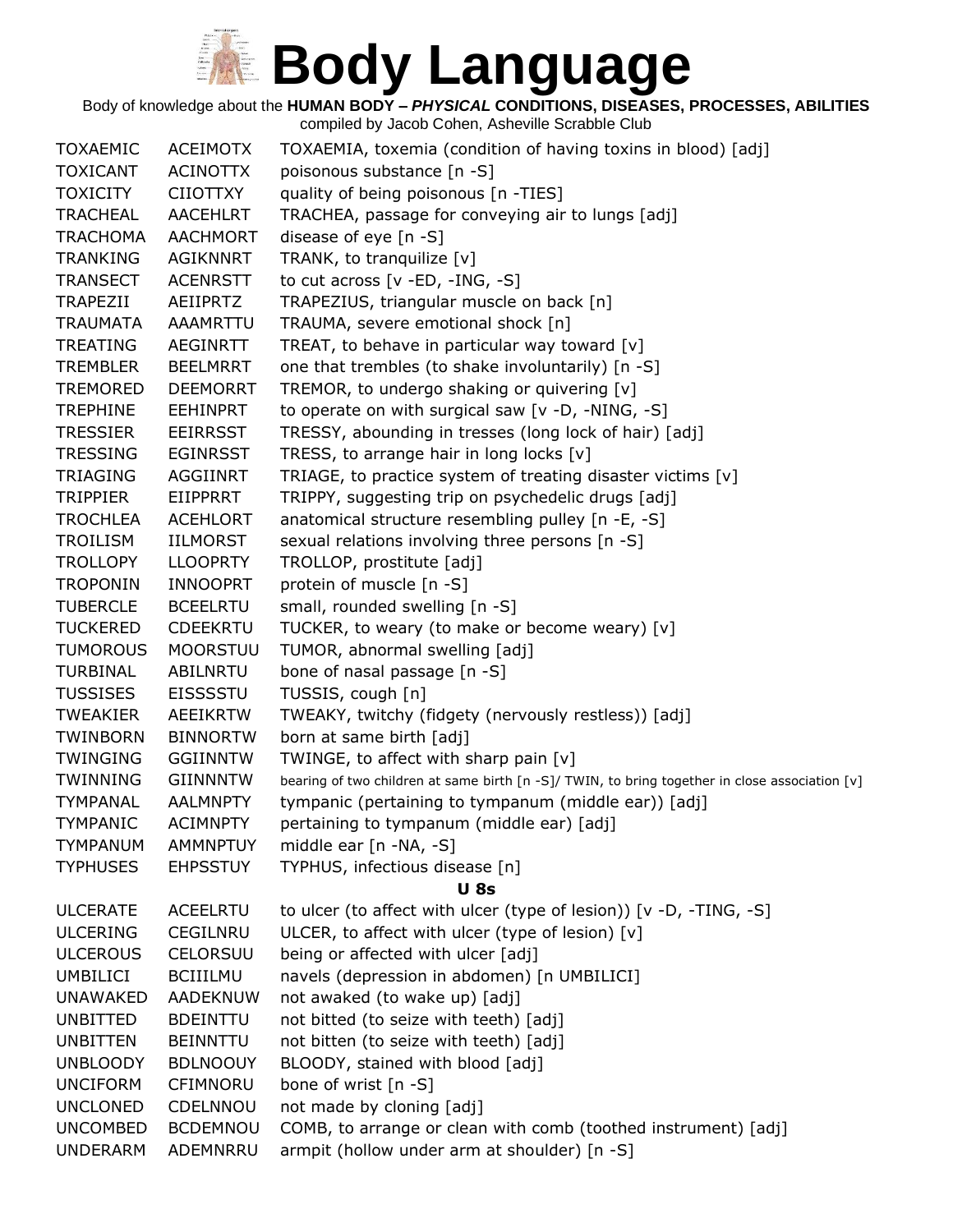# Body Language

Body of knowledge about the **HUMAN BODY – *PHYSICAL* CONDITIONS, DISEASES, PROCESSES, ABILITIES**

compiled by Jacob Cohen, Asheville Scrabble Club

| | | |
|---|---|---|
| TOXAEMIC | ACEIMOTX | TOXAEMIA, toxemia (condition of having toxins in blood) [adj] |
| TOXICANT | ACINOTTX | poisonous substance [n -S] |
| TOXICITY | CIIOTTXY | quality of being poisonous [n -TIES] |
| TRACHEAL | AACEHLRT | TRACHEA, passage for conveying air to lungs [adj] |
| TRACHOMA | AACHMORT | disease of eye [n -S] |
| TRANKING | AGIKNNRT | TRANK, to tranquilize [v] |
| TRANSECT | ACENRSTT | to cut across [v -ED, -ING, -S] |
| TRAPEZII | AEIIPRTZ | TRAPEZIUS, triangular muscle on back [n] |
| TRAUMATA | AAAMRTTU | TRAUMA, severe emotional shock [n] |
| TREATING | AEGINRTT | TREAT, to behave in particular way toward [v] |
| TREMBLER | BEELMRRT | one that trembles (to shake involuntarily) [n -S] |
| TREMORED | DEEMORRT | TREMOR, to undergo shaking or quivering [v] |
| TREPHINE | EEHINPRT | to operate on with surgical saw [v -D, -NING, -S] |
| TRESSIER | EEIRRSST | TRESSY, abounding in tresses (long lock of hair) [adj] |
| TRESSING | EGINRSST | TRESS, to arrange hair in long locks [v] |
| TRIAGING | AGGIINRT | TRIAGE, to practice system of treating disaster victims [v] |
| TRIPPIER | EIIPPRRT | TRIPPY, suggesting trip on psychedelic drugs [adj] |
| TROCHLEA | ACEHLORT | anatomical structure resembling pulley [n -E, -S] |
| TROILISM | IILMORST | sexual relations involving three persons [n -S] |
| TROLLOPY | LLOOPRTY | TROLLOP, prostitute [adj] |
| TROPONIN | INNOOPRT | protein of muscle [n -S] |
| TUBERCLE | BCEELRTU | small, rounded swelling [n -S] |
| TUCKERED | CDEEKRTU | TUCKER, to weary (to make or become weary) [v] |
| TUMOROUS | MOORSTUU | TUMOR, abnormal swelling [adj] |
| TURBINAL | ABILNRTU | bone of nasal passage [n -S] |
| TUSSISES | EISSSSTU | TUSSIS, cough [n] |
| TWEAKIER | AEEIKRTW | TWEAKY, twitchy (fidgety (nervously restless)) [adj] |
| TWINBORN | BINNORTW | born at same birth [adj] |
| TWINGING | GGIINNTW | TWINGE, to affect with sharp pain [v] |
| TWINNING | GIINNNTW | bearing of two children at same birth [n -S]/ TWIN, to bring together in close association [v] |
| TYMPANAL | AALMNPTY | tympanic (pertaining to tympanum (middle ear)) [adj] |
| TYMPANIC | ACIMNPTY | pertaining to tympanum (middle ear) [adj] |
| TYMPANUM | AMMNPTUY | middle ear [n -NA, -S] |
| TYPHUSES | EHPSSTUY | TYPHUS, infectious disease [n] |

**U 8s**

| | | |
|---|---|---|
| ULCERATE | ACEELRTU | to ulcer (to affect with ulcer (type of lesion)) [v -D, -TING, -S] |
| ULCERING | CEGILNRU | ULCER, to affect with ulcer (type of lesion) [v] |
| ULCEROUS | CELORSUU | being or affected with ulcer [adj] |
| UMBILICI | BCIIILMU | navels (depression in abdomen) [n UMBILICI] |
| UNAWAKED | AADEKNUW | not awaked (to wake up) [adj] |
| UNBITTED | BDEINTTU | not bitted (to seize with teeth) [adj] |
| UNBITTEN | BEINNTTU | not bitten (to seize with teeth) [adj] |
| UNBLOODY | BDLNOOUY | BLOODY, stained with blood [adj] |
| UNCIFORM | CFIMNORU | bone of wrist [n -S] |
| UNCLONED | CDELNNOU | not made by cloning [adj] |
| UNCOMBED | BCDEMNOU | COMB, to arrange or clean with comb (toothed instrument) [adj] |
| UNDERARM | ADEMNRRU | armpit (hollow under arm at shoulder) [n -S] |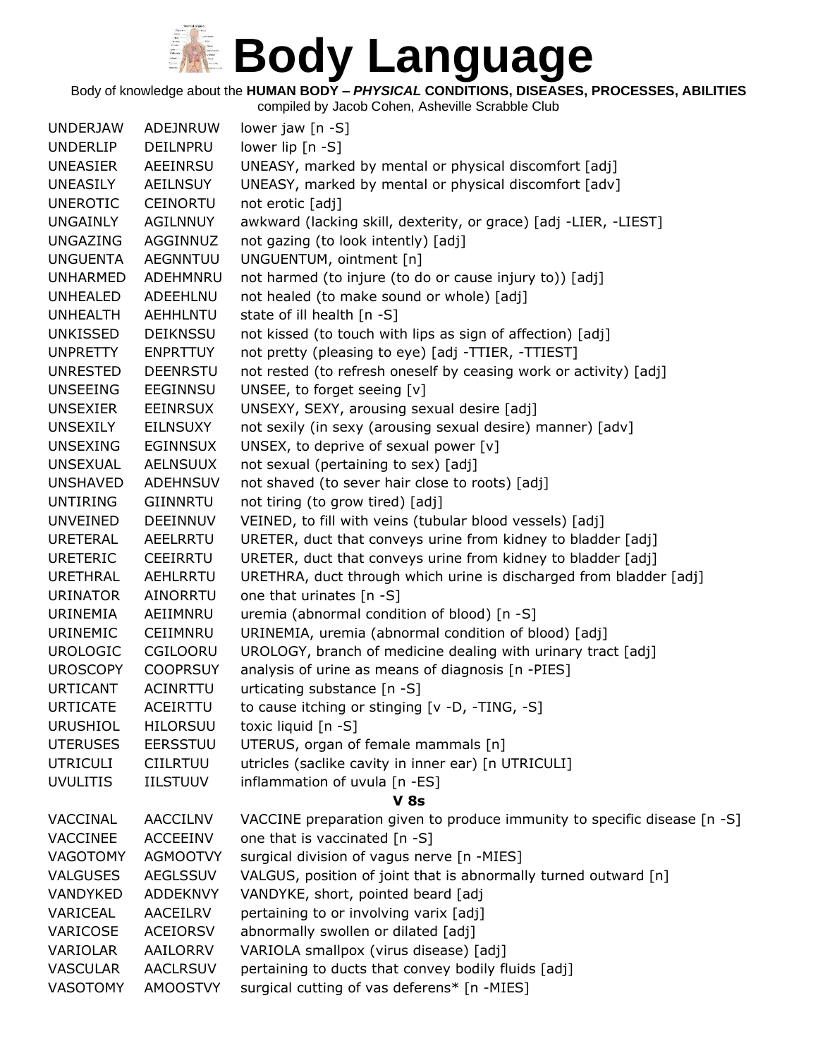# Body Language

Body of knowledge about the **HUMAN BODY – *PHYSICAL* CONDITIONS, DISEASES, PROCESSES, ABILITIES**

compiled by Jacob Cohen, Asheville Scrabble Club

| | | |
|---|---|---|
| UNDERJAW | ADEJNRUW | lower jaw [n -S] |
| UNDERLIP | DEILNPRU | lower lip [n -S] |
| UNEASIER | AEEINRSU | UNEASY, marked by mental or physical discomfort [adj] |
| UNEASILY | AEILNSUY | UNEASY, marked by mental or physical discomfort [adv] |
| UNEROTIC | CEINORTU | not erotic [adj] |
| UNGAINLY | AGILNNUY | awkward (lacking skill, dexterity, or grace) [adj -LIER, -LIEST] |
| UNGAZING | AGGINNUZ | not gazing (to look intently) [adj] |
| UNGUENTA | AEGNNTUU | UNGUENTUM, ointment [n] |
| UNHARMED | ADEHMNRU | not harmed (to injure (to do or cause injury to)) [adj] |
| UNHEALED | ADEEHLNU | not healed (to make sound or whole) [adj] |
| UNHEALTH | AEHHLNTU | state of ill health [n -S] |
| UNKISSED | DEIKNSSU | not kissed (to touch with lips as sign of affection) [adj] |
| UNPRETTY | ENPRTTUY | not pretty (pleasing to eye) [adj -TTIER, -TTIEST] |
| UNRESTED | DEENRSTU | not rested (to refresh oneself by ceasing work or activity) [adj] |
| UNSEEING | EEGINNSU | UNSEE, to forget seeing [v] |
| UNSEXIER | EEINRSUX | UNSEXY, SEXY, arousing sexual desire [adj] |
| UNSEXILY | EILNSUXY | not sexily (in sexy (arousing sexual desire) manner) [adv] |
| UNSEXING | EGINNSUX | UNSEX, to deprive of sexual power [v] |
| UNSEXUAL | AELNSUUX | not sexual (pertaining to sex) [adj] |
| UNSHAVED | ADEHNSUV | not shaved (to sever hair close to roots) [adj] |
| UNTIRING | GIINNRTU | not tiring (to grow tired) [adj] |
| UNVEINED | DEEINNUV | VEINED, to fill with veins (tubular blood vessels) [adj] |
| URETERAL | AEELRRTU | URETER, duct that conveys urine from kidney to bladder [adj] |
| URETERIC | CEEIRRTU | URETER, duct that conveys urine from kidney to bladder [adj] |
| URETHRAL | AEHLRRTU | URETHRA, duct through which urine is discharged from bladder [adj] |
| URINATOR | AINORRTU | one that urinates [n -S] |
| URINEMIA | AEIIMNRU | uremia (abnormal condition of blood) [n -S] |
| URINEMIC | CEIIMNRU | URINEMIA, uremia (abnormal condition of blood) [adj] |
| UROLOGIC | CGILOORU | UROLOGY, branch of medicine dealing with urinary tract [adj] |
| UROSCOPY | COOPRSUY | analysis of urine as means of diagnosis [n -PIES] |
| URTICANT | ACINRTTU | urticating substance [n -S] |
| URTICATE | ACEIRTTU | to cause itching or stinging [v -D, -TING, -S] |
| URUSHIOL | HILORSUU | toxic liquid [n -S] |
| UTERUSES | EERSSTUU | UTERUS, organ of female mammals [n] |
| UTRICULI | CIILRTUU | utricles (saclike cavity in inner ear) [n UTRICULI] |
| UVULITIS | IILSTUUV | inflammation of uvula [n -ES] |

### V 8s

| | | |
|---|---|---|
| VACCINAL | AACCILNV | VACCINE preparation given to produce immunity to specific disease [n -S] |
| VACCINEE | ACCEEINV | one that is vaccinated [n -S] |
| VAGOTOMY | AGMOOTVY | surgical division of vagus nerve [n -MIES] |
| VALGUSES | AEGLSSUV | VALGUS, position of joint that is abnormally turned outward [n] |
| VANDYKED | ADDEKNVY | VANDYKE, short, pointed beard [adj |
| VARICEAL | AACEILRV | pertaining to or involving varix [adj] |
| VARICOSE | ACEIORSV | abnormally swollen or dilated [adj] |
| VARIOLAR | AAILORRV | VARIOLA smallpox (virus disease) [adj] |
| VASCULAR | AACLRSUV | pertaining to ducts that convey bodily fluids [adj] |
| VASOTOMY | AMOOSTVY | surgical cutting of vas deferens* [n -MIES] |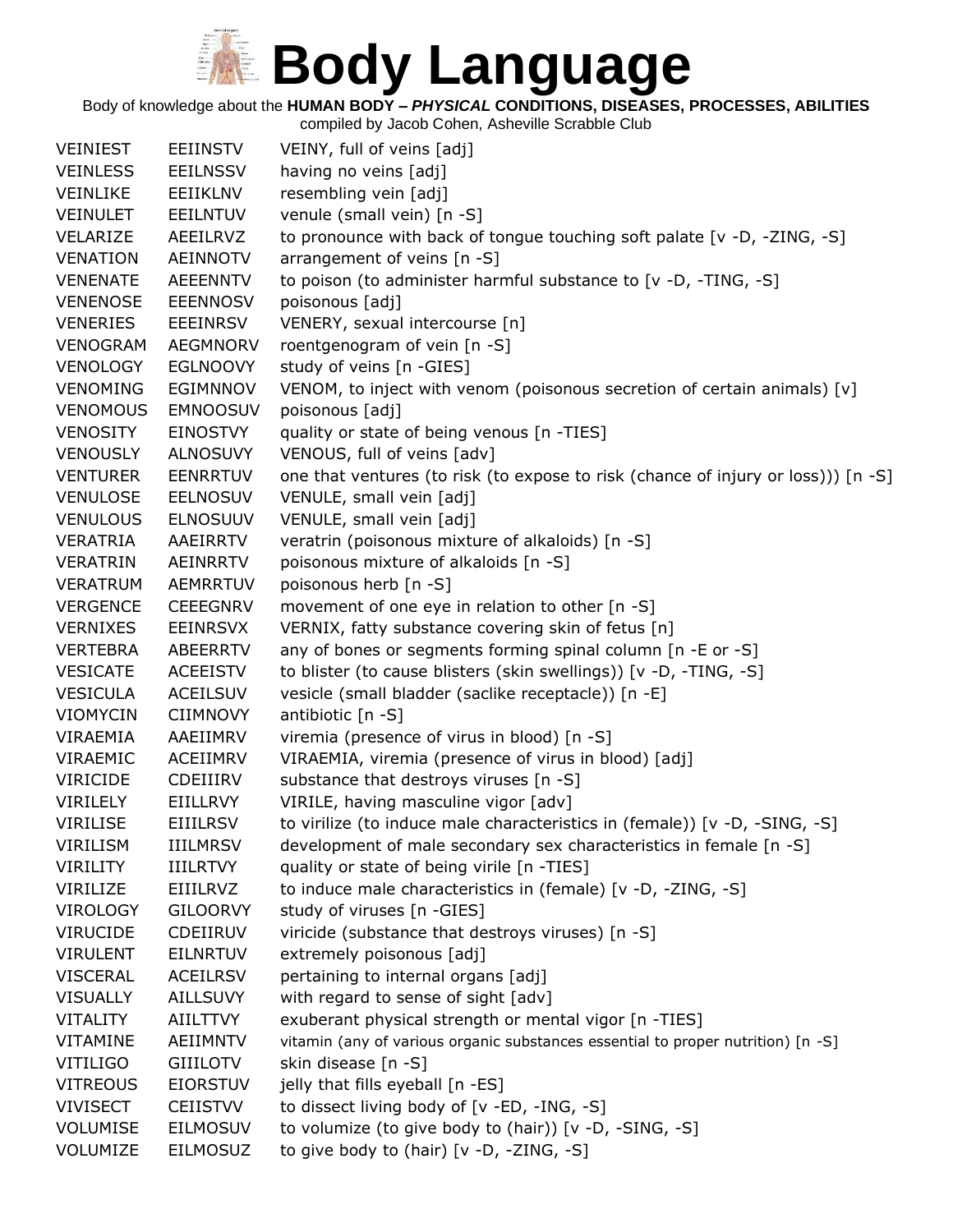# Body Language

Body of knowledge about the **HUMAN BODY – *PHYSICAL* CONDITIONS, DISEASES, PROCESSES, ABILITIES**

compiled by Jacob Cohen, Asheville Scrabble Club

| | | |
|---|---|---|
| VEINIEST | EEIINSTV | VEINY, full of veins [adj] |
| VEINLESS | EEILNSSV | having no veins [adj] |
| VEINLIKE | EEIIKLNV | resembling vein [adj] |
| VEINULET | EEILNTUV | venule (small vein) [n -S] |
| VELARIZE | AEEILRVZ | to pronounce with back of tongue touching soft palate [v -D, -ZING, -S] |
| VENATION | AEINNOTV | arrangement of veins [n -S] |
| VENENATE | AEEENNTV | to poison (to administer harmful substance to [v -D, -TING, -S] |
| VENENOSE | EEENNOSV | poisonous [adj] |
| VENERIES | EEEINRSV | VENERY, sexual intercourse [n] |
| VENOGRAM | AEGMNORV | roentgenogram of vein [n -S] |
| VENOLOGY | EGLNOOVY | study of veins [n -GIES] |
| VENOMING | EGIMNNOV | VENOM, to inject with venom (poisonous secretion of certain animals) [v] |
| VENOMOUS | EMNOOSUV | poisonous [adj] |
| VENOSITY | EINOSTVY | quality or state of being venous [n -TIES] |
| VENOUSLY | ALNOSUVY | VENOUS, full of veins [adv] |
| VENTURER | EENRRTUV | one that ventures (to risk (to expose to risk (chance of injury or loss))) [n -S] |
| VENULOSE | EELNOSUV | VENULE, small vein [adj] |
| VENULOUS | ELNOSUUV | VENULE, small vein [adj] |
| VERATRIA | AAEIRRTV | veratrin (poisonous mixture of alkaloids) [n -S] |
| VERATRIN | AEINRRTV | poisonous mixture of alkaloids [n -S] |
| VERATRUM | AEMRRTUV | poisonous herb [n -S] |
| VERGENCE | CEEEGNRV | movement of one eye in relation to other [n -S] |
| VERNIXES | EEINRSVX | VERNIX, fatty substance covering skin of fetus [n] |
| VERTEBRA | ABEERRTV | any of bones or segments forming spinal column [n -E or -S] |
| VESICATE | ACEEISTV | to blister (to cause blisters (skin swellings)) [v -D, -TING, -S] |
| VESICULA | ACEILSUV | vesicle (small bladder (saclike receptacle)) [n -E] |
| VIOMYCIN | CIIMNOVY | antibiotic [n -S] |
| VIRAEMIA | AAEIIMRV | viremia (presence of virus in blood) [n -S] |
| VIRAEMIC | ACEIIMRV | VIRAEMIA, viremia (presence of virus in blood) [adj] |
| VIRICIDE | CDEIIIRV | substance that destroys viruses [n -S] |
| VIRILELY | EIILLRVY | VIRILE, having masculine vigor [adv] |
| VIRILISE | EIIILRSV | to virilize (to induce male characteristics in (female)) [v -D, -SING, -S] |
| VIRILISM | IIILMRSV | development of male secondary sex characteristics in female [n -S] |
| VIRILITY | IIILRTVY | quality or state of being virile [n -TIES] |
| VIRILIZE | EIIILRVZ | to induce male characteristics in (female) [v -D, -ZING, -S] |
| VIROLOGY | GILOORVY | study of viruses [n -GIES] |
| VIRUCIDE | CDEIIRUV | viricide (substance that destroys viruses) [n -S] |
| VIRULENT | EILNRTUV | extremely poisonous [adj] |
| VISCERAL | ACEILRSV | pertaining to internal organs [adj] |
| VISUALLY | AILLSUVY | with regard to sense of sight [adv] |
| VITALITY | AIILTTVY | exuberant physical strength or mental vigor [n -TIES] |
| VITAMINE | AEIIMNTV | vitamin (any of various organic substances essential to proper nutrition) [n -S] |
| VITILIGO | GIIILOTV | skin disease [n -S] |
| VITREOUS | EIORSTUV | jelly that fills eyeball [n -ES] |
| VIVISECT | CEIISTVV | to dissect living body of [v -ED, -ING, -S] |
| VOLUMISE | EILMOSUV | to volumize (to give body to (hair)) [v -D, -SING, -S] |
| VOLUMIZE | EILMOSUZ | to give body to (hair) [v -D, -ZING, -S] |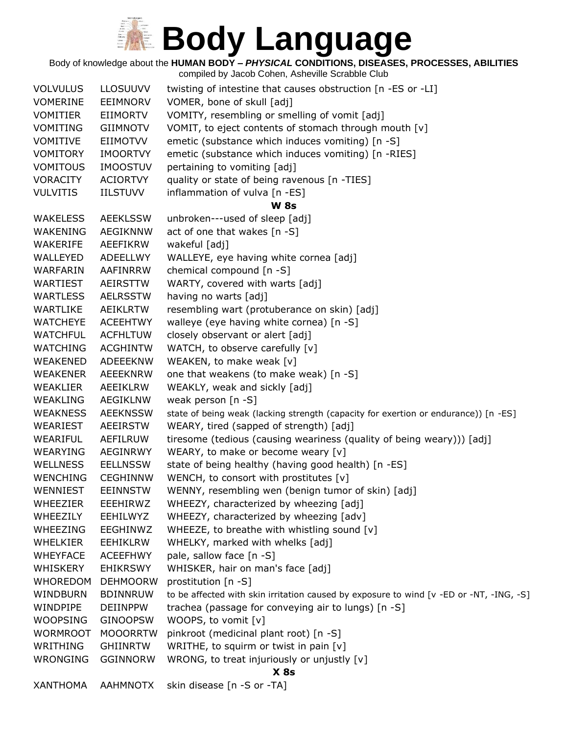# Body Language

Body of knowledge about the **HUMAN BODY – *PHYSICAL* CONDITIONS, DISEASES, PROCESSES, ABILITIES**

compiled by Jacob Cohen, Asheville Scrabble Club

| | | |
|---|---|---|
| VOLVULUS | LLOSUUVV | twisting of intestine that causes obstruction [n -ES or -LI] |
| VOMERINE | EEIMNORV | VOMER, bone of skull [adj] |
| VOMITIER | EIIMORTV | VOMITY, resembling or smelling of vomit [adj] |
| VOMITING | GIIMNOTV | VOMIT, to eject contents of stomach through mouth [v] |
| VOMITIVE | EIIMOTVV | emetic (substance which induces vomiting) [n -S] |
| VOMITORY | IMOORTVY | emetic (substance which induces vomiting) [n -RIES] |
| VOMITOUS | IMOOSTUV | pertaining to vomiting [adj] |
| VORACITY | ACIORTVY | quality or state of being ravenous [n -TIES] |
| VULVITIS | IILSTUVV | inflammation of vulva [n -ES] |

**W 8s**

| | | |
|---|---|---|
| WAKELESS | AEEKLSSW | unbroken---used of sleep [adj] |
| WAKENING | AEGIKNNW | act of one that wakes [n -S] |
| WAKERIFE | AEEFIKRW | wakeful [adj] |
| WALLEYED | ADEELLWY | WALLEYE, eye having white cornea [adj] |
| WARFARIN | AAFINRRW | chemical compound [n -S] |
| WARTIEST | AEIRSTTW | WARTY, covered with warts [adj] |
| WARTLESS | AELRSSTW | having no warts [adj] |
| WARTLIKE | AEIKLRTW | resembling wart (protuberance on skin) [adj] |
| WATCHEYE | ACEEHTWY | walleye (eye having white cornea) [n -S] |
| WATCHFUL | ACFHLTUW | closely observant or alert [adj] |
| WATCHING | ACGHINTW | WATCH, to observe carefully [v] |
| WEAKENED | ADEEEKNW | WEAKEN, to make weak [v] |
| WEAKENER | AEEEKNRW | one that weakens (to make weak) [n -S] |
| WEAKLIER | AEEIKLRW | WEAKLY, weak and sickly [adj] |
| WEAKLING | AEGIKLNW | weak person [n -S] |
| WEAKNESS | AEEKNSSW | state of being weak (lacking strength (capacity for exertion or endurance)) [n -ES] |
| WEARIEST | AEEIRSTW | WEARY, tired (sapped of strength) [adj] |
| WEARIFUL | AEFILRUW | tiresome (tedious (causing weariness (quality of being weary))) [adj] |
| WEARYING | AEGINRWY | WEARY, to make or become weary [v] |
| WELLNESS | EELLNSSW | state of being healthy (having good health) [n -ES] |
| WENCHING | CEGHINNW | WENCH, to consort with prostitutes [v] |
| WENNIEST | EEINNSTW | WENNY, resembling wen (benign tumor of skin) [adj] |
| WHEEZIER | EEEHIRWZ | WHEEZY, characterized by wheezing [adj] |
| WHEEZILY | EEHILWYZ | WHEEZY, characterized by wheezing [adv] |
| WHEEZING | EEGHINWZ | WHEEZE, to breathe with whistling sound [v] |
| WHELKIER | EEHIKLRW | WHELKY, marked with whelks [adj] |
| WHEYFACE | ACEEFHWY | pale, sallow face [n -S] |
| WHISKERY | EHIKRSWY | WHISKER, hair on man's face [adj] |
| WHOREDOM | DEHMOORW | prostitution [n -S] |
| WINDBURN | BDINNRUW | to be affected with skin irritation caused by exposure to wind [v -ED or -NT, -ING, -S] |
| WINDPIPE | DEIINPPW | trachea (passage for conveying air to lungs) [n -S] |
| WOOPSING | GINOOPSW | WOOPS, to vomit [v] |
| WORMROOT | MOOORRTW | pinkroot (medicinal plant root) [n -S] |
| WRITHING | GHIINRTW | WRITHE, to squirm or twist in pain [v] |
| WRONGING | GGINNORW | WRONG, to treat injuriously or unjustly [v] |

**X 8s**

| | | |
|---|---|---|
| XANTHOMA | AAHMNOTX | skin disease [n -S or -TA] |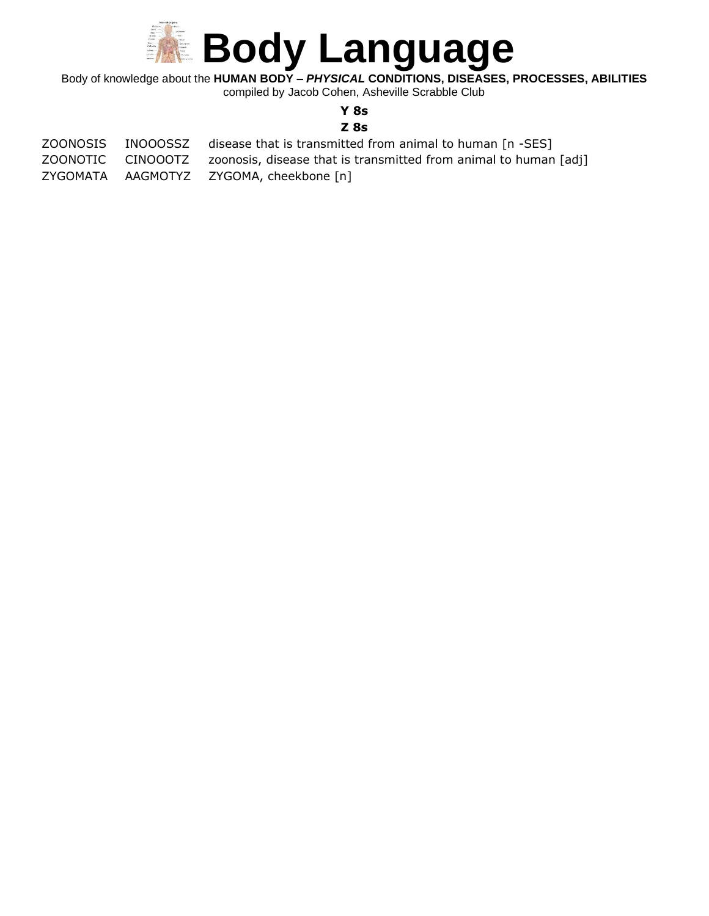# Body Language

Body of knowledge about the **HUMAN BODY – *PHYSICAL* CONDITIONS, DISEASES, PROCESSES, ABILITIES**
compiled by Jacob Cohen, Asheville Scrabble Club

**Y 8s**

**Z 8s**

| | | |
|---|---|---|
| ZOONOSIS | INOOOSSZ | disease that is transmitted from animal to human [n -SES] |
| ZOONOTIC | CINOOOTZ | zoonosis, disease that is transmitted from animal to human [adj] |
| ZYGOMATA | AAGMOTYZ | ZYGOMA, cheekbone [n] |